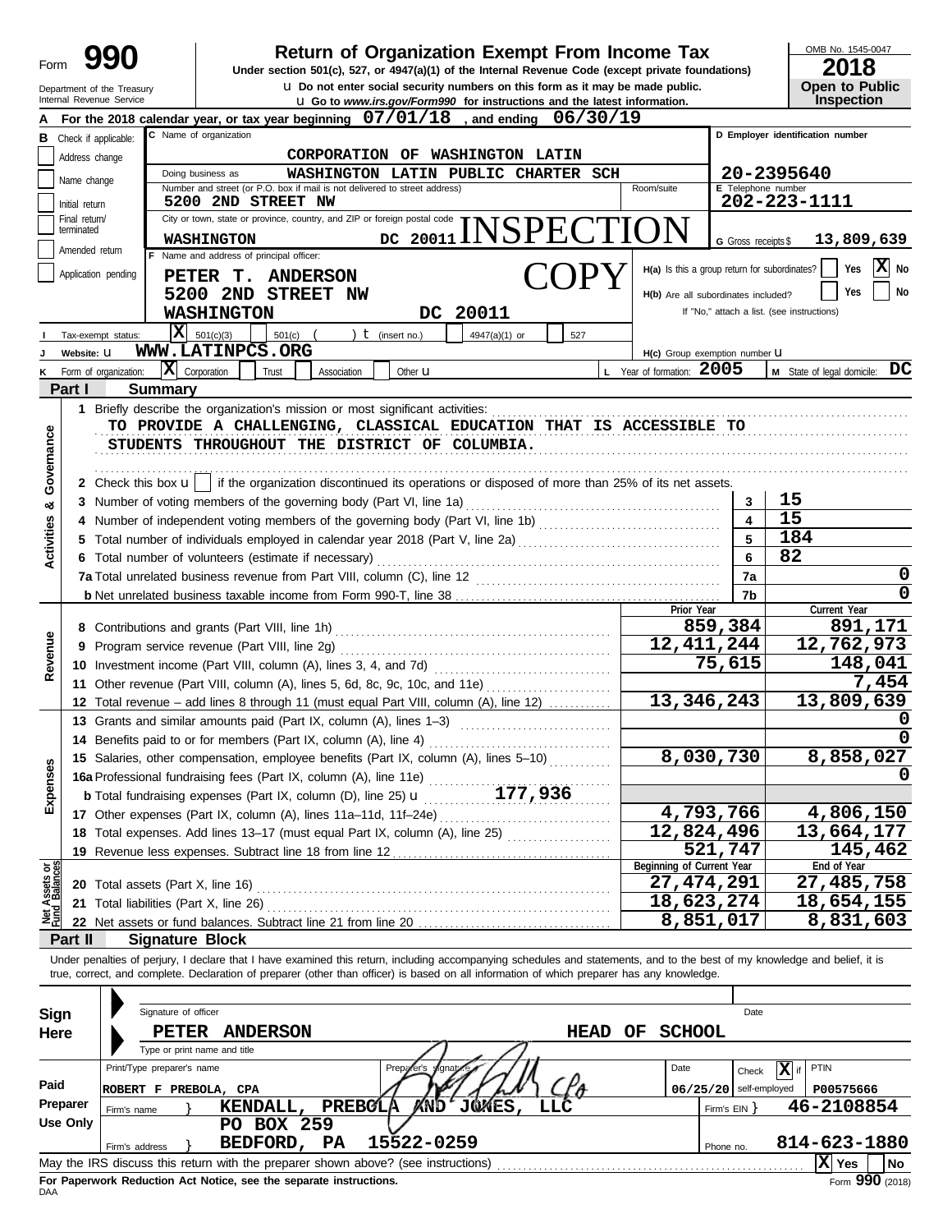# Form 990 Return of Organization Exempt From Income Tax

OMB No. 1545-0047

**2018**

**Open to Public Inspection**

Under section 501(c), 527, or 4947(a)(1) of the Internal Revenue Code (except private foundations)

u Do not enter social security numbers on this form as it may be made public.

u Go to *www.irs.gov/Form990* for instructions and the latest information.

Department of the Treasury
Internal Revenue Service

**A** For the 2018 calendar year, or tax year beginning **07/01/18**, and ending **06/30/19**

**B** Check if applicable:
- Address change
- Name change
- Initial return
- Final return/terminated
- Amended return
- Application pending

**C** Name of organization: **CORPORATION OF WASHINGTON LATIN**

Doing business as: **WASHINGTON LATIN PUBLIC CHARTER SCH**

Number and street (or P.O. box if mail is not delivered to street address): **5200 2ND STREET NW** Room/suite

City or town, state or province, country, and ZIP or foreign postal code: **WASHINGTON DC 20011**

INSPECTION COPY

**D** Employer identification number: **20-2395640**

**E** Telephone number: **202-223-1111**

**G** Gross receipts $ **13,809,639**

**F** Name and address of principal officer:
**PETER T. ANDERSON**
**5200 2ND STREET NW**
**WASHINGTON DC 20011**

H(a) Is this a group return for subordinates? Yes [ ] No [X]

H(b) Are all subordinates included? Yes [ ] No [ ]
If "No," attach a list. (see instructions)

**I** Tax-exempt status: [X] 501(c)(3) [ ] 501(c) ( ) t (insert no.) [ ] 4947(a)(1) or [ ] 527

**J** Website: u **WWW.LATINPCS.ORG**

H(c) Group exemption number u

**K** Form of organization: [X] Corporation [ ] Trust [ ] Association [ ] Other u

**L** Year of formation: **2005**

**M** State of legal domicile: **DC**

## Part I Summary

**Activities & Governance**

1 Briefly describe the organization's mission or most significant activities:
TO PROVIDE A CHALLENGING, CLASSICAL EDUCATION THAT IS ACCESSIBLE TO STUDENTS THROUGHOUT THE DISTRICT OF COLUMBIA.

2 Check this box u [ ] if the organization discontinued its operations or disposed of more than 25% of its net assets.

| | | | |
|---|---|---|---|
| 3 | Number of voting members of the governing body (Part VI, line 1a) | 3 | 15 |
| 4 | Number of independent voting members of the governing body (Part VI, line 1b) | 4 | 15 |
| 5 | Total number of individuals employed in calendar year 2018 (Part V, line 2a) | 5 | 184 |
| 6 | Total number of volunteers (estimate if necessary) | 6 | 82 |
| 7a | Total unrelated business revenue from Part VIII, column (C), line 12 | 7a | 0 |
| b | Net unrelated business taxable income from Form 990-T, line 38 | 7b | 0 |

| | | Prior Year | Current Year |
|---|---|---|---|
| **Revenue** | | | |
| 8 | Contributions and grants (Part VIII, line 1h) | 859,384 | 891,171 |
| 9 | Program service revenue (Part VIII, line 2g) | 12,411,244 | 12,762,973 |
| 10 | Investment income (Part VIII, column (A), lines 3, 4, and 7d) | 75,615 | 148,041 |
| 11 | Other revenue (Part VIII, column (A), lines 5, 6d, 8c, 9c, 10c, and 11e) | | 7,454 |
| 12 | Total revenue – add lines 8 through 11 (must equal Part VIII, column (A), line 12) | 13,346,243 | 13,809,639 |
| **Expenses** | | | |
| 13 | Grants and similar amounts paid (Part IX, column (A), lines 1–3) | | 0 |
| 14 | Benefits paid to or for members (Part IX, column (A), line 4) | | 0 |
| 15 | Salaries, other compensation, employee benefits (Part IX, column (A), lines 5–10) | 8,030,730 | 8,858,027 |
| 16a | Professional fundraising fees (Part IX, column (A), line 11e) | | 0 |
| b | Total fundraising expenses (Part IX, column (D), line 25) u 177,936 | | |
| 17 | Other expenses (Part IX, column (A), lines 11a–11d, 11f–24e) | 4,793,766 | 4,806,150 |
| 18 | Total expenses. Add lines 13–17 (must equal Part IX, column (A), line 25) | 12,824,496 | 13,664,177 |
| 19 | Revenue less expenses. Subtract line 18 from line 12 | 521,747 | 145,462 |
| **Net Assets or Fund Balances** | | **Beginning of Current Year** | **End of Year** |
| 20 | Total assets (Part X, line 16) | 27,474,291 | 27,485,758 |
| 21 | Total liabilities (Part X, line 26) | 18,623,274 | 18,654,155 |
| 22 | Net assets or fund balances. Subtract line 21 from line 20 | 8,851,017 | 8,831,603 |

## Part II Signature Block

Under penalties of perjury, I declare that I have examined this return, including accompanying schedules and statements, and to the best of my knowledge and belief, it is true, correct, and complete. Declaration of preparer (other than officer) is based on all information of which preparer has any knowledge.

**Sign Here**

Signature of officer | Date

**PETER ANDERSON HEAD OF SCHOOL**
Type or print name and title

**Paid Preparer Use Only**

| Print/Type preparer's name | Preparer's signature | Date | Check [X] if self-employed | PTIN |
|---|---|---|---|---|
| ROBERT F PREBOLA, CPA | | 06/25/20 | | P00575666 |

Firm's name: **KENDALL, PREBOLA AND JONES, LLC** Firm's EIN: **46-2108854**

Firm's address: **PO BOX 259, BEDFORD, PA 15522-0259** Phone no. **814-623-1880**

May the IRS discuss this return with the preparer shown above? (see instructions) [X] Yes [ ] No

**For Paperwork Reduction Act Notice, see the separate instructions.**

DAA Form **990** (2018)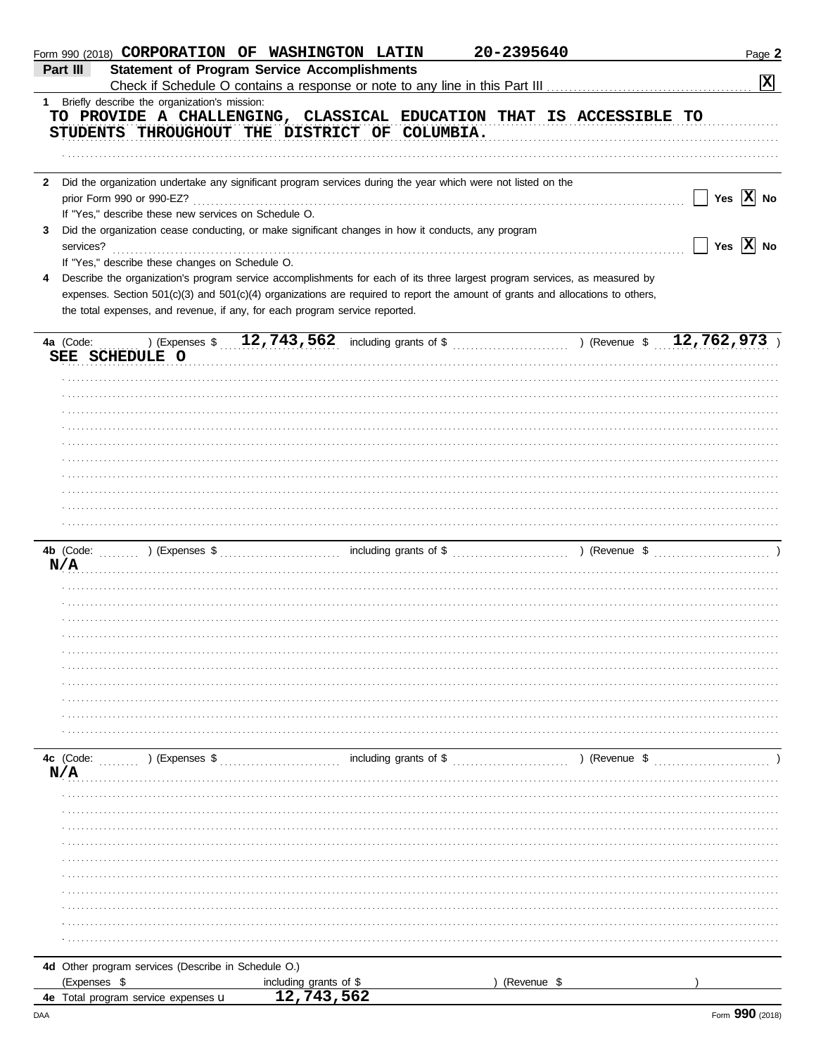Form 990 (2018) **CORPORATION OF WASHINGTON LATIN** **20-2395640** Page **2**

## Part III Statement of Program Service Accomplishments

Check if Schedule O contains a response or note to any line in this Part III .......... **[X]**

**1** Briefly describe the organization's mission:

TO PROVIDE A CHALLENGING, CLASSICAL EDUCATION THAT IS ACCESSIBLE TO STUDENTS THROUGHOUT THE DISTRICT OF COLUMBIA.

**2** Did the organization undertake any significant program services during the year which were not listed on the prior Form 990 or 990-EZ? .......... [ ] Yes [X] No

If "Yes," describe these new services on Schedule O.

**3** Did the organization cease conducting, or make significant changes in how it conducts, any program services? .......... [ ] Yes [X] No

If "Yes," describe these changes on Schedule O.

**4** Describe the organization's program service accomplishments for each of its three largest program services, as measured by expenses. Section 501(c)(3) and 501(c)(4) organizations are required to report the amount of grants and allocations to others, the total expenses, and revenue, if any, for each program service reported.

**4a** (Code: ) (Expenses $ 12,743,562 including grants of $ ) (Revenue $ 12,762,973 )

SEE SCHEDULE O

**4b** (Code: ) (Expenses $ including grants of $ ) (Revenue $ )

N/A

**4c** (Code: ) (Expenses $ including grants of $ ) (Revenue $ )

N/A

**4d** Other program services (Describe in Schedule O.)

(Expenses $ including grants of $ ) (Revenue $ )

**4e** Total program service expenses u 12,743,562

DAA Form **990** (2018)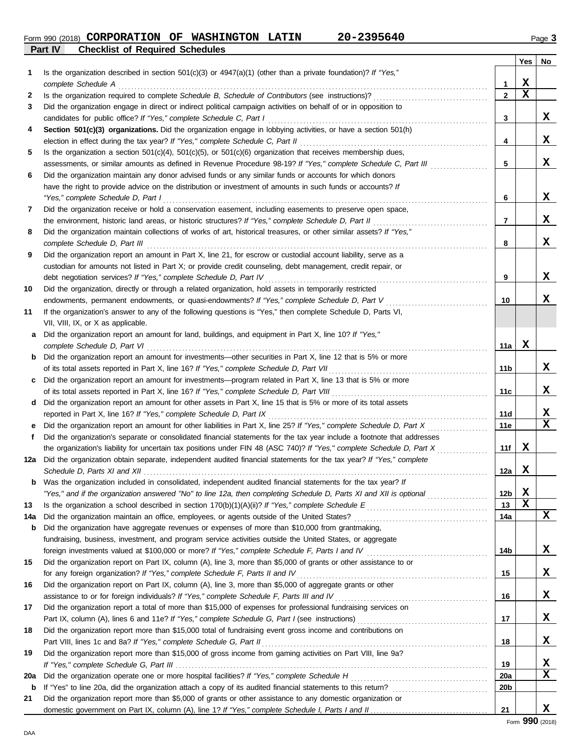Form 990 (2018) **CORPORATION OF WASHINGTON LATIN** **20-2395640** Page **3**

**Part IV** **Checklist of Required Schedules**

| | | | Yes | No |
|---|---|---|---|---|
| **1** | Is the organization described in section 501(c)(3) or 4947(a)(1) (other than a private foundation)? *If "Yes," complete Schedule A* | **1** | X | |
| **2** | Is the organization required to complete *Schedule B, Schedule of Contributors* (see instructions)? | **2** | X | |
| **3** | Did the organization engage in direct or indirect political campaign activities on behalf of or in opposition to candidates for public office? *If "Yes," complete Schedule C, Part I* | **3** | | X |
| **4** | **Section 501(c)(3) organizations.** Did the organization engage in lobbying activities, or have a section 501(h) election in effect during the tax year? *If "Yes," complete Schedule C, Part II* | **4** | | X |
| **5** | Is the organization a section 501(c)(4), 501(c)(5), or 501(c)(6) organization that receives membership dues, assessments, or similar amounts as defined in Revenue Procedure 98-19? *If "Yes," complete Schedule C, Part III* | **5** | | X |
| **6** | Did the organization maintain any donor advised funds or any similar funds or accounts for which donors have the right to provide advice on the distribution or investment of amounts in such funds or accounts? *If "Yes," complete Schedule D, Part I* | **6** | | X |
| **7** | Did the organization receive or hold a conservation easement, including easements to preserve open space, the environment, historic land areas, or historic structures? *If "Yes," complete Schedule D, Part II* | **7** | | X |
| **8** | Did the organization maintain collections of works of art, historical treasures, or other similar assets? *If "Yes," complete Schedule D, Part III* | **8** | | X |
| **9** | Did the organization report an amount in Part X, line 21, for escrow or custodial account liability, serve as a custodian for amounts not listed in Part X; or provide credit counseling, debt management, credit repair, or debt negotiation services? *If "Yes," complete Schedule D, Part IV* | **9** | | X |
| **10** | Did the organization, directly or through a related organization, hold assets in temporarily restricted endowments, permanent endowments, or quasi-endowments? *If "Yes," complete Schedule D, Part V* | **10** | | X |
| **11** | If the organization's answer to any of the following questions is "Yes," then complete Schedule D, Parts VI, VII, VIII, IX, or X as applicable. | | | |
| **a** | Did the organization report an amount for land, buildings, and equipment in Part X, line 10? *If "Yes," complete Schedule D, Part VI* | **11a** | X | |
| **b** | Did the organization report an amount for investments—other securities in Part X, line 12 that is 5% or more of its total assets reported in Part X, line 16? *If "Yes," complete Schedule D, Part VII* | **11b** | | X |
| **c** | Did the organization report an amount for investments—program related in Part X, line 13 that is 5% or more of its total assets reported in Part X, line 16? *If "Yes," complete Schedule D, Part VIII* | **11c** | | X |
| **d** | Did the organization report an amount for other assets in Part X, line 15 that is 5% or more of its total assets reported in Part X, line 16? *If "Yes," complete Schedule D, Part IX* | **11d** | | X |
| **e** | Did the organization report an amount for other liabilities in Part X, line 25? *If "Yes," complete Schedule D, Part X* | **11e** | | X |
| **f** | Did the organization's separate or consolidated financial statements for the tax year include a footnote that addresses the organization's liability for uncertain tax positions under FIN 48 (ASC 740)? *If "Yes," complete Schedule D, Part X* | **11f** | X | |
| **12a** | Did the organization obtain separate, independent audited financial statements for the tax year? *If "Yes," complete Schedule D, Parts XI and XII* | **12a** | X | |
| **b** | Was the organization included in consolidated, independent audited financial statements for the tax year? *If "Yes," and if the organization answered "No" to line 12a, then completing Schedule D, Parts XI and XII is optional* | **12b** | X | |
| **13** | Is the organization a school described in section 170(b)(1)(A)(ii)? *If "Yes," complete Schedule E* | **13** | X | |
| **14a** | Did the organization maintain an office, employees, or agents outside of the United States? | **14a** | | X |
| **b** | Did the organization have aggregate revenues or expenses of more than $10,000 from grantmaking, fundraising, business, investment, and program service activities outside the United States, or aggregate foreign investments valued at $100,000 or more? *If "Yes," complete Schedule F, Parts I and IV* | **14b** | | X |
| **15** | Did the organization report on Part IX, column (A), line 3, more than $5,000 of grants or other assistance to or for any foreign organization? *If "Yes," complete Schedule F, Parts II and IV* | **15** | | X |
| **16** | Did the organization report on Part IX, column (A), line 3, more than $5,000 of aggregate grants or other assistance to or for foreign individuals? *If "Yes," complete Schedule F, Parts III and IV* | **16** | | X |
| **17** | Did the organization report a total of more than $15,000 of expenses for professional fundraising services on Part IX, column (A), lines 6 and 11e? *If "Yes," complete Schedule G, Part I* (see instructions) | **17** | | X |
| **18** | Did the organization report more than $15,000 total of fundraising event gross income and contributions on Part VIII, lines 1c and 8a? *If "Yes," complete Schedule G, Part II* | **18** | | X |
| **19** | Did the organization report more than $15,000 of gross income from gaming activities on Part VIII, line 9a? *If "Yes," complete Schedule G, Part III* | **19** | | X |
| **20a** | Did the organization operate one or more hospital facilities? *If "Yes," complete Schedule H* | **20a** | | X |
| **b** | If "Yes" to line 20a, did the organization attach a copy of its audited financial statements to this return? | **20b** | | |
| **21** | Did the organization report more than $5,000 of grants or other assistance to any domestic organization or domestic government on Part IX, column (A), line 1? *If "Yes," complete Schedule I, Parts I and II* | **21** | | X |

Form **990** (2018)

DAA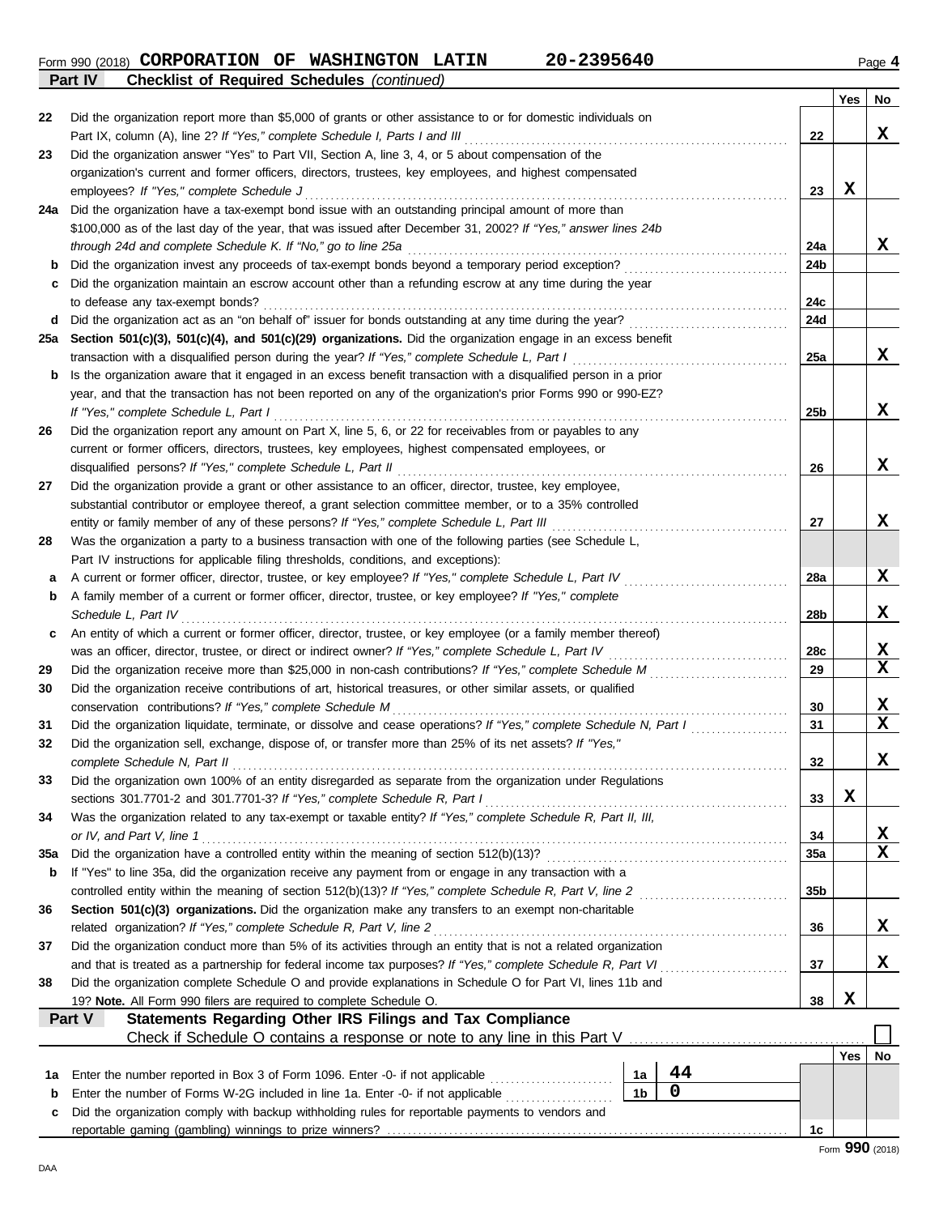Form 990 (2018) **CORPORATION OF WASHINGTON LATIN 20-2395640** Page 4

**Part IV Checklist of Required Schedules** *(continued)*

| | | | Yes | No |
|---|---|---|---|---|
| 22 | Did the organization report more than $5,000 of grants or other assistance to or for domestic individuals on Part IX, column (A), line 2? *If "Yes," complete Schedule I, Parts I and III* | 22 | | X |
| 23 | Did the organization answer "Yes" to Part VII, Section A, line 3, 4, or 5 about compensation of the organization's current and former officers, directors, trustees, key employees, and highest compensated employees? *If "Yes," complete Schedule J* | 23 | X | |
| 24a | Did the organization have a tax-exempt bond issue with an outstanding principal amount of more than $100,000 as of the last day of the year, that was issued after December 31, 2002? *If "Yes," answer lines 24b through 24d and complete Schedule K. If "No," go to line 25a* | 24a | | X |
| b | Did the organization invest any proceeds of tax-exempt bonds beyond a temporary period exception? | 24b | | |
| c | Did the organization maintain an escrow account other than a refunding escrow at any time during the year to defease any tax-exempt bonds? | 24c | | |
| d | Did the organization act as an "on behalf of" issuer for bonds outstanding at any time during the year? | 24d | | |
| 25a | **Section 501(c)(3), 501(c)(4), and 501(c)(29) organizations.** Did the organization engage in an excess benefit transaction with a disqualified person during the year? *If "Yes," complete Schedule L, Part I* | 25a | | X |
| b | Is the organization aware that it engaged in an excess benefit transaction with a disqualified person in a prior year, and that the transaction has not been reported on any of the organization's prior Forms 990 or 990-EZ? *If "Yes," complete Schedule L, Part I* | 25b | | X |
| 26 | Did the organization report any amount on Part X, line 5, 6, or 22 for receivables from or payables to any current or former officers, directors, trustees, key employees, highest compensated employees, or disqualified persons? *If "Yes," complete Schedule L, Part II* | 26 | | X |
| 27 | Did the organization provide a grant or other assistance to an officer, director, trustee, key employee, substantial contributor or employee thereof, a grant selection committee member, or to a 35% controlled entity or family member of any of these persons? *If "Yes," complete Schedule L, Part III* | 27 | | X |
| 28 | Was the organization a party to a business transaction with one of the following parties (see Schedule L, Part IV instructions for applicable filing thresholds, conditions, and exceptions): | | | |
| a | A current or former officer, director, trustee, or key employee? *If "Yes," complete Schedule L, Part IV* | 28a | | X |
| b | A family member of a current or former officer, director, trustee, or key employee? *If "Yes," complete Schedule L, Part IV* | 28b | | X |
| c | An entity of which a current or former officer, director, trustee, or key employee (or a family member thereof) was an officer, director, trustee, or direct or indirect owner? *If "Yes," complete Schedule L, Part IV* | 28c | | X |
| 29 | Did the organization receive more than $25,000 in non-cash contributions? *If "Yes," complete Schedule M* | 29 | | X |
| 30 | Did the organization receive contributions of art, historical treasures, or other similar assets, or qualified conservation contributions? *If "Yes," complete Schedule M* | 30 | | X |
| 31 | Did the organization liquidate, terminate, or dissolve and cease operations? *If "Yes," complete Schedule N, Part I* | 31 | | X |
| 32 | Did the organization sell, exchange, dispose of, or transfer more than 25% of its net assets? *If "Yes," complete Schedule N, Part II* | 32 | | X |
| 33 | Did the organization own 100% of an entity disregarded as separate from the organization under Regulations sections 301.7701-2 and 301.7701-3? *If "Yes," complete Schedule R, Part I* | 33 | X | |
| 34 | Was the organization related to any tax-exempt or taxable entity? *If "Yes," complete Schedule R, Part II, III, or IV, and Part V, line 1* | 34 | | X |
| 35a | Did the organization have a controlled entity within the meaning of section 512(b)(13)? | 35a | | X |
| b | If "Yes" to line 35a, did the organization receive any payment from or engage in any transaction with a controlled entity within the meaning of section 512(b)(13)? *If "Yes," complete Schedule R, Part V, line 2* | 35b | | |
| 36 | **Section 501(c)(3) organizations.** Did the organization make any transfers to an exempt non-charitable related organization? *If "Yes," complete Schedule R, Part V, line 2* | 36 | | X |
| 37 | Did the organization conduct more than 5% of its activities through an entity that is not a related organization and that is treated as a partnership for federal income tax purposes? *If "Yes," complete Schedule R, Part VI* | 37 | | X |
| 38 | Did the organization complete Schedule O and provide explanations in Schedule O for Part VI, lines 11b and 19? **Note.** All Form 990 filers are required to complete Schedule O. | 38 | X | |

**Part V Statements Regarding Other IRS Filings and Tax Compliance**

Check if Schedule O contains a response or note to any line in this Part V ☐

| | | | | | Yes | No |
|---|---|---|---|---|---|---|
| 1a | Enter the number reported in Box 3 of Form 1096. Enter -0- if not applicable | 1a | 44 | | | |
| b | Enter the number of Forms W-2G included in line 1a. Enter -0- if not applicable | 1b | 0 | | | |
| c | Did the organization comply with backup withholding rules for reportable payments to vendors and reportable gaming (gambling) winnings to prize winners? | | | 1c | | |

Form **990** (2018)

DAA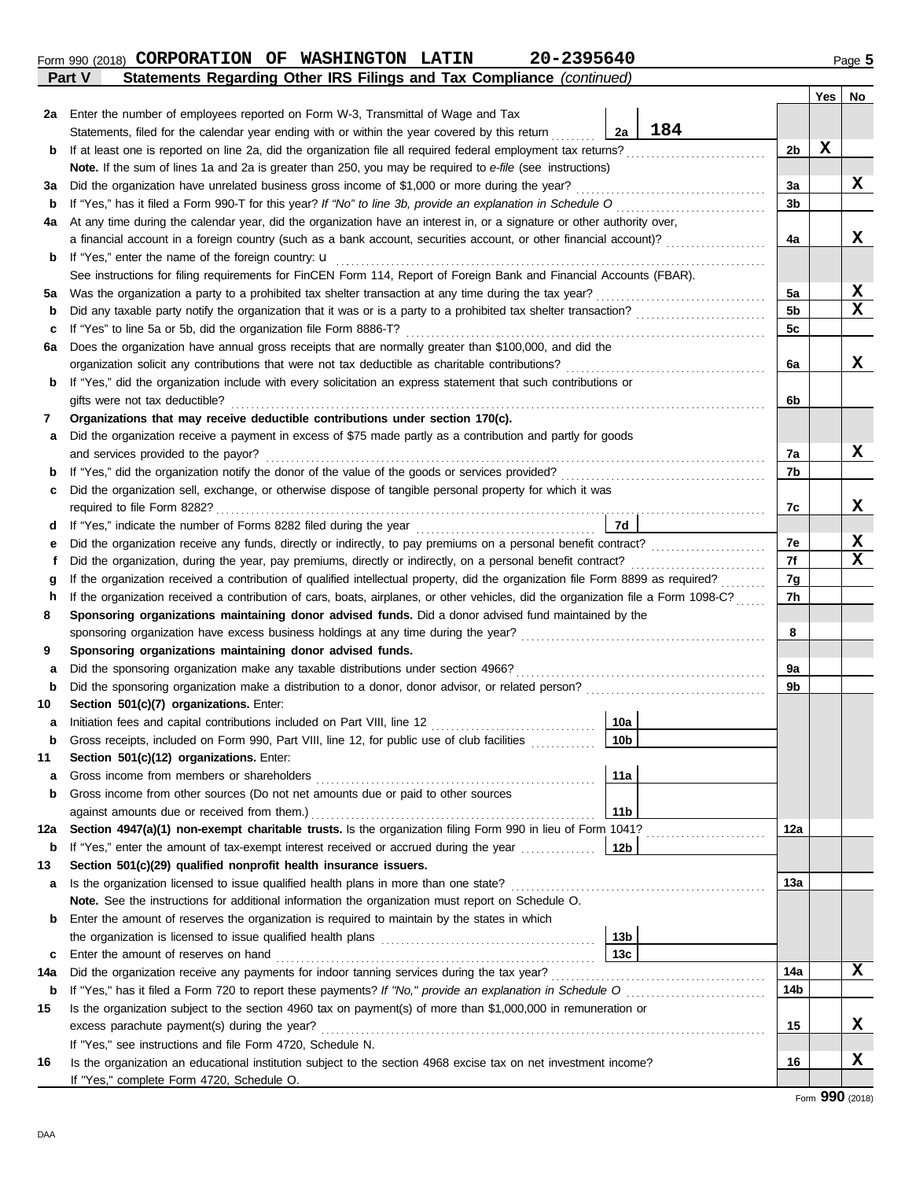Form 990 (2018) **CORPORATION OF WASHINGTON LATIN 20-2395640** Page **5**

**Part V Statements Regarding Other IRS Filings and Tax Compliance** *(continued)*

| | | | | Line | Yes | No |
|---|---|---|---|---|---|---|
| **2a** | Enter the number of employees reported on Form W-3, Transmittal of Wage and Tax Statements, filed for the calendar year ending with or within the year covered by this return | 2a | 184 | | | |
| **b** | If at least one is reported on line 2a, did the organization file all required federal employment tax returns? | | | 2b | X | |
| | **Note.** If the sum of lines 1a and 2a is greater than 250, you may be required to *e-file* (see instructions) | | | | | |
| **3a** | Did the organization have unrelated business gross income of $1,000 or more during the year? | | | 3a | | X |
| **b** | If "Yes," has it filed a Form 990-T for this year? *If "No" to line 3b, provide an explanation in Schedule O* | | | 3b | | |
| **4a** | At any time during the calendar year, did the organization have an interest in, or a signature or other authority over, a financial account in a foreign country (such as a bank account, securities account, or other financial account)? | | | 4a | | X |
| **b** | If "Yes," enter the name of the foreign country: u | | | | | |
| | See instructions for filing requirements for FinCEN Form 114, Report of Foreign Bank and Financial Accounts (FBAR). | | | | | |
| **5a** | Was the organization a party to a prohibited tax shelter transaction at any time during the tax year? | | | 5a | | X |
| **b** | Did any taxable party notify the organization that it was or is a party to a prohibited tax shelter transaction? | | | 5b | | X |
| **c** | If "Yes" to line 5a or 5b, did the organization file Form 8886-T? | | | 5c | | |
| **6a** | Does the organization have annual gross receipts that are normally greater than $100,000, and did the organization solicit any contributions that were not tax deductible as charitable contributions? | | | 6a | | X |
| **b** | If "Yes," did the organization include with every solicitation an express statement that such contributions or gifts were not tax deductible? | | | 6b | | |
| **7** | **Organizations that may receive deductible contributions under section 170(c).** | | | | | |
| **a** | Did the organization receive a payment in excess of $75 made partly as a contribution and partly for goods and services provided to the payor? | | | 7a | | X |
| **b** | If "Yes," did the organization notify the donor of the value of the goods or services provided? | | | 7b | | |
| **c** | Did the organization sell, exchange, or otherwise dispose of tangible personal property for which it was required to file Form 8282? | | | 7c | | X |
| **d** | If "Yes," indicate the number of Forms 8282 filed during the year | 7d | | | | |
| **e** | Did the organization receive any funds, directly or indirectly, to pay premiums on a personal benefit contract? | | | 7e | | X |
| **f** | Did the organization, during the year, pay premiums, directly or indirectly, on a personal benefit contract? | | | 7f | | X |
| **g** | If the organization received a contribution of qualified intellectual property, did the organization file Form 8899 as required? | | | 7g | | |
| **h** | If the organization received a contribution of cars, boats, airplanes, or other vehicles, did the organization file a Form 1098-C? | | | 7h | | |
| **8** | **Sponsoring organizations maintaining donor advised funds.** Did a donor advised fund maintained by the sponsoring organization have excess business holdings at any time during the year? | | | 8 | | |
| **9** | **Sponsoring organizations maintaining donor advised funds.** | | | | | |
| **a** | Did the sponsoring organization make any taxable distributions under section 4966? | | | 9a | | |
| **b** | Did the sponsoring organization make a distribution to a donor, donor advisor, or related person? | | | 9b | | |
| **10** | **Section 501(c)(7) organizations.** Enter: | | | | | |
| **a** | Initiation fees and capital contributions included on Part VIII, line 12 | 10a | | | | |
| **b** | Gross receipts, included on Form 990, Part VIII, line 12, for public use of club facilities | 10b | | | | |
| **11** | **Section 501(c)(12) organizations.** Enter: | | | | | |
| **a** | Gross income from members or shareholders | 11a | | | | |
| **b** | Gross income from other sources (Do not net amounts due or paid to other sources against amounts due or received from them.) | 11b | | | | |
| **12a** | **Section 4947(a)(1) non-exempt charitable trusts.** Is the organization filing Form 990 in lieu of Form 1041? | | | 12a | | |
| **b** | If "Yes," enter the amount of tax-exempt interest received or accrued during the year | 12b | | | | |
| **13** | **Section 501(c)(29) qualified nonprofit health insurance issuers.** | | | | | |
| **a** | Is the organization licensed to issue qualified health plans in more than one state? | | | 13a | | |
| | **Note.** See the instructions for additional information the organization must report on Schedule O. | | | | | |
| **b** | Enter the amount of reserves the organization is required to maintain by the states in which the organization is licensed to issue qualified health plans | 13b | | | | |
| **c** | Enter the amount of reserves on hand | 13c | | | | |
| **14a** | Did the organization receive any payments for indoor tanning services during the tax year? | | | 14a | | X |
| **b** | If "Yes," has it filed a Form 720 to report these payments? *If "No," provide an explanation in Schedule O* | | | 14b | | |
| **15** | Is the organization subject to the section 4960 tax on payment(s) of more than $1,000,000 in remuneration or excess parachute payment(s) during the year? | | | 15 | | X |
| | If "Yes," see instructions and file Form 4720, Schedule N. | | | | | |
| **16** | Is the organization an educational institution subject to the section 4968 excise tax on net investment income? | | | 16 | | X |
| | If "Yes," complete Form 4720, Schedule O. | | | | | |

Form **990** (2018)

DAA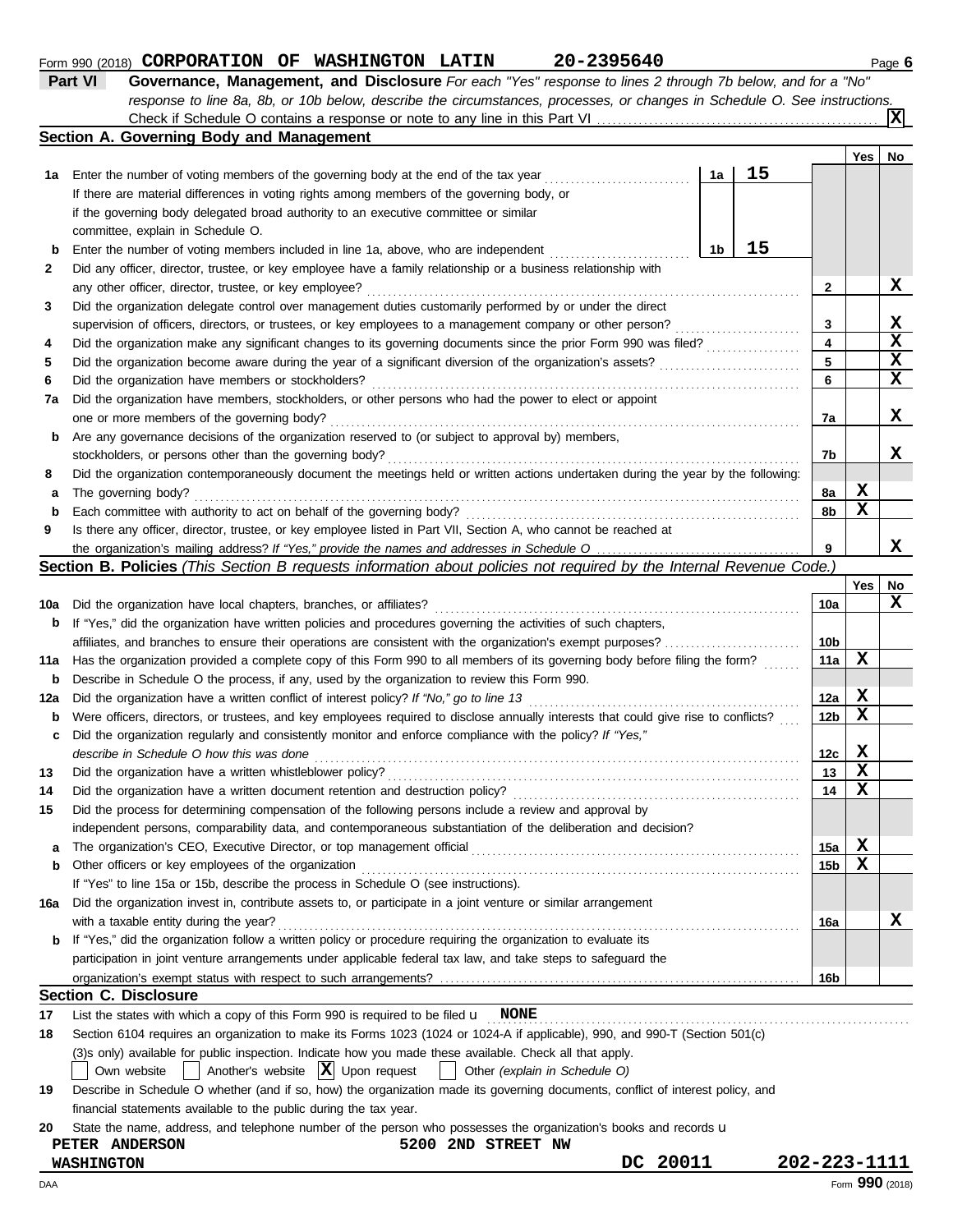Form 990 (2018) **CORPORATION OF WASHINGTON LATIN** **20-2395640**

## Part VI Governance, Management, and Disclosure

*For each "Yes" response to lines 2 through 7b below, and for a "No" response to line 8a, 8b, or 10b below, describe the circumstances, processes, or changes in Schedule O. See instructions.*

Check if Schedule O contains a response or note to any line in this Part VI .......... [X]

### Section A. Governing Body and Management

| | | | | Yes | No |
|---|---|---|---|---|---|
| **1a** | Enter the number of voting members of the governing body at the end of the tax year ... **1a** **15** If there are material differences in voting rights among members of the governing body, or if the governing body delegated broad authority to an executive committee or similar committee, explain in Schedule O. | | | | |
| **b** | Enter the number of voting members included in line 1a, above, who are independent ... **1b** **15** | | | | |
| **2** | Did any officer, director, trustee, or key employee have a family relationship or a business relationship with any other officer, director, trustee, or key employee? | | 2 | | X |
| **3** | Did the organization delegate control over management duties customarily performed by or under the direct supervision of officers, directors, or trustees, or key employees to a management company or other person? | | 3 | | X |
| **4** | Did the organization make any significant changes to its governing documents since the prior Form 990 was filed? | | 4 | | X |
| **5** | Did the organization become aware during the year of a significant diversion of the organization's assets? | | 5 | | X |
| **6** | Did the organization have members or stockholders? | | 6 | | X |
| **7a** | Did the organization have members, stockholders, or other persons who had the power to elect or appoint one or more members of the governing body? | | 7a | | X |
| **b** | Are any governance decisions of the organization reserved to (or subject to approval by) members, stockholders, or persons other than the governing body? | | 7b | | X |
| **8** | Did the organization contemporaneously document the meetings held or written actions undertaken during the year by the following: | | | | |
| **a** | The governing body? | | 8a | X | |
| **b** | Each committee with authority to act on behalf of the governing body? | | 8b | X | |
| **9** | Is there any officer, director, trustee, or key employee listed in Part VII, Section A, who cannot be reached at the organization's mailing address? *If "Yes," provide the names and addresses in Schedule O* | | 9 | | X |

### Section B. Policies *(This Section B requests information about policies not required by the Internal Revenue Code.)*

| | | | Yes | No |
|---|---|---|---|---|
| **10a** | Did the organization have local chapters, branches, or affiliates? | 10a | | X |
| **b** | If "Yes," did the organization have written policies and procedures governing the activities of such chapters, affiliates, and branches to ensure their operations are consistent with the organization's exempt purposes? | 10b | | |
| **11a** | Has the organization provided a complete copy of this Form 990 to all members of its governing body before filing the form? | 11a | X | |
| **b** | Describe in Schedule O the process, if any, used by the organization to review this Form 990. | | | |
| **12a** | Did the organization have a written conflict of interest policy? *If "No," go to line 13* | 12a | X | |
| **b** | Were officers, directors, or trustees, and key employees required to disclose annually interests that could give rise to conflicts? | 12b | X | |
| **c** | Did the organization regularly and consistently monitor and enforce compliance with the policy? *If "Yes," describe in Schedule O how this was done* | 12c | X | |
| **13** | Did the organization have a written whistleblower policy? | 13 | X | |
| **14** | Did the organization have a written document retention and destruction policy? | 14 | X | |
| **15** | Did the process for determining compensation of the following persons include a review and approval by independent persons, comparability data, and contemporaneous substantiation of the deliberation and decision? | | | |
| **a** | The organization's CEO, Executive Director, or top management official | 15a | X | |
| **b** | Other officers or key employees of the organization | 15b | X | |
| | If "Yes" to line 15a or 15b, describe the process in Schedule O (see instructions). | | | |
| **16a** | Did the organization invest in, contribute assets to, or participate in a joint venture or similar arrangement with a taxable entity during the year? | 16a | | X |
| **b** | If "Yes," did the organization follow a written policy or procedure requiring the organization to evaluate its participation in joint venture arrangements under applicable federal tax law, and take steps to safeguard the organization's exempt status with respect to such arrangements? | 16b | | |

### Section C. Disclosure

**17** List the states with which a copy of this Form 990 is required to be filed u **NONE**

**18** Section 6104 requires an organization to make its Forms 1023 (1024 or 1024-A if applicable), 990, and 990-T (Section 501(c)(3)s only) available for public inspection. Indicate how you made these available. Check all that apply.

[ ] Own website [ ] Another's website [X] Upon request [ ] Other *(explain in Schedule O)*

**19** Describe in Schedule O whether (and if so, how) the organization made its governing documents, conflict of interest policy, and financial statements available to the public during the tax year.

**20** State the name, address, and telephone number of the person who possesses the organization's books and records u

**PETER ANDERSON** **5200 2ND STREET NW**
**WASHINGTON** **DC 20011** **202-223-1111**

DAA Form **990** (2018)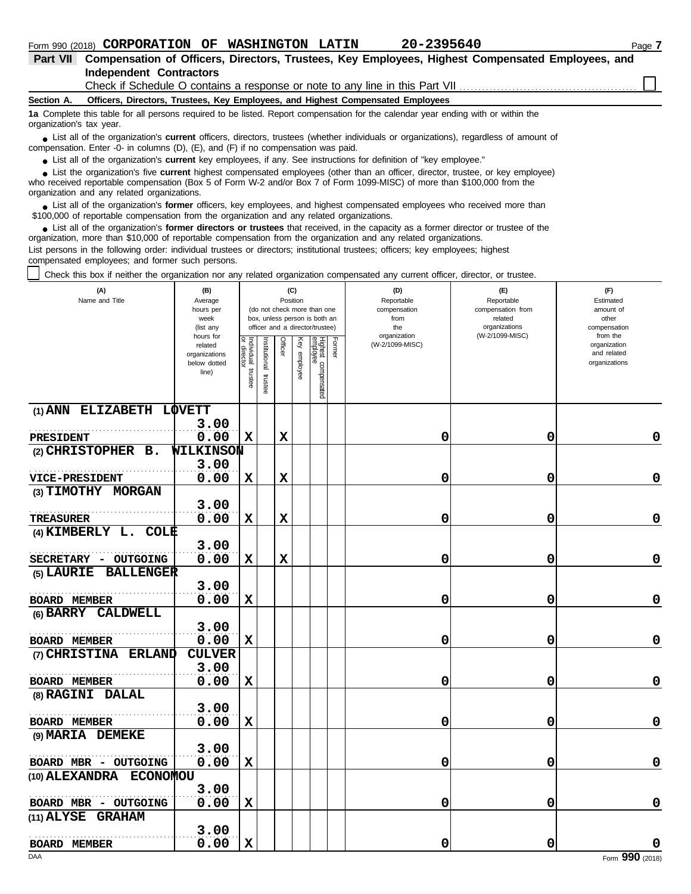Form 990 (2018) **CORPORATION OF WASHINGTON LATIN** **20-2395640**

## Part VII Compensation of Officers, Directors, Trustees, Key Employees, Highest Compensated Employees, and Independent Contractors

Check if Schedule O contains a response or note to any line in this Part VII ☐

**Section A. Officers, Directors, Trustees, Key Employees, and Highest Compensated Employees**

**1a** Complete this table for all persons required to be listed. Report compensation for the calendar year ending with or within the organization's tax year.

- List all of the organization's **current** officers, directors, trustees (whether individuals or organizations), regardless of amount of compensation. Enter -0- in columns (D), (E), and (F) if no compensation was paid.
- List all of the organization's **current** key employees, if any. See instructions for definition of "key employee."
- List the organization's five **current** highest compensated employees (other than an officer, director, trustee, or key employee) who received reportable compensation (Box 5 of Form W-2 and/or Box 7 of Form 1099-MISC) of more than $100,000 from the organization and any related organizations.
- List all of the organization's **former** officers, key employees, and highest compensated employees who received more than $100,000 of reportable compensation from the organization and any related organizations.
- List all of the organization's **former directors or trustees** that received, in the capacity as a former director or trustee of the organization, more than $10,000 of reportable compensation from the organization and any related organizations.

List persons in the following order: individual trustees or directors; institutional trustees; officers; key employees; highest compensated employees; and former such persons.

☐ Check this box if neither the organization nor any related organization compensated any current officer, director, or trustee.

| (A) Name and Title | (B) Average hours per week (list any hours for related organizations below dotted line) | (C) Position: Individual trustee or director | Institutional trustee | Officer | Key employee | Highest compensated employee | Former | (D) Reportable compensation from the organization (W-2/1099-MISC) | (E) Reportable compensation from related organizations (W-2/1099-MISC) | (F) Estimated amount of other compensation from the organization and related organizations |
|---|---|---|---|---|---|---|---|---|---|---|
| (1) ANN ELIZABETH LOVETT<br>PRESIDENT | 3.00<br>0.00 | X | | X | | | | 0 | 0 | 0 |
| (2) CHRISTOPHER B. WILKINSON<br>VICE-PRESIDENT | 3.00<br>0.00 | X | | X | | | | 0 | 0 | 0 |
| (3) TIMOTHY MORGAN<br>TREASURER | 3.00<br>0.00 | X | | X | | | | 0 | 0 | 0 |
| (4) KIMBERLY L. COLE<br>SECRETARY - OUTGOING | 3.00<br>0.00 | X | | X | | | | 0 | 0 | 0 |
| (5) LAURIE BALLENGER<br>BOARD MEMBER | 3.00<br>0.00 | X | | | | | | 0 | 0 | 0 |
| (6) BARRY CALDWELL<br>BOARD MEMBER | 3.00<br>0.00 | X | | | | | | 0 | 0 | 0 |
| (7) CHRISTINA ERLAND CULVER<br>BOARD MEMBER | 3.00<br>0.00 | X | | | | | | 0 | 0 | 0 |
| (8) RAGINI DALAL<br>BOARD MEMBER | 3.00<br>0.00 | X | | | | | | 0 | 0 | 0 |
| (9) MARIA DEMEKE<br>BOARD MBR - OUTGOING | 3.00<br>0.00 | X | | | | | | 0 | 0 | 0 |
| (10) ALEXANDRA ECONOMOU<br>BOARD MBR - OUTGOING | 3.00<br>0.00 | X | | | | | | 0 | 0 | 0 |
| (11) ALYSE GRAHAM<br>BOARD MEMBER | 3.00<br>0.00 | X | | | | | | 0 | 0 | 0 |

Form **990** (2018)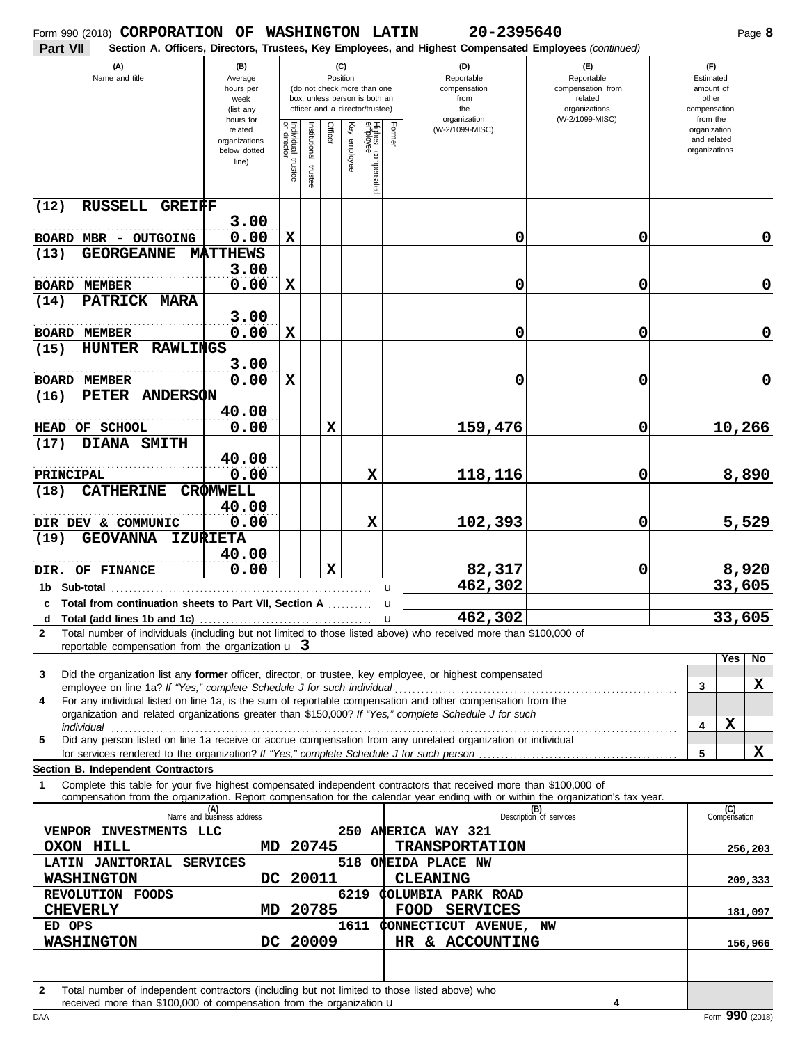Form 990 (2018) **CORPORATION OF WASHINGTON LATIN** 20-2395640 Page **8**

**Part VII** **Section A. Officers, Directors, Trustees, Key Employees, and Highest Compensated Employees** *(continued)*

| (A) Name and title | (B) Average hours per week (list any hours for related organizations below dotted line) | (C) Position: Individual trustee or director | Institutional trustee | Officer | Key employee | Highest compensated employee | Former | (D) Reportable compensation from the organization (W-2/1099-MISC) | (E) Reportable compensation from related organizations (W-2/1099-MISC) | (F) Estimated amount of other compensation from the organization and related organizations |
|---|---|---|---|---|---|---|---|---|---|---|
| (12) RUSSELL GREIFF<br>BOARD MBR - OUTGOING | 3.00<br>0.00 | X | | | | | | 0 | 0 | 0 |
| (13) GEORGEANNE MATTHEWS<br>BOARD MEMBER | 3.00<br>0.00 | X | | | | | | 0 | 0 | 0 |
| (14) PATRICK MARA<br>BOARD MEMBER | 3.00<br>0.00 | X | | | | | | 0 | 0 | 0 |
| (15) HUNTER RAWLINGS<br>BOARD MEMBER | 3.00<br>0.00 | X | | | | | | 0 | 0 | 0 |
| (16) PETER ANDERSON<br>HEAD OF SCHOOL | 40.00<br>0.00 | | | X | | | | 159,476 | 0 | 10,266 |
| (17) DIANA SMITH<br>PRINCIPAL | 40.00<br>0.00 | | | | | X | | 118,116 | 0 | 8,890 |
| (18) CATHERINE CROMWELL<br>DIR DEV & COMMUNIC | 40.00<br>0.00 | | | | | X | | 102,393 | 0 | 5,529 |
| (19) GEOVANNA IZURIETA<br>DIR. OF FINANCE | 40.00<br>0.00 | | | X | | | | 82,317 | 0 | 8,920 |
| **1b Sub-total** | | | | | | | | 462,302 | | 33,605 |
| **c Total from continuation sheets to Part VII, Section A** | | | | | | | | | | |
| **d Total (add lines 1b and 1c)** | | | | | | | | 462,302 | | 33,605 |

**2** Total number of individuals (including but not limited to those listed above) who received more than $100,000 of reportable compensation from the organization u **3**

| | | Yes | No |
|---|---|---|---|
| **3** Did the organization list any **former** officer, director, or trustee, key employee, or highest compensated employee on line 1a? *If "Yes," complete Schedule J for such individual* | 3 | | X |
| **4** For any individual listed on line 1a, is the sum of reportable compensation and other compensation from the organization and related organizations greater than $150,000? *If "Yes," complete Schedule J for such individual* | 4 | X | |
| **5** Did any person listed on line 1a receive or accrue compensation from any unrelated organization or individual for services rendered to the organization? *If "Yes," complete Schedule J for such person* | 5 | | X |

**Section B. Independent Contractors**

**1** Complete this table for your five highest compensated independent contractors that received more than $100,000 of compensation from the organization. Report compensation for the calendar year ending with or within the organization's tax year.

| (A) Name and business address | (B) Description of services | (C) Compensation |
|---|---|---|
| VENPOR INVESTMENTS LLC 250 AMERICA WAY 321<br>OXON HILL MD 20745 | TRANSPORTATION | 256,203 |
| LATIN JANITORIAL SERVICES 518 ONEIDA PLACE NW<br>WASHINGTON DC 20011 | CLEANING | 209,333 |
| REVOLUTION FOODS 6219 COLUMBIA PARK ROAD<br>CHEVERLY MD 20785 | FOOD SERVICES | 181,097 |
| ED OPS 1611 CONNECTICUT AVENUE, NW<br>WASHINGTON DC 20009 | HR & ACCOUNTING | 156,966 |
| | | |

**2** Total number of independent contractors (including but not limited to those listed above) who received more than $100,000 of compensation from the organization u **4**

DAA Form **990** (2018)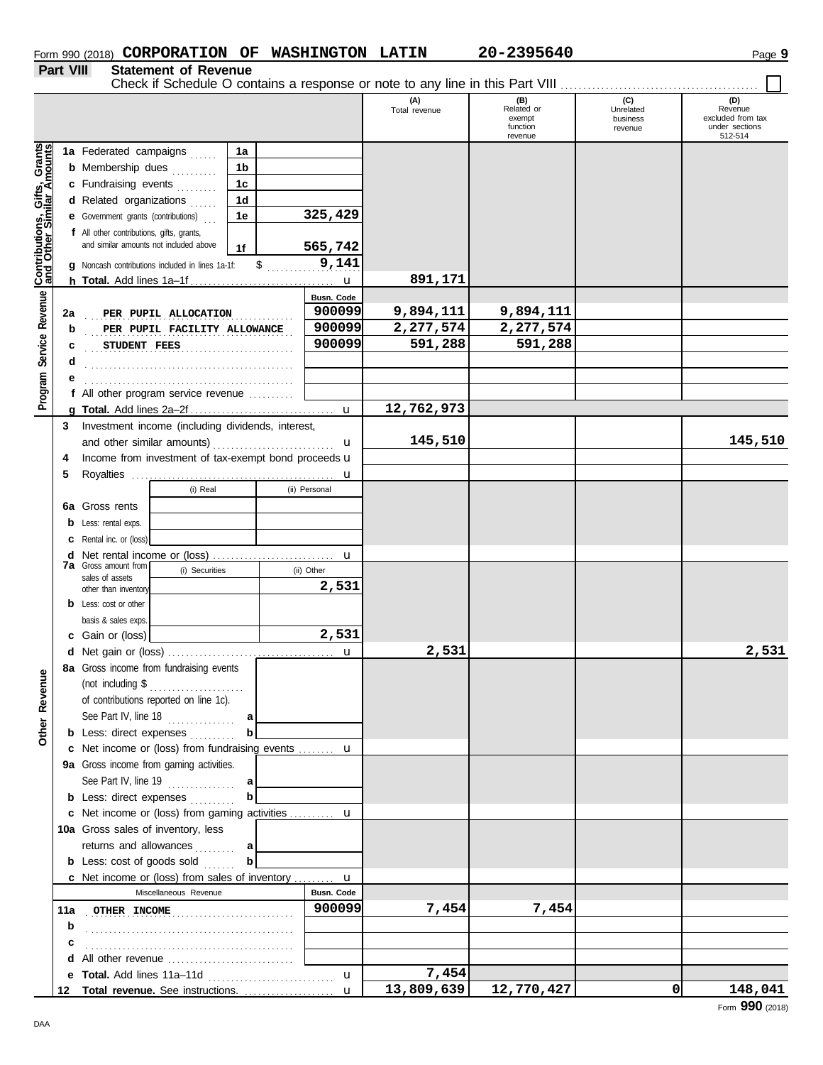Form 990 (2018) **CORPORATION OF WASHINGTON LATIN** **20-2395640** Page 9

## Part VIII Statement of Revenue

Check if Schedule O contains a response or note to any line in this Part VIII ☐

| | | | (A) Total revenue | (B) Related or exempt function revenue | (C) Unrelated business revenue | (D) Revenue excluded from tax under sections 512-514 |
|---|---|---|---|---|---|---|
| **Contributions, Gifts, Grants and Other Similar Amounts** | | | | | | |
| 1a | Federated campaigns | 1a | | | | |
| b | Membership dues | 1b | | | | |
| c | Fundraising events | 1c | | | | |
| d | Related organizations | 1d | | | | |
| e | Government grants (contributions) | 1e 325,429 | | | | |
| f | All other contributions, gifts, grants, and similar amounts not included above | 1f 565,742 | | | | |
| g | Noncash contributions included in lines 1a-1f: $ 9,141 | | | | | |
| h | **Total.** Add lines 1a–1f | | 891,171 | | | |
| **Program Service Revenue** | | Busn. Code | | | | |
| 2a | PER PUPIL ALLOCATION | 900099 | 9,894,111 | 9,894,111 | | |
| b | PER PUPIL FACILITY ALLOWANCE | 900099 | 2,277,574 | 2,277,574 | | |
| c | STUDENT FEES | 900099 | 591,288 | 591,288 | | |
| d | | | | | | |
| e | | | | | | |
| f | All other program service revenue | | | | | |
| g | **Total.** Add lines 2a–2f | | 12,762,973 | | | |
| **Other Revenue** | | | | | | |
| 3 | Investment income (including dividends, interest, and other similar amounts) | | 145,510 | | | 145,510 |
| 4 | Income from investment of tax-exempt bond proceeds | | | | | |
| 5 | Royalties | | | | | |
| | | (i) Real / (ii) Personal | | | | |
| 6a | Gross rents | | | | | |
| b | Less: rental exps. | | | | | |
| c | Rental inc. or (loss) | | | | | |
| d | Net rental income or (loss) | | | | | |
| 7a | Gross amount from sales of assets other than inventory | (i) Securities: / (ii) Other: 2,531 | | | | |
| b | Less: cost or other basis & sales exps. | | | | | |
| c | Gain or (loss) | (ii) Other: 2,531 | | | | |
| d | Net gain or (loss) | | 2,531 | | | 2,531 |
| 8a | Gross income from fundraising events (not including $ of contributions reported on line 1c). See Part IV, line 18 | a | | | | |
| b | Less: direct expenses | b | | | | |
| c | Net income or (loss) from fundraising events | | | | | |
| 9a | Gross income from gaming activities. See Part IV, line 19 | a | | | | |
| b | Less: direct expenses | b | | | | |
| c | Net income or (loss) from gaming activities | | | | | |
| 10a | Gross sales of inventory, less returns and allowances | a | | | | |
| b | Less: cost of goods sold | b | | | | |
| c | Net income or (loss) from sales of inventory | | | | | |
| | Miscellaneous Revenue | Busn. Code | | | | |
| 11a | OTHER INCOME | 900099 | 7,454 | 7,454 | | |
| b | | | | | | |
| c | | | | | | |
| d | All other revenue | | | | | |
| e | **Total.** Add lines 11a–11d | | 7,454 | | | |
| 12 | **Total revenue.** See instructions. | | 13,809,639 | 12,770,427 | 0 | 148,041 |

Form **990** (2018)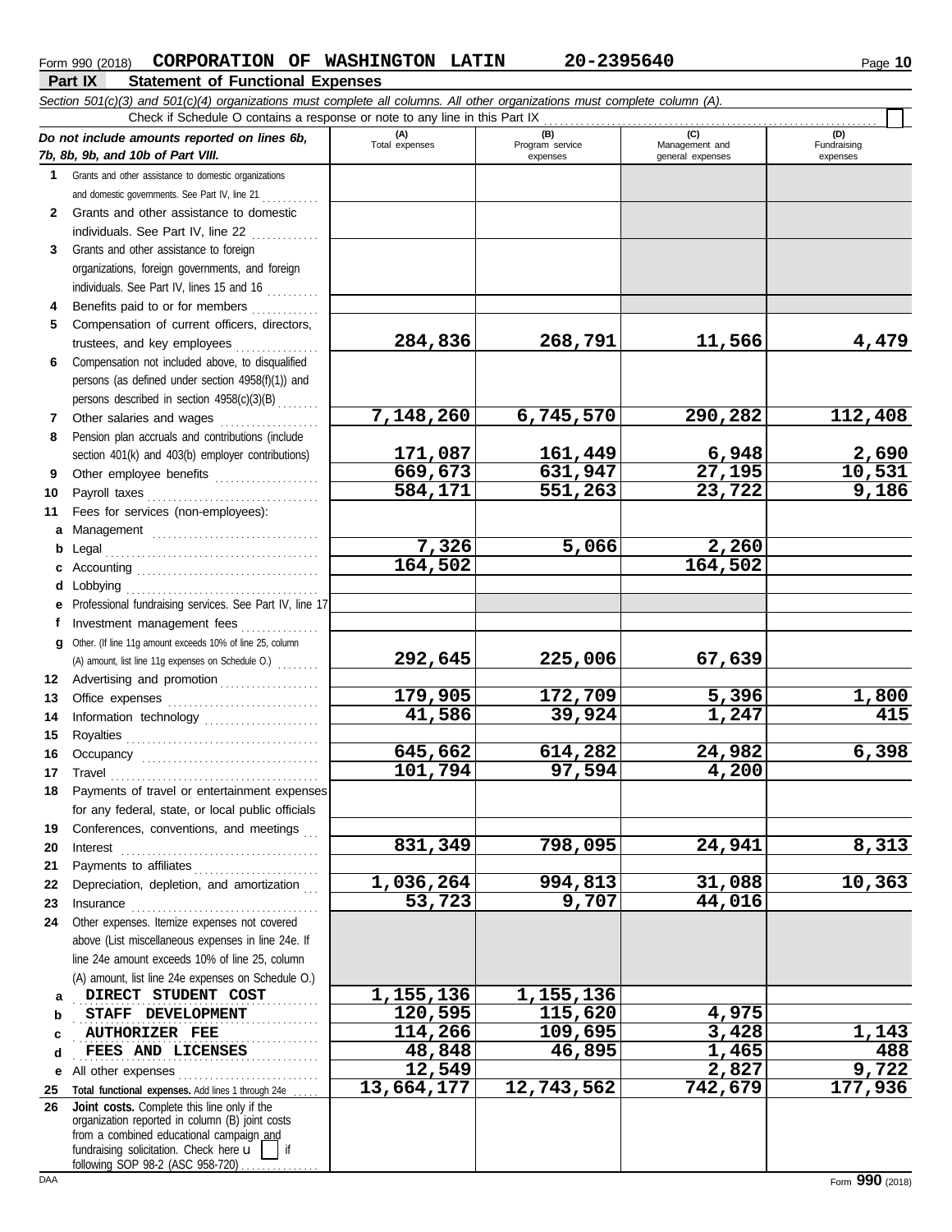Form 990 (2018) **CORPORATION OF WASHINGTON LATIN** **20-2395640**

## Part IX — Statement of Functional Expenses

*Section 501(c)(3) and 501(c)(4) organizations must complete all columns. All other organizations must complete column (A).*

Check if Schedule O contains a response or note to any line in this Part IX

| *Do not include amounts reported on lines 6b, 7b, 8b, 9b, and 10b of Part VIII.* | (A) Total expenses | (B) Program service expenses | (C) Management and general expenses | (D) Fundraising expenses |
|---|---|---|---|---|
| **1** Grants and other assistance to domestic organizations and domestic governments. See Part IV, line 21 | | | | |
| **2** Grants and other assistance to domestic individuals. See Part IV, line 22 | | | | |
| **3** Grants and other assistance to foreign organizations, foreign governments, and foreign individuals. See Part IV, lines 15 and 16 | | | | |
| **4** Benefits paid to or for members | | | | |
| **5** Compensation of current officers, directors, trustees, and key employees | 284,836 | 268,791 | 11,566 | 4,479 |
| **6** Compensation not included above, to disqualified persons (as defined under section 4958(f)(1)) and persons described in section 4958(c)(3)(B) | | | | |
| **7** Other salaries and wages | 7,148,260 | 6,745,570 | 290,282 | 112,408 |
| **8** Pension plan accruals and contributions (include section 401(k) and 403(b) employer contributions) | 171,087 | 161,449 | 6,948 | 2,690 |
| **9** Other employee benefits | 669,673 | 631,947 | 27,195 | 10,531 |
| **10** Payroll taxes | 584,171 | 551,263 | 23,722 | 9,186 |
| **11** Fees for services (non-employees): | | | | |
| **a** Management | | | | |
| **b** Legal | 7,326 | 5,066 | 2,260 | |
| **c** Accounting | 164,502 | | 164,502 | |
| **d** Lobbying | | | | |
| **e** Professional fundraising services. See Part IV, line 17 | | | | |
| **f** Investment management fees | | | | |
| **g** Other. (If line 11g amount exceeds 10% of line 25, column (A) amount, list line 11g expenses on Schedule O.) | 292,645 | 225,006 | 67,639 | |
| **12** Advertising and promotion | | | | |
| **13** Office expenses | 179,905 | 172,709 | 5,396 | 1,800 |
| **14** Information technology | 41,586 | 39,924 | 1,247 | 415 |
| **15** Royalties | | | | |
| **16** Occupancy | 645,662 | 614,282 | 24,982 | 6,398 |
| **17** Travel | 101,794 | 97,594 | 4,200 | |
| **18** Payments of travel or entertainment expenses for any federal, state, or local public officials | | | | |
| **19** Conferences, conventions, and meetings | | | | |
| **20** Interest | 831,349 | 798,095 | 24,941 | 8,313 |
| **21** Payments to affiliates | | | | |
| **22** Depreciation, depletion, and amortization | 1,036,264 | 994,813 | 31,088 | 10,363 |
| **23** Insurance | 53,723 | 9,707 | 44,016 | |
| **24** Other expenses. Itemize expenses not covered above (List miscellaneous expenses in line 24e. If line 24e amount exceeds 10% of line 25, column (A) amount, list line 24e expenses on Schedule O.) | | | | |
| **a** DIRECT STUDENT COST | 1,155,136 | 1,155,136 | | |
| **b** STAFF DEVELOPMENT | 120,595 | 115,620 | 4,975 | |
| **c** AUTHORIZER FEE | 114,266 | 109,695 | 3,428 | 1,143 |
| **d** FEES AND LICENSES | 48,848 | 46,895 | 1,465 | 488 |
| **e** All other expenses | 12,549 | | 2,827 | 9,722 |
| **25** **Total functional expenses.** Add lines 1 through 24e | 13,664,177 | 12,743,562 | 742,679 | 177,936 |
| **26** **Joint costs.** Complete this line only if the organization reported in column (B) joint costs from a combined educational campaign and fundraising solicitation. Check here ☐ if following SOP 98-2 (ASC 958-720) | | | | |

Form **990** (2018)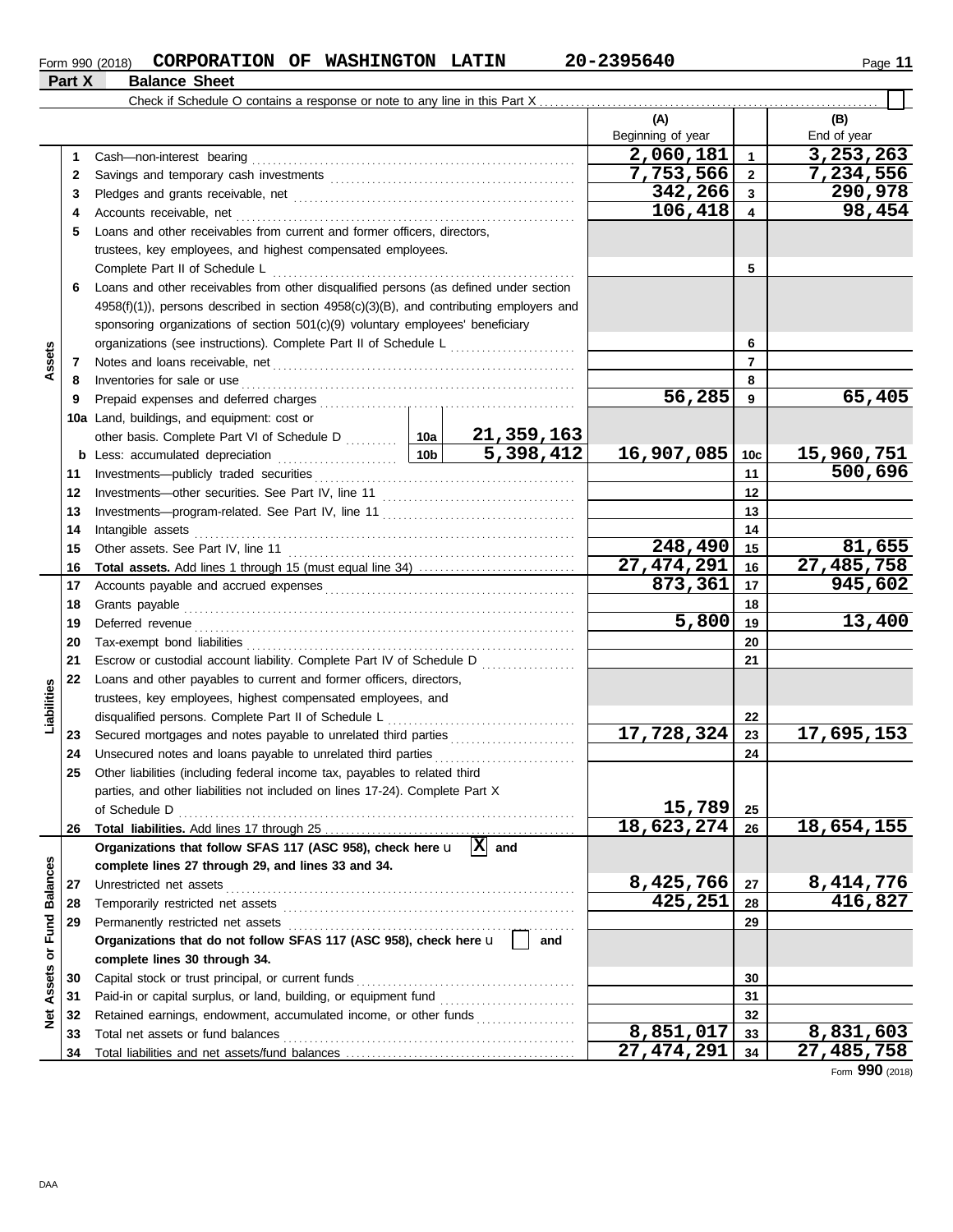Form 990 (2018) **CORPORATION OF WASHINGTON LATIN** **20-2395640**

## Part X Balance Sheet

Check if Schedule O contains a response or note to any line in this Part X

| | | | (A) Beginning of year | | (B) End of year |
|---|---|---|---|---|---|
| **Assets** | 1 | Cash—non-interest bearing | 2,060,181 | 1 | 3,253,263 |
| | 2 | Savings and temporary cash investments | 7,753,566 | 2 | 7,234,556 |
| | 3 | Pledges and grants receivable, net | 342,266 | 3 | 290,978 |
| | 4 | Accounts receivable, net | 106,418 | 4 | 98,454 |
| | 5 | Loans and other receivables from current and former officers, directors, trustees, key employees, and highest compensated employees. Complete Part II of Schedule L | | 5 | |
| | 6 | Loans and other receivables from other disqualified persons (as defined under section 4958(f)(1)), persons described in section 4958(c)(3)(B), and contributing employers and sponsoring organizations of section 501(c)(9) voluntary employees' beneficiary organizations (see instructions). Complete Part II of Schedule L | | 6 | |
| | 7 | Notes and loans receivable, net | | 7 | |
| | 8 | Inventories for sale or use | | 8 | |
| | 9 | Prepaid expenses and deferred charges | 56,285 | 9 | 65,405 |
| | 10a | Land, buildings, and equipment: cost or other basis. Complete Part VI of Schedule D — 10a: 21,359,163 | | | |
| | b | Less: accumulated depreciation — 10b: 5,398,412 | 16,907,085 | 10c | 15,960,751 |
| | 11 | Investments—publicly traded securities | | 11 | 500,696 |
| | 12 | Investments—other securities. See Part IV, line 11 | | 12 | |
| | 13 | Investments—program-related. See Part IV, line 11 | | 13 | |
| | 14 | Intangible assets | | 14 | |
| | 15 | Other assets. See Part IV, line 11 | 248,490 | 15 | 81,655 |
| | 16 | **Total assets.** Add lines 1 through 15 (must equal line 34) | 27,474,291 | 16 | 27,485,758 |
| **Liabilities** | 17 | Accounts payable and accrued expenses | 873,361 | 17 | 945,602 |
| | 18 | Grants payable | | 18 | |
| | 19 | Deferred revenue | 5,800 | 19 | 13,400 |
| | 20 | Tax-exempt bond liabilities | | 20 | |
| | 21 | Escrow or custodial account liability. Complete Part IV of Schedule D | | 21 | |
| | 22 | Loans and other payables to current and former officers, directors, trustees, key employees, highest compensated employees, and disqualified persons. Complete Part II of Schedule L | | 22 | |
| | 23 | Secured mortgages and notes payable to unrelated third parties | 17,728,324 | 23 | 17,695,153 |
| | 24 | Unsecured notes and loans payable to unrelated third parties | | 24 | |
| | 25 | Other liabilities (including federal income tax, payables to related third parties, and other liabilities not included on lines 17-24). Complete Part X of Schedule D | 15,789 | 25 | |
| | 26 | **Total liabilities.** Add lines 17 through 25 | 18,623,274 | 26 | 18,654,155 |
| **Net Assets or Fund Balances** | | **Organizations that follow SFAS 117 (ASC 958), check here** [X] **and complete lines 27 through 29, and lines 33 and 34.** | | | |
| | 27 | Unrestricted net assets | 8,425,766 | 27 | 8,414,776 |
| | 28 | Temporarily restricted net assets | 425,251 | 28 | 416,827 |
| | 29 | Permanently restricted net assets | | 29 | |
| | | **Organizations that do not follow SFAS 117 (ASC 958), check here** [ ] **and complete lines 30 through 34.** | | | |
| | 30 | Capital stock or trust principal, or current funds | | 30 | |
| | 31 | Paid-in or capital surplus, or land, building, or equipment fund | | 31 | |
| | 32 | Retained earnings, endowment, accumulated income, or other funds | | 32 | |
| | 33 | Total net assets or fund balances | 8,851,017 | 33 | 8,831,603 |
| | 34 | Total liabilities and net assets/fund balances | 27,474,291 | 34 | 27,485,758 |

Form **990** (2018)

DAA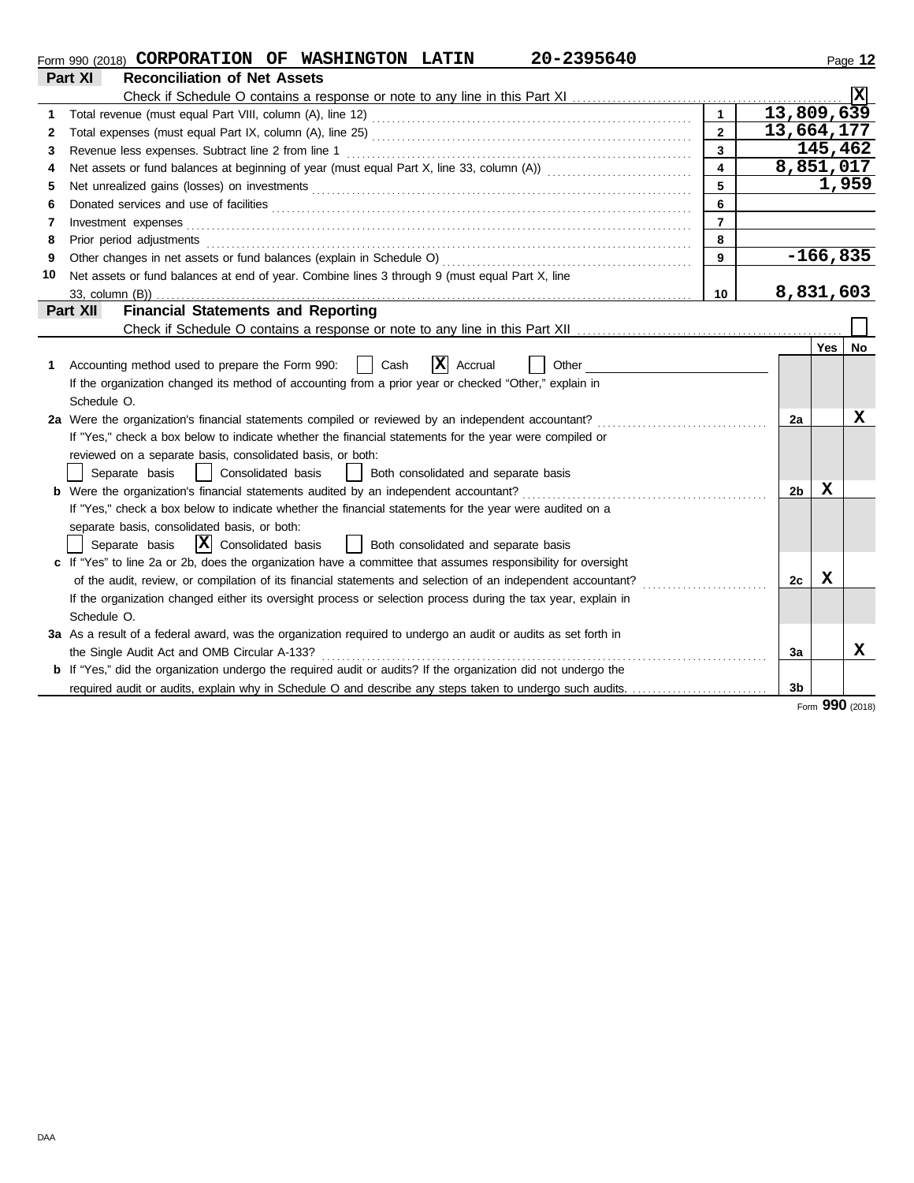Form 990 (2018) **CORPORATION OF WASHINGTON LATIN** **20-2395640**

## Part XI Reconciliation of Net Assets

Check if Schedule O contains a response or note to any line in this Part XI ☒

| | | | |
|---|---|---|---|
| 1 | Total revenue (must equal Part VIII, column (A), line 12) | 1 | 13,809,639 |
| 2 | Total expenses (must equal Part IX, column (A), line 25) | 2 | 13,664,177 |
| 3 | Revenue less expenses. Subtract line 2 from line 1 | 3 | 145,462 |
| 4 | Net assets or fund balances at beginning of year (must equal Part X, line 33, column (A)) | 4 | 8,851,017 |
| 5 | Net unrealized gains (losses) on investments | 5 | 1,959 |
| 6 | Donated services and use of facilities | 6 | |
| 7 | Investment expenses | 7 | |
| 8 | Prior period adjustments | 8 | |
| 9 | Other changes in net assets or fund balances (explain in Schedule O) | 9 | -166,835 |
| 10 | Net assets or fund balances at end of year. Combine lines 3 through 9 (must equal Part X, line 33, column (B)) | 10 | 8,831,603 |

## Part XII Financial Statements and Reporting

Check if Schedule O contains a response or note to any line in this Part XII ☐

| | | | Yes | No |
|---|---|---|---|---|
| 1 | Accounting method used to prepare the Form 990: ☐ Cash ☒ Accrual ☐ Other<br>If the organization changed its method of accounting from a prior year or checked "Other," explain in Schedule O. | | | |
| 2a | Were the organization's financial statements compiled or reviewed by an independent accountant?<br>If "Yes," check a box below to indicate whether the financial statements for the year were compiled or reviewed on a separate basis, consolidated basis, or both:<br>☐ Separate basis ☐ Consolidated basis ☐ Both consolidated and separate basis | 2a | | X |
| b | Were the organization's financial statements audited by an independent accountant?<br>If "Yes," check a box below to indicate whether the financial statements for the year were audited on a separate basis, consolidated basis, or both:<br>☐ Separate basis ☒ Consolidated basis ☐ Both consolidated and separate basis | 2b | X | |
| c | If "Yes" to line 2a or 2b, does the organization have a committee that assumes responsibility for oversight of the audit, review, or compilation of its financial statements and selection of an independent accountant?<br>If the organization changed either its oversight process or selection process during the tax year, explain in Schedule O. | 2c | X | |
| 3a | As a result of a federal award, was the organization required to undergo an audit or audits as set forth in the Single Audit Act and OMB Circular A-133? | 3a | | X |
| b | If "Yes," did the organization undergo the required audit or audits? If the organization did not undergo the required audit or audits, explain why in Schedule O and describe any steps taken to undergo such audits. | 3b | | |

Form **990** (2018)

DAA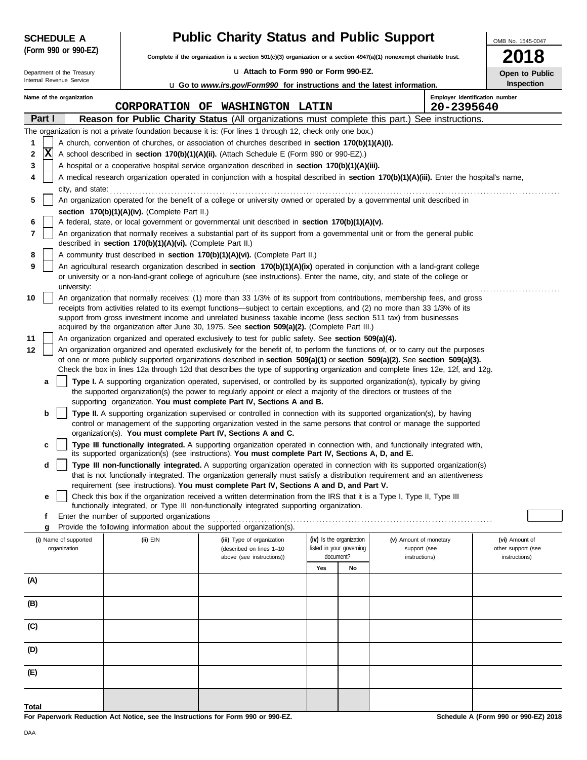**SCHEDULE A**
**(Form 990 or 990-EZ)**

Department of the Treasury
Internal Revenue Service

# Public Charity Status and Public Support

**Complete if the organization is a section 501(c)(3) organization or a section 4947(a)(1) nonexempt charitable trust.**

u **Attach to Form 990 or Form 990-EZ.**

u **Go to *www.irs.gov/Form990* for instructions and the latest information.**

OMB No. 1545-0047

**2018**

**Open to Public Inspection**

Name of the organization: **CORPORATION OF WASHINGTON LATIN**

Employer identification number: **20-2395640**

**Part I** **Reason for Public Charity Status** (All organizations must complete this part.) See instructions.

The organization is not a private foundation because it is: (For lines 1 through 12, check only one box.)

1 [ ] A church, convention of churches, or association of churches described in **section 170(b)(1)(A)(i).**

2 [X] A school described in **section 170(b)(1)(A)(ii).** (Attach Schedule E (Form 990 or 990-EZ).)

3 [ ] A hospital or a cooperative hospital service organization described in **section 170(b)(1)(A)(iii).**

4 [ ] A medical research organization operated in conjunction with a hospital described in **section 170(b)(1)(A)(iii).** Enter the hospital's name, city, and state: ..........

5 [ ] An organization operated for the benefit of a college or university owned or operated by a governmental unit described in **section 170(b)(1)(A)(iv).** (Complete Part II.)

6 [ ] A federal, state, or local government or governmental unit described in **section 170(b)(1)(A)(v).**

7 [ ] An organization that normally receives a substantial part of its support from a governmental unit or from the general public described in **section 170(b)(1)(A)(vi).** (Complete Part II.)

8 [ ] A community trust described in **section 170(b)(1)(A)(vi).** (Complete Part II.)

9 [ ] An agricultural research organization described in **section 170(b)(1)(A)(ix)** operated in conjunction with a land-grant college or university or a non-land-grant college of agriculture (see instructions). Enter the name, city, and state of the college or university: ..........

10 [ ] An organization that normally receives: (1) more than 33 1/3% of its support from contributions, membership fees, and gross receipts from activities related to its exempt functions—subject to certain exceptions, and (2) no more than 33 1/3% of its support from gross investment income and unrelated business taxable income (less section 511 tax) from businesses acquired by the organization after June 30, 1975. See **section 509(a)(2).** (Complete Part III.)

11 [ ] An organization organized and operated exclusively to test for public safety. See **section 509(a)(4).**

12 [ ] An organization organized and operated exclusively for the benefit of, to perform the functions of, or to carry out the purposes of one or more publicly supported organizations described in **section 509(a)(1)** or **section 509(a)(2).** See **section 509(a)(3).** Check the box in lines 12a through 12d that describes the type of supporting organization and complete lines 12e, 12f, and 12g.

a [ ] **Type I.** A supporting organization operated, supervised, or controlled by its supported organization(s), typically by giving the supported organization(s) the power to regularly appoint or elect a majority of the directors or trustees of the supporting organization. **You must complete Part IV, Sections A and B.**

b [ ] **Type II.** A supporting organization supervised or controlled in connection with its supported organization(s), by having control or management of the supporting organization vested in the same persons that control or manage the supported organization(s). **You must complete Part IV, Sections A and C.**

c [ ] **Type III functionally integrated.** A supporting organization operated in connection with, and functionally integrated with, its supported organization(s) (see instructions). **You must complete Part IV, Sections A, D, and E.**

d [ ] **Type III non-functionally integrated.** A supporting organization operated in connection with its supported organization(s) that is not functionally integrated. The organization generally must satisfy a distribution requirement and an attentiveness requirement (see instructions). **You must complete Part IV, Sections A and D, and Part V.**

e [ ] Check this box if the organization received a written determination from the IRS that it is a Type I, Type II, Type III functionally integrated, or Type III non-functionally integrated supporting organization.

f Enter the number of supported organizations ..........

g Provide the following information about the supported organization(s).

| (i) Name of supported organization | (ii) EIN | (iii) Type of organization (described on lines 1–10 above (see instructions)) | (iv) Is the organization listed in your governing document? | | (v) Amount of monetary support (see instructions) | (vi) Amount of other support (see instructions) |
|---|---|---|---|---|---|---|
| | | | Yes | No | | |
| (A) | | | | | | |
| (B) | | | | | | |
| (C) | | | | | | |
| (D) | | | | | | |
| (E) | | | | | | |
| Total | | | | | | |

**For Paperwork Reduction Act Notice, see the Instructions for Form 990 or 990-EZ.** **Schedule A (Form 990 or 990-EZ) 2018**

DAA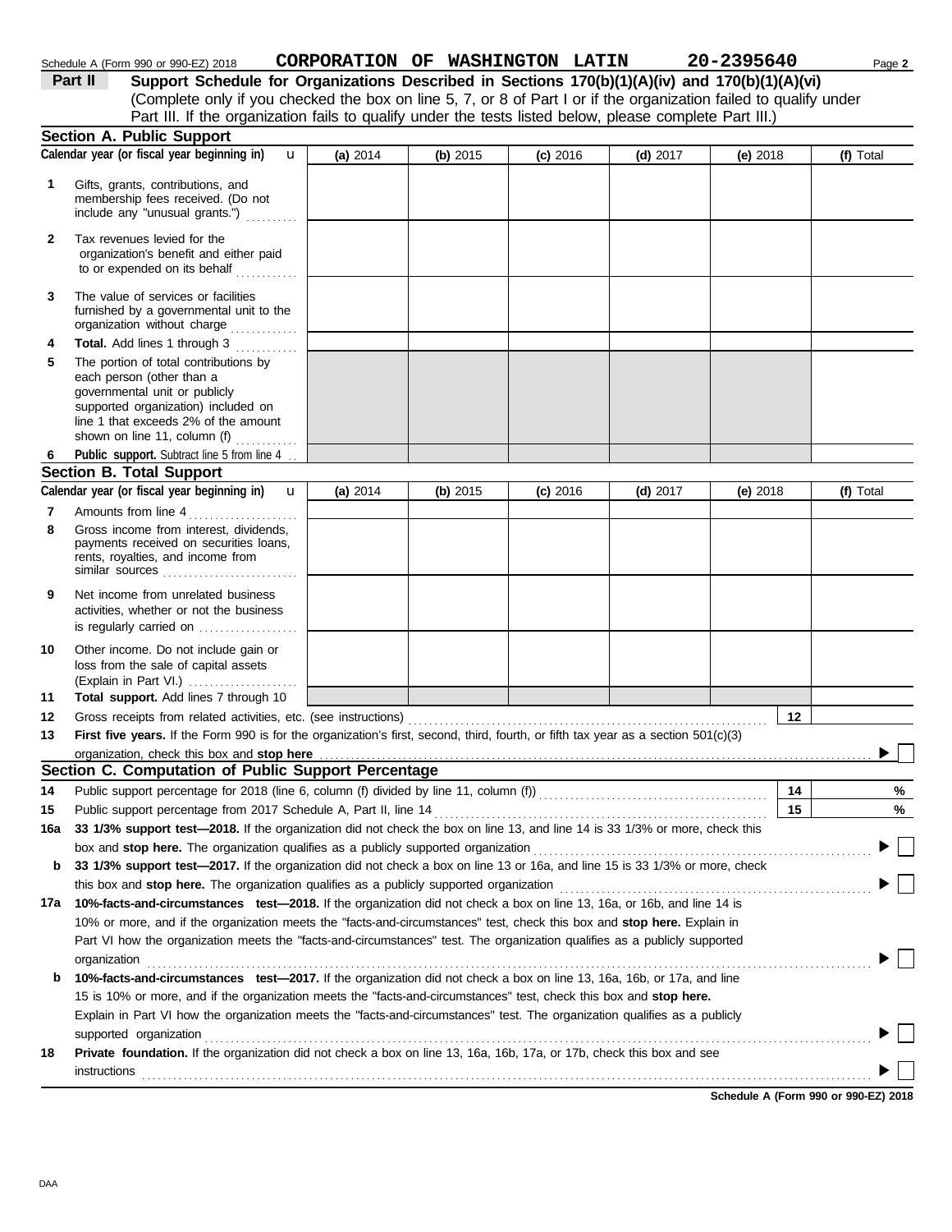Schedule A (Form 990 or 990-EZ) 2018 **CORPORATION OF WASHINGTON LATIN 20-2395640**

## Part II Support Schedule for Organizations Described in Sections 170(b)(1)(A)(iv) and 170(b)(1)(A)(vi)

(Complete only if you checked the box on line 5, 7, or 8 of Part I or if the organization failed to qualify under Part III. If the organization fails to qualify under the tests listed below, please complete Part III.)

### Section A. Public Support

| Calendar year (or fiscal year beginning in) u | (a) 2014 | (b) 2015 | (c) 2016 | (d) 2017 | (e) 2018 | (f) Total |
|---|---|---|---|---|---|---|
| **1** Gifts, grants, contributions, and membership fees received. (Do not include any "unusual grants.") | | | | | | |
| **2** Tax revenues levied for the organization's benefit and either paid to or expended on its behalf | | | | | | |
| **3** The value of services or facilities furnished by a governmental unit to the organization without charge | | | | | | |
| **4** **Total.** Add lines 1 through 3 | | | | | | |
| **5** The portion of total contributions by each person (other than a governmental unit or publicly supported organization) included on line 1 that exceeds 2% of the amount shown on line 11, column (f) | | | | | | |
| **6** **Public support.** Subtract line 5 from line 4 | | | | | | |

### Section B. Total Support

| Calendar year (or fiscal year beginning in) u | (a) 2014 | (b) 2015 | (c) 2016 | (d) 2017 | (e) 2018 | (f) Total |
|---|---|---|---|---|---|---|
| **7** Amounts from line 4 | | | | | | |
| **8** Gross income from interest, dividends, payments received on securities loans, rents, royalties, and income from similar sources | | | | | | |
| **9** Net income from unrelated business activities, whether or not the business is regularly carried on | | | | | | |
| **10** Other income. Do not include gain or loss from the sale of capital assets (Explain in Part VI.) | | | | | | |
| **11** **Total support.** Add lines 7 through 10 | | | | | | |

**12** Gross receipts from related activities, etc. (see instructions) **12**

**13** **First five years.** If the Form 990 is for the organization's first, second, third, fourth, or fifth tax year as a section 501(c)(3) organization, check this box and **stop here** ▶ ☐

### Section C. Computation of Public Support Percentage

**14** Public support percentage for 2018 (line 6, column (f) divided by line 11, column (f)) **14** %

**15** Public support percentage from 2017 Schedule A, Part II, line 14 **15** %

**16a** **33 1/3% support test—2018.** If the organization did not check the box on line 13, and line 14 is 33 1/3% or more, check this box and **stop here.** The organization qualifies as a publicly supported organization ▶ ☐

**b** **33 1/3% support test—2017.** If the organization did not check a box on line 13 or 16a, and line 15 is 33 1/3% or more, check this box and **stop here.** The organization qualifies as a publicly supported organization ▶ ☐

**17a** **10%-facts-and-circumstances test—2018.** If the organization did not check a box on line 13, 16a, or 16b, and line 14 is 10% or more, and if the organization meets the "facts-and-circumstances" test, check this box and **stop here.** Explain in Part VI how the organization meets the "facts-and-circumstances" test. The organization qualifies as a publicly supported organization ▶ ☐

**b** **10%-facts-and-circumstances test—2017.** If the organization did not check a box on line 13, 16a, 16b, or 17a, and line 15 is 10% or more, and if the organization meets the "facts-and-circumstances" test, check this box and **stop here.** Explain in Part VI how the organization meets the "facts-and-circumstances" test. The organization qualifies as a publicly supported organization ▶ ☐

**18** **Private foundation.** If the organization did not check a box on line 13, 16a, 16b, 17a, or 17b, check this box and see instructions ▶ ☐

**Schedule A (Form 990 or 990-EZ) 2018**

DAA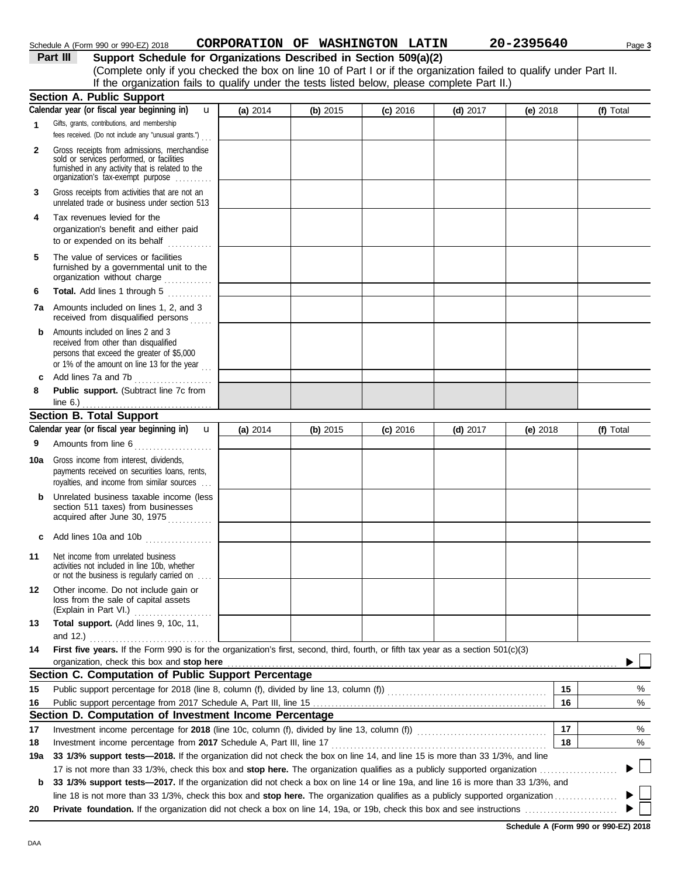Schedule A (Form 990 or 990-EZ) 2018 **CORPORATION OF WASHINGTON LATIN** **20-2395640** Page **3**

## Part III Support Schedule for Organizations Described in Section 509(a)(2)

(Complete only if you checked the box on line 10 of Part I or if the organization failed to qualify under Part II. If the organization fails to qualify under the tests listed below, please complete Part II.)

### Section A. Public Support

| Calendar year (or fiscal year beginning in) | (a) 2014 | (b) 2015 | (c) 2016 | (d) 2017 | (e) 2018 | (f) Total |
|---|---|---|---|---|---|---|
| **1** Gifts, grants, contributions, and membership fees received. (Do not include any "unusual grants.") | | | | | | |
| **2** Gross receipts from admissions, merchandise sold or services performed, or facilities furnished in any activity that is related to the organization's tax-exempt purpose | | | | | | |
| **3** Gross receipts from activities that are not an unrelated trade or business under section 513 | | | | | | |
| **4** Tax revenues levied for the organization's benefit and either paid to or expended on its behalf | | | | | | |
| **5** The value of services or facilities furnished by a governmental unit to the organization without charge | | | | | | |
| **6** **Total.** Add lines 1 through 5 | | | | | | |
| **7a** Amounts included on lines 1, 2, and 3 received from disqualified persons | | | | | | |
| **b** Amounts included on lines 2 and 3 received from other than disqualified persons that exceed the greater of $5,000 or 1% of the amount on line 13 for the year | | | | | | |
| **c** Add lines 7a and 7b | | | | | | |
| **8** **Public support.** (Subtract line 7c from line 6.) | | | | | | |

### Section B. Total Support

| Calendar year (or fiscal year beginning in) | (a) 2014 | (b) 2015 | (c) 2016 | (d) 2017 | (e) 2018 | (f) Total |
|---|---|---|---|---|---|---|
| **9** Amounts from line 6 | | | | | | |
| **10a** Gross income from interest, dividends, payments received on securities loans, rents, royalties, and income from similar sources | | | | | | |
| **b** Unrelated business taxable income (less section 511 taxes) from businesses acquired after June 30, 1975 | | | | | | |
| **c** Add lines 10a and 10b | | | | | | |
| **11** Net income from unrelated business activities not included in line 10b, whether or not the business is regularly carried on | | | | | | |
| **12** Other income. Do not include gain or loss from the sale of capital assets (Explain in Part VI.) | | | | | | |
| **13** **Total support.** (Add lines 9, 10c, 11, and 12.) | | | | | | |

**14** **First five years.** If the Form 990 is for the organization's first, second, third, fourth, or fifth tax year as a section 501(c)(3) organization, check this box and **stop here** ▶ ☐

### Section C. Computation of Public Support Percentage

| | | | |
|---|---|---|---|
| **15** | Public support percentage for 2018 (line 8, column (f), divided by line 13, column (f)) | **15** | % |
| **16** | Public support percentage from 2017 Schedule A, Part III, line 15 | **16** | % |

### Section D. Computation of Investment Income Percentage

| | | | |
|---|---|---|---|
| **17** | Investment income percentage for **2018** (line 10c, column (f), divided by line 13, column (f)) | **17** | % |
| **18** | Investment income percentage from **2017** Schedule A, Part III, line 17 | **18** | % |

**19a** **33 1/3% support tests—2018.** If the organization did not check the box on line 14, and line 15 is more than 33 1/3%, and line 17 is not more than 33 1/3%, check this box and **stop here.** The organization qualifies as a publicly supported organization ▶ ☐

**b** **33 1/3% support tests—2017.** If the organization did not check a box on line 14 or line 19a, and line 16 is more than 33 1/3%, and line 18 is not more than 33 1/3%, check this box and **stop here.** The organization qualifies as a publicly supported organization ▶ ☐

**20** **Private foundation.** If the organization did not check a box on line 14, 19a, or 19b, check this box and see instructions ▶ ☐

**Schedule A (Form 990 or 990-EZ) 2018**

DAA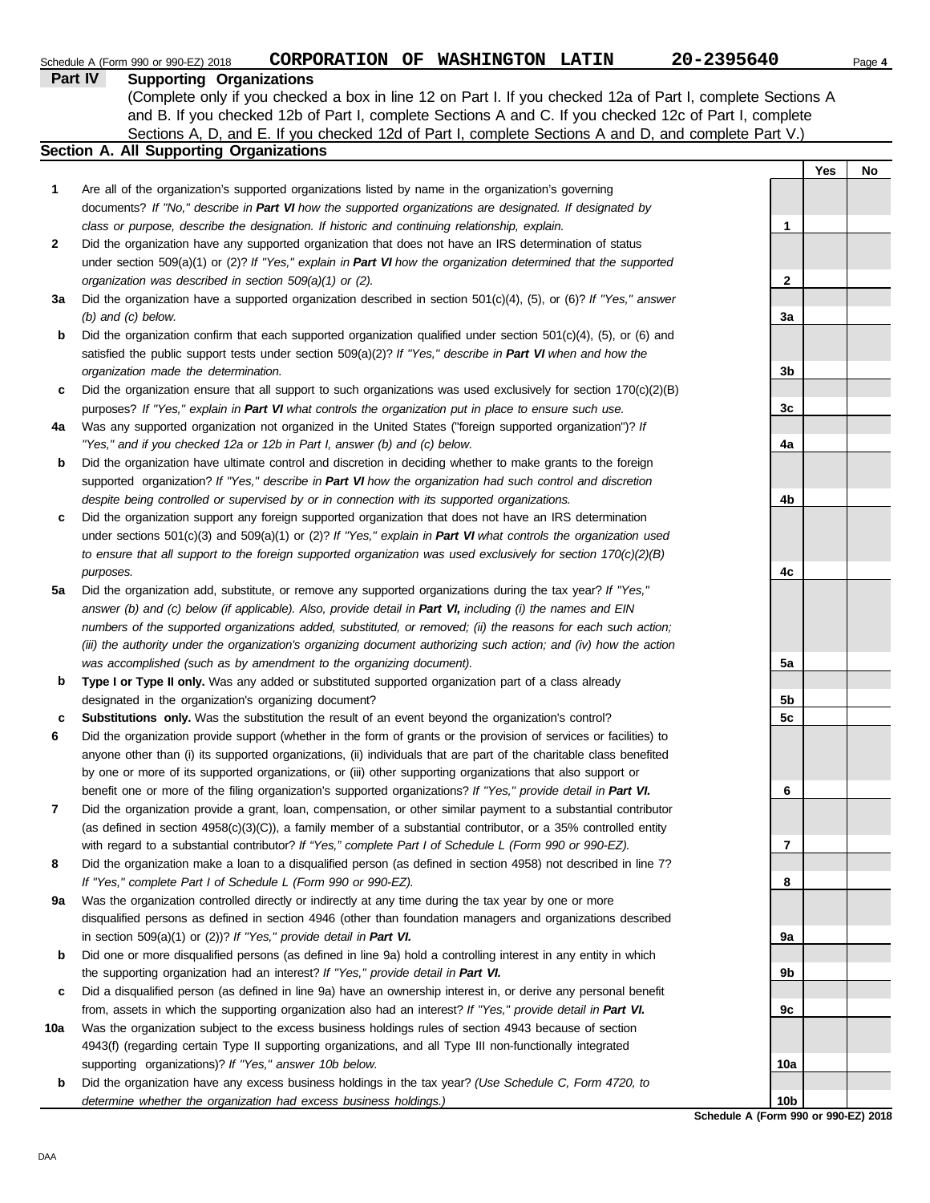Schedule A (Form 990 or 990-EZ) 2018 **CORPORATION OF WASHINGTON LATIN 20-2395640**

## Part IV Supporting Organizations

(Complete only if you checked a box in line 12 on Part I. If you checked 12a of Part I, complete Sections A and B. If you checked 12b of Part I, complete Sections A and C. If you checked 12c of Part I, complete Sections A, D, and E. If you checked 12d of Part I, complete Sections A and D, and complete Part V.)

### Section A. All Supporting Organizations

| | | | Yes | No |
|---|---|---|---|---|
| **1** | Are all of the organization's supported organizations listed by name in the organization's governing documents? *If "No," describe in **Part VI** how the supported organizations are designated. If designated by class or purpose, describe the designation. If historic and continuing relationship, explain.* | 1 | | |
| **2** | Did the organization have any supported organization that does not have an IRS determination of status under section 509(a)(1) or (2)? *If "Yes," explain in **Part VI** how the organization determined that the supported organization was described in section 509(a)(1) or (2).* | 2 | | |
| **3a** | Did the organization have a supported organization described in section 501(c)(4), (5), or (6)? *If "Yes," answer (b) and (c) below.* | 3a | | |
| **b** | Did the organization confirm that each supported organization qualified under section 501(c)(4), (5), or (6) and satisfied the public support tests under section 509(a)(2)? *If "Yes," describe in **Part VI** when and how the organization made the determination.* | 3b | | |
| **c** | Did the organization ensure that all support to such organizations was used exclusively for section 170(c)(2)(B) purposes? *If "Yes," explain in **Part VI** what controls the organization put in place to ensure such use.* | 3c | | |
| **4a** | Was any supported organization not organized in the United States ("foreign supported organization")? *If "Yes," and if you checked 12a or 12b in Part I, answer (b) and (c) below.* | 4a | | |
| **b** | Did the organization have ultimate control and discretion in deciding whether to make grants to the foreign supported organization? *If "Yes," describe in **Part VI** how the organization had such control and discretion despite being controlled or supervised by or in connection with its supported organizations.* | 4b | | |
| **c** | Did the organization support any foreign supported organization that does not have an IRS determination under sections 501(c)(3) and 509(a)(1) or (2)? *If "Yes," explain in **Part VI** what controls the organization used to ensure that all support to the foreign supported organization was used exclusively for section 170(c)(2)(B) purposes.* | 4c | | |
| **5a** | Did the organization add, substitute, or remove any supported organizations during the tax year? *If "Yes," answer (b) and (c) below (if applicable). Also, provide detail in **Part VI,** including (i) the names and EIN numbers of the supported organizations added, substituted, or removed; (ii) the reasons for each such action; (iii) the authority under the organization's organizing document authorizing such action; and (iv) how the action was accomplished (such as by amendment to the organizing document).* | 5a | | |
| **b** | **Type I or Type II only.** Was any added or substituted supported organization part of a class already designated in the organization's organizing document? | 5b | | |
| **c** | **Substitutions only.** Was the substitution the result of an event beyond the organization's control? | 5c | | |
| **6** | Did the organization provide support (whether in the form of grants or the provision of services or facilities) to anyone other than (i) its supported organizations, (ii) individuals that are part of the charitable class benefited by one or more of its supported organizations, or (iii) other supporting organizations that also support or benefit one or more of the filing organization's supported organizations? *If "Yes," provide detail in **Part VI.*** | 6 | | |
| **7** | Did the organization provide a grant, loan, compensation, or other similar payment to a substantial contributor (as defined in section 4958(c)(3)(C)), a family member of a substantial contributor, or a 35% controlled entity with regard to a substantial contributor? *If "Yes," complete Part I of Schedule L (Form 990 or 990-EZ).* | 7 | | |
| **8** | Did the organization make a loan to a disqualified person (as defined in section 4958) not described in line 7? *If "Yes," complete Part I of Schedule L (Form 990 or 990-EZ).* | 8 | | |
| **9a** | Was the organization controlled directly or indirectly at any time during the tax year by one or more disqualified persons as defined in section 4946 (other than foundation managers and organizations described in section 509(a)(1) or (2))? *If "Yes," provide detail in **Part VI.*** | 9a | | |
| **b** | Did one or more disqualified persons (as defined in line 9a) hold a controlling interest in any entity in which the supporting organization had an interest? *If "Yes," provide detail in **Part VI.*** | 9b | | |
| **c** | Did a disqualified person (as defined in line 9a) have an ownership interest in, or derive any personal benefit from, assets in which the supporting organization also had an interest? *If "Yes," provide detail in **Part VI.*** | 9c | | |
| **10a** | Was the organization subject to the excess business holdings rules of section 4943 because of section 4943(f) (regarding certain Type II supporting organizations, and all Type III non-functionally integrated supporting organizations)? *If "Yes," answer 10b below.* | 10a | | |
| **b** | Did the organization have any excess business holdings in the tax year? *(Use Schedule C, Form 4720, to determine whether the organization had excess business holdings.)* | 10b | | |

**Schedule A (Form 990 or 990-EZ) 2018**

DAA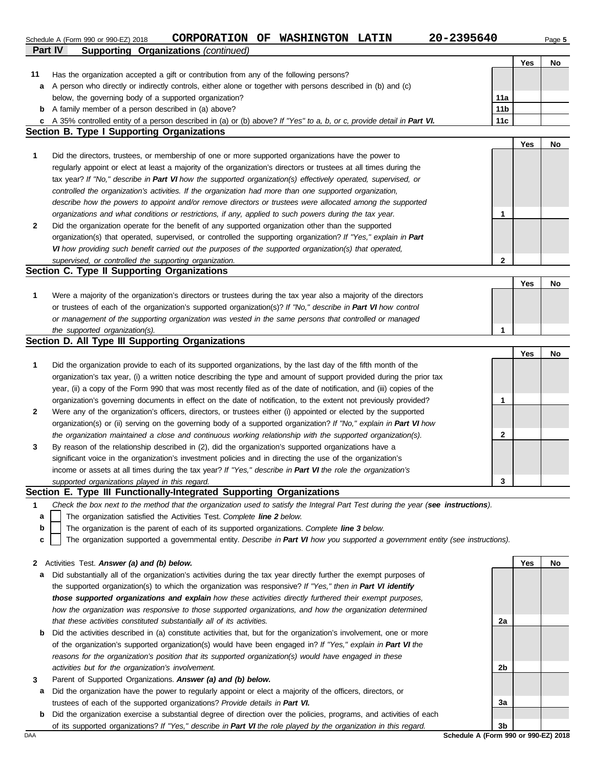Schedule A (Form 990 or 990-EZ) 2018 CORPORATION OF WASHINGTON LATIN 20-2395640

## Part IV Supporting Organizations *(continued)*

| | | | Yes | No |
|---|---|---|---|---|
| **11** | Has the organization accepted a gift or contribution from any of the following persons? | | | |
| **a** | A person who directly or indirectly controls, either alone or together with persons described in (b) and (c) below, the governing body of a supported organization? | 11a | | |
| **b** | A family member of a person described in (a) above? | 11b | | |
| **c** | A 35% controlled entity of a person described in (a) or (b) above? *If "Yes" to a, b, or c, provide detail in **Part VI.*** | 11c | | |

### Section B. Type I Supporting Organizations

| | | | Yes | No |
|---|---|---|---|---|
| **1** | Did the directors, trustees, or membership of one or more supported organizations have the power to regularly appoint or elect at least a majority of the organization's directors or trustees at all times during the tax year? *If "No," describe in **Part VI** how the supported organization(s) effectively operated, supervised, or controlled the organization's activities. If the organization had more than one supported organization, describe how the powers to appoint and/or remove directors or trustees were allocated among the supported organizations and what conditions or restrictions, if any, applied to such powers during the tax year.* | 1 | | |
| **2** | Did the organization operate for the benefit of any supported organization other than the supported organization(s) that operated, supervised, or controlled the supporting organization? *If "Yes," explain in **Part VI** how providing such benefit carried out the purposes of the supported organization(s) that operated, supervised, or controlled the supporting organization.* | 2 | | |

### Section C. Type II Supporting Organizations

| | | | Yes | No |
|---|---|---|---|---|
| **1** | Were a majority of the organization's directors or trustees during the tax year also a majority of the directors or trustees of each of the organization's supported organization(s)? *If "No," describe in **Part VI** how control or management of the supporting organization was vested in the same persons that controlled or managed the supported organization(s).* | 1 | | |

### Section D. All Type III Supporting Organizations

| | | | Yes | No |
|---|---|---|---|---|
| **1** | Did the organization provide to each of its supported organizations, by the last day of the fifth month of the organization's tax year, (i) a written notice describing the type and amount of support provided during the prior tax year, (ii) a copy of the Form 990 that was most recently filed as of the date of notification, and (iii) copies of the organization's governing documents in effect on the date of notification, to the extent not previously provided? | 1 | | |
| **2** | Were any of the organization's officers, directors, or trustees either (i) appointed or elected by the supported organization(s) or (ii) serving on the governing body of a supported organization? *If "No," explain in **Part VI** how the organization maintained a close and continuous working relationship with the supported organization(s).* | 2 | | |
| **3** | By reason of the relationship described in (2), did the organization's supported organizations have a significant voice in the organization's investment policies and in directing the use of the organization's income or assets at all times during the tax year? *If "Yes," describe in **Part VI** the role the organization's supported organizations played in this regard.* | 3 | | |

### Section E. Type III Functionally-Integrated Supporting Organizations

**1** *Check the box next to the method that the organization used to satisfy the Integral Part Test during the year (**see instructions**).*

- **a** ☐ The organization satisfied the Activities Test. *Complete **line 2** below.*
- **b** ☐ The organization is the parent of each of its supported organizations. *Complete **line 3** below.*
- **c** ☐ The organization supported a governmental entity. *Describe in **Part VI** how you supported a government entity (see instructions).*

| | | | Yes | No |
|---|---|---|---|---|
| **2** | Activities Test. ***Answer (a) and (b) below.*** | | | |
| **a** | Did substantially all of the organization's activities during the tax year directly further the exempt purposes of the supported organization(s) to which the organization was responsive? *If "Yes," then in **Part VI identify those supported organizations and explain** how these activities directly furthered their exempt purposes, how the organization was responsive to those supported organizations, and how the organization determined that these activities constituted substantially all of its activities.* | 2a | | |
| **b** | Did the activities described in (a) constitute activities that, but for the organization's involvement, one or more of the organization's supported organization(s) would have been engaged in? *If "Yes," explain in **Part VI** the reasons for the organization's position that its supported organization(s) would have engaged in these activities but for the organization's involvement.* | 2b | | |
| **3** | Parent of Supported Organizations. ***Answer (a) and (b) below.*** | | | |
| **a** | Did the organization have the power to regularly appoint or elect a majority of the officers, directors, or trustees of each of the supported organizations? ***Provide details in Part VI.*** | 3a | | |
| **b** | Did the organization exercise a substantial degree of direction over the policies, programs, and activities of each of its supported organizations? *If "Yes," describe in **Part VI** the role played by the organization in this regard.* | 3b | | |

DAA **Schedule A (Form 990 or 990-EZ) 2018**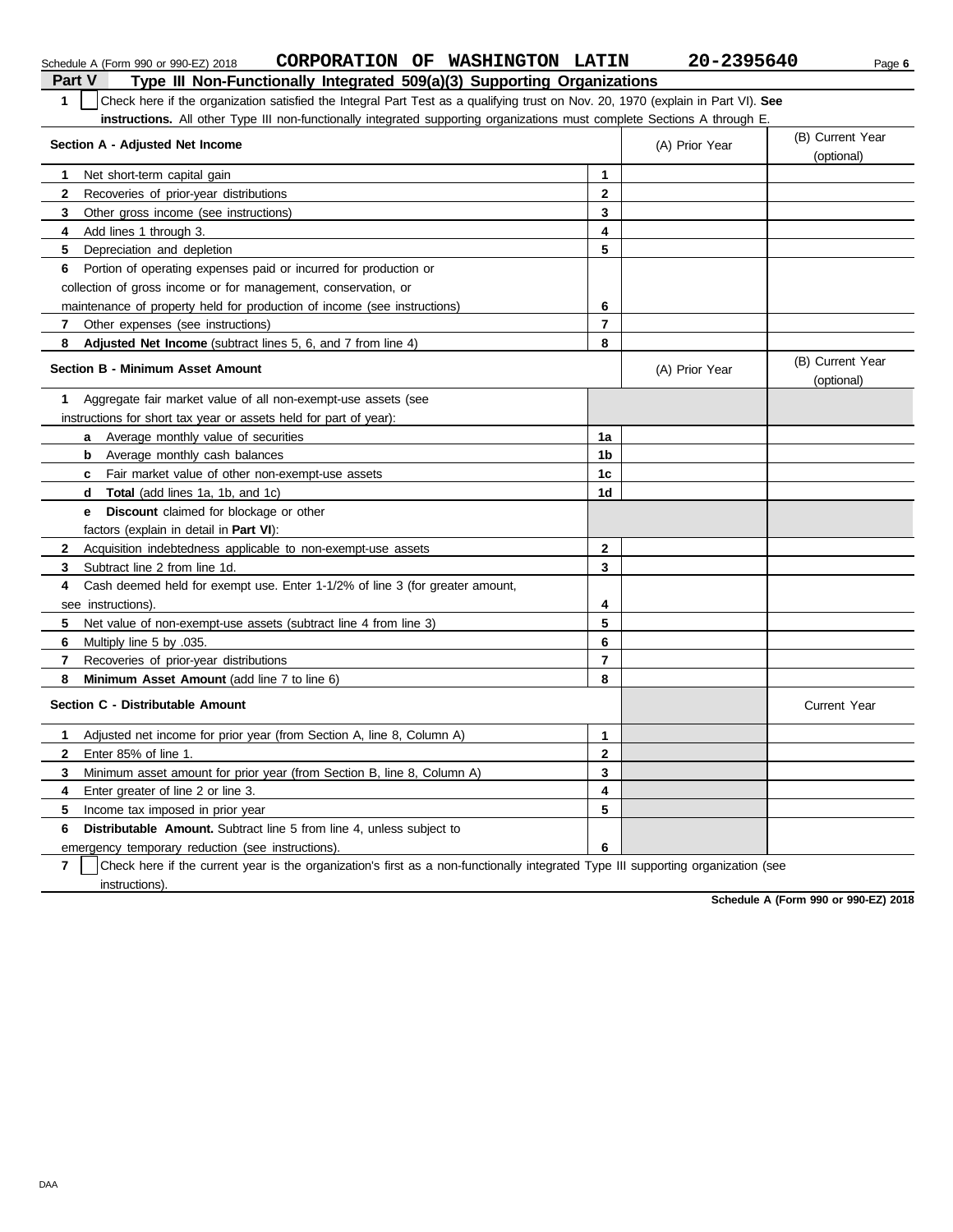Schedule A (Form 990 or 990-EZ) 2018 **CORPORATION OF WASHINGTON LATIN** **20-2395640** Page **6**

## Part V Type III Non-Functionally Integrated 509(a)(3) Supporting Organizations

**1** ☐ Check here if the organization satisfied the Integral Part Test as a qualifying trust on Nov. 20, 1970 (explain in Part VI). **See instructions.** All other Type III non-functionally integrated supporting organizations must complete Sections A through E.

| **Section A - Adjusted Net Income** | | (A) Prior Year | (B) Current Year (optional) |
|---|---|---|---|
| **1** Net short-term capital gain | **1** | | |
| **2** Recoveries of prior-year distributions | **2** | | |
| **3** Other gross income (see instructions) | **3** | | |
| **4** Add lines 1 through 3. | **4** | | |
| **5** Depreciation and depletion | **5** | | |
| **6** Portion of operating expenses paid or incurred for production or collection of gross income or for management, conservation, or maintenance of property held for production of income (see instructions) | **6** | | |
| **7** Other expenses (see instructions) | **7** | | |
| **8** **Adjusted Net Income** (subtract lines 5, 6, and 7 from line 4) | **8** | | |

| **Section B - Minimum Asset Amount** | | (A) Prior Year | (B) Current Year (optional) |
|---|---|---|---|
| **1** Aggregate fair market value of all non-exempt-use assets (see instructions for short tax year or assets held for part of year): | | | |
| **a** Average monthly value of securities | **1a** | | |
| **b** Average monthly cash balances | **1b** | | |
| **c** Fair market value of other non-exempt-use assets | **1c** | | |
| **d** **Total** (add lines 1a, 1b, and 1c) | **1d** | | |
| **e** **Discount** claimed for blockage or other factors (explain in detail in **Part VI**): | | | |
| **2** Acquisition indebtedness applicable to non-exempt-use assets | **2** | | |
| **3** Subtract line 2 from line 1d. | **3** | | |
| **4** Cash deemed held for exempt use. Enter 1-1/2% of line 3 (for greater amount, see instructions). | **4** | | |
| **5** Net value of non-exempt-use assets (subtract line 4 from line 3) | **5** | | |
| **6** Multiply line 5 by .035. | **6** | | |
| **7** Recoveries of prior-year distributions | **7** | | |
| **8** **Minimum Asset Amount** (add line 7 to line 6) | **8** | | |

| **Section C - Distributable Amount** | | | Current Year |
|---|---|---|---|
| **1** Adjusted net income for prior year (from Section A, line 8, Column A) | **1** | | |
| **2** Enter 85% of line 1. | **2** | | |
| **3** Minimum asset amount for prior year (from Section B, line 8, Column A) | **3** | | |
| **4** Enter greater of line 2 or line 3. | **4** | | |
| **5** Income tax imposed in prior year | **5** | | |
| **6** **Distributable Amount.** Subtract line 5 from line 4, unless subject to emergency temporary reduction (see instructions). | **6** | | |

**7** ☐ Check here if the current year is the organization's first as a non-functionally integrated Type III supporting organization (see instructions).

**Schedule A (Form 990 or 990-EZ) 2018**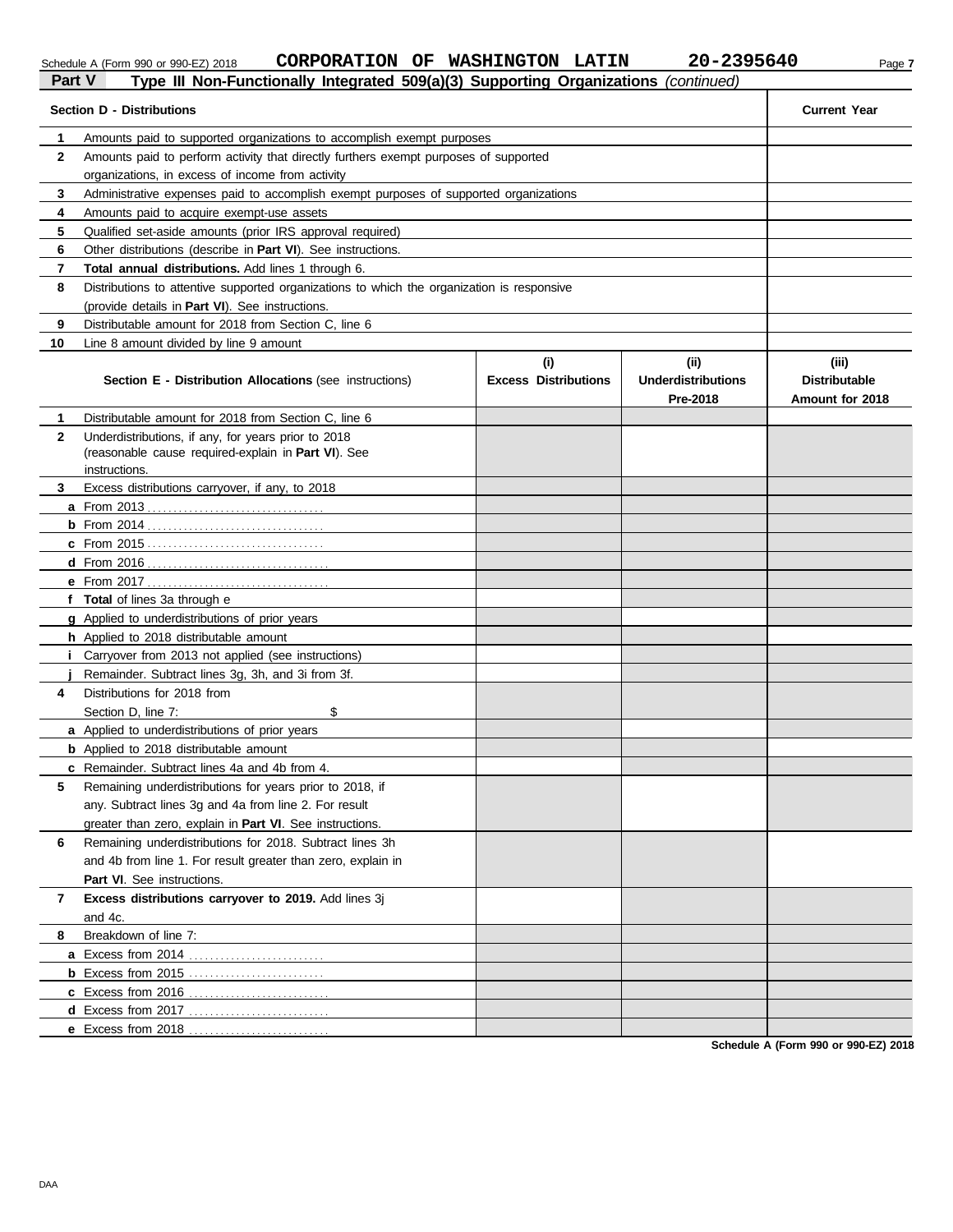Schedule A (Form 990 or 990-EZ) 2018 **CORPORATION OF WASHINGTON LATIN** **20-2395640**

## Part V Type III Non-Functionally Integrated 509(a)(3) Supporting Organizations *(continued)*

| | Section D - Distributions | Current Year |
|---|---|---|
| 1 | Amounts paid to supported organizations to accomplish exempt purposes | |
| 2 | Amounts paid to perform activity that directly furthers exempt purposes of supported organizations, in excess of income from activity | |
| 3 | Administrative expenses paid to accomplish exempt purposes of supported organizations | |
| 4 | Amounts paid to acquire exempt-use assets | |
| 5 | Qualified set-aside amounts (prior IRS approval required) | |
| 6 | Other distributions (describe in **Part VI**). See instructions. | |
| 7 | **Total annual distributions.** Add lines 1 through 6. | |
| 8 | Distributions to attentive supported organizations to which the organization is responsive (provide details in **Part VI**). See instructions. | |
| 9 | Distributable amount for 2018 from Section C, line 6 | |
| 10 | Line 8 amount divided by line 9 amount | |

| | Section E - Distribution Allocations (see instructions) | (i) Excess Distributions | (ii) Underdistributions Pre-2018 | (iii) Distributable Amount for 2018 |
|---|---|---|---|---|
| 1 | Distributable amount for 2018 from Section C, line 6 | | | |
| 2 | Underdistributions, if any, for years prior to 2018 (reasonable cause required-explain in **Part VI**). See instructions. | | | |
| 3 | Excess distributions carryover, if any, to 2018 | | | |
| a | From 2013 | | | |
| b | From 2014 | | | |
| c | From 2015 | | | |
| d | From 2016 | | | |
| e | From 2017 | | | |
| f | **Total** of lines 3a through e | | | |
| g | Applied to underdistributions of prior years | | | |
| h | Applied to 2018 distributable amount | | | |
| i | Carryover from 2013 not applied (see instructions) | | | |
| j | Remainder. Subtract lines 3g, 3h, and 3i from 3f. | | | |
| 4 | Distributions for 2018 from Section D, line 7: $ | | | |
| a | Applied to underdistributions of prior years | | | |
| b | Applied to 2018 distributable amount | | | |
| c | Remainder. Subtract lines 4a and 4b from 4. | | | |
| 5 | Remaining underdistributions for years prior to 2018, if any. Subtract lines 3g and 4a from line 2. For result greater than zero, explain in **Part VI**. See instructions. | | | |
| 6 | Remaining underdistributions for 2018. Subtract lines 3h and 4b from line 1. For result greater than zero, explain in **Part VI**. See instructions. | | | |
| 7 | **Excess distributions carryover to 2019.** Add lines 3j and 4c. | | | |
| 8 | Breakdown of line 7: | | | |
| a | Excess from 2014 | | | |
| b | Excess from 2015 | | | |
| c | Excess from 2016 | | | |
| d | Excess from 2017 | | | |
| e | Excess from 2018 | | | |

**Schedule A (Form 990 or 990-EZ) 2018**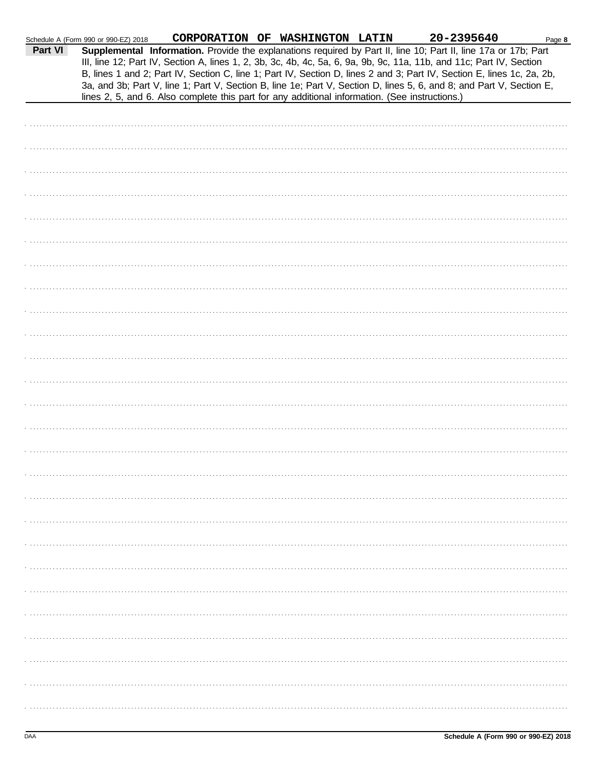Schedule A (Form 990 or 990-EZ) 2018 **CORPORATION OF WASHINGTON LATIN** **20-2395640** Page **8**

**Part VI** **Supplemental Information.** Provide the explanations required by Part II, line 10; Part II, line 17a or 17b; Part III, line 12; Part IV, Section A, lines 1, 2, 3b, 3c, 4b, 4c, 5a, 6, 9a, 9b, 9c, 11a, 11b, and 11c; Part IV, Section B, lines 1 and 2; Part IV, Section C, line 1; Part IV, Section D, lines 2 and 3; Part IV, Section E, lines 1c, 2a, 2b, 3a, and 3b; Part V, line 1; Part V, Section B, line 1e; Part V, Section D, lines 5, 6, and 8; and Part V, Section E, lines 2, 5, and 6. Also complete this part for any additional information. (See instructions.)

DAA **Schedule A (Form 990 or 990-EZ) 2018**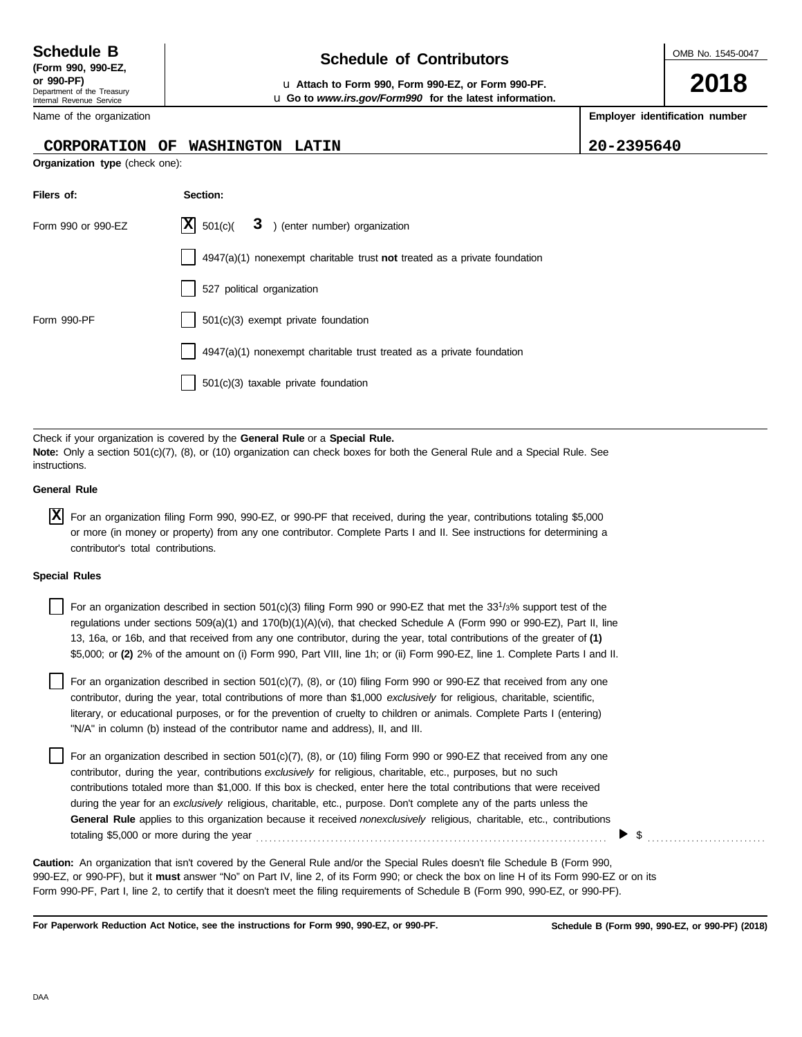**Schedule B**
**(Form 990, 990-EZ, or 990-PF)**
Department of the Treasury
Internal Revenue Service

# Schedule of Contributors

u **Attach to Form 990, Form 990-EZ, or Form 990-PF.**
u **Go to *www.irs.gov/Form990* for the latest information.**

OMB No. 1545-0047

**2018**

Name of the organization

**CORPORATION OF WASHINGTON LATIN**

**Employer identification number**

**20-2395640**

**Organization type** (check one):

| Filers of: | Section: |
|---|---|
| Form 990 or 990-EZ | [X] 501(c)( 3 ) (enter number) organization |
| | [ ] 4947(a)(1) nonexempt charitable trust **not** treated as a private foundation |
| | [ ] 527 political organization |
| Form 990-PF | [ ] 501(c)(3) exempt private foundation |
| | [ ] 4947(a)(1) nonexempt charitable trust treated as a private foundation |
| | [ ] 501(c)(3) taxable private foundation |

Check if your organization is covered by the **General Rule** or a **Special Rule.**
**Note:** Only a section 501(c)(7), (8), or (10) organization can check boxes for both the General Rule and a Special Rule. See instructions.

**General Rule**

[X] For an organization filing Form 990, 990-EZ, or 990-PF that received, during the year, contributions totaling $5,000 or more (in money or property) from any one contributor. Complete Parts I and II. See instructions for determining a contributor's total contributions.

**Special Rules**

[ ] For an organization described in section 501(c)(3) filing Form 990 or 990-EZ that met the 33 1/3% support test of the regulations under sections 509(a)(1) and 170(b)(1)(A)(vi), that checked Schedule A (Form 990 or 990-EZ), Part II, line 13, 16a, or 16b, and that received from any one contributor, during the year, total contributions of the greater of **(1)** $5,000; or **(2)** 2% of the amount on (i) Form 990, Part VIII, line 1h; or (ii) Form 990-EZ, line 1. Complete Parts I and II.

[ ] For an organization described in section 501(c)(7), (8), or (10) filing Form 990 or 990-EZ that received from any one contributor, during the year, total contributions of more than $1,000 *exclusively* for religious, charitable, scientific, literary, or educational purposes, or for the prevention of cruelty to children or animals. Complete Parts I (entering) "N/A" in column (b) instead of the contributor name and address), II, and III.

[ ] For an organization described in section 501(c)(7), (8), or (10) filing Form 990 or 990-EZ that received from any one contributor, during the year, contributions *exclusively* for religious, charitable, etc., purposes, but no such contributions totaled more than $1,000. If this box is checked, enter here the total contributions that were received during the year for an *exclusively* religious, charitable, etc., purpose. Don't complete any of the parts unless the **General Rule** applies to this organization because it received *nonexclusively* religious, charitable, etc., contributions totaling $5,000 or more during the year . . . . . . . . . . ▶ $ . . . . . . . . . .

**Caution:** An organization that isn't covered by the General Rule and/or the Special Rules doesn't file Schedule B (Form 990, 990-EZ, or 990-PF), but it **must** answer "No" on Part IV, line 2, of its Form 990; or check the box on line H of its Form 990-EZ or on its Form 990-PF, Part I, line 2, to certify that it doesn't meet the filing requirements of Schedule B (Form 990, 990-EZ, or 990-PF).

**For Paperwork Reduction Act Notice, see the instructions for Form 990, 990-EZ, or 990-PF.**

**Schedule B (Form 990, 990-EZ, or 990-PF) (2018)**

DAA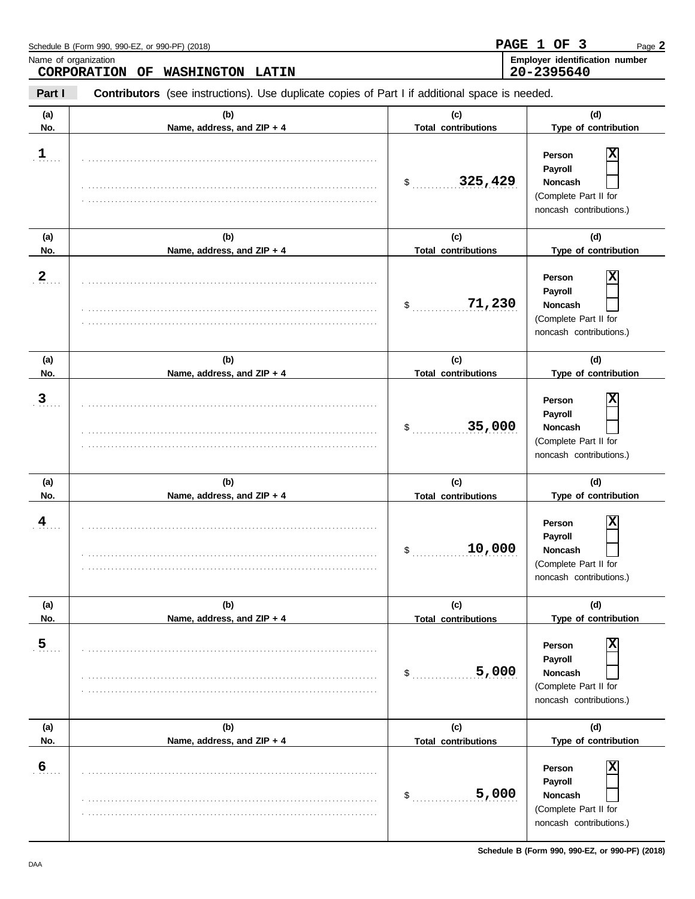Name of organization

**CORPORATION OF WASHINGTON LATIN**

**Employer identification number**

**20-2395640**

**Part I** **Contributors** (see instructions). Use duplicate copies of Part I if additional space is needed.

| (a) No. | (b) Name, address, and ZIP + 4 | (c) Total contributions | (d) Type of contribution |
|---|---|---|---|
| 1 | | $ 325,429 | Person [X] Payroll [ ] Noncash [ ] (Complete Part II for noncash contributions.) |
| 2 | | $ 71,230 | Person [X] Payroll [ ] Noncash [ ] (Complete Part II for noncash contributions.) |
| 3 | | $ 35,000 | Person [X] Payroll [ ] Noncash [ ] (Complete Part II for noncash contributions.) |
| 4 | | $ 10,000 | Person [X] Payroll [ ] Noncash [ ] (Complete Part II for noncash contributions.) |
| 5 | | $ 5,000 | Person [X] Payroll [ ] Noncash [ ] (Complete Part II for noncash contributions.) |
| 6 | | $ 5,000 | Person [X] Payroll [ ] Noncash [ ] (Complete Part II for noncash contributions.) |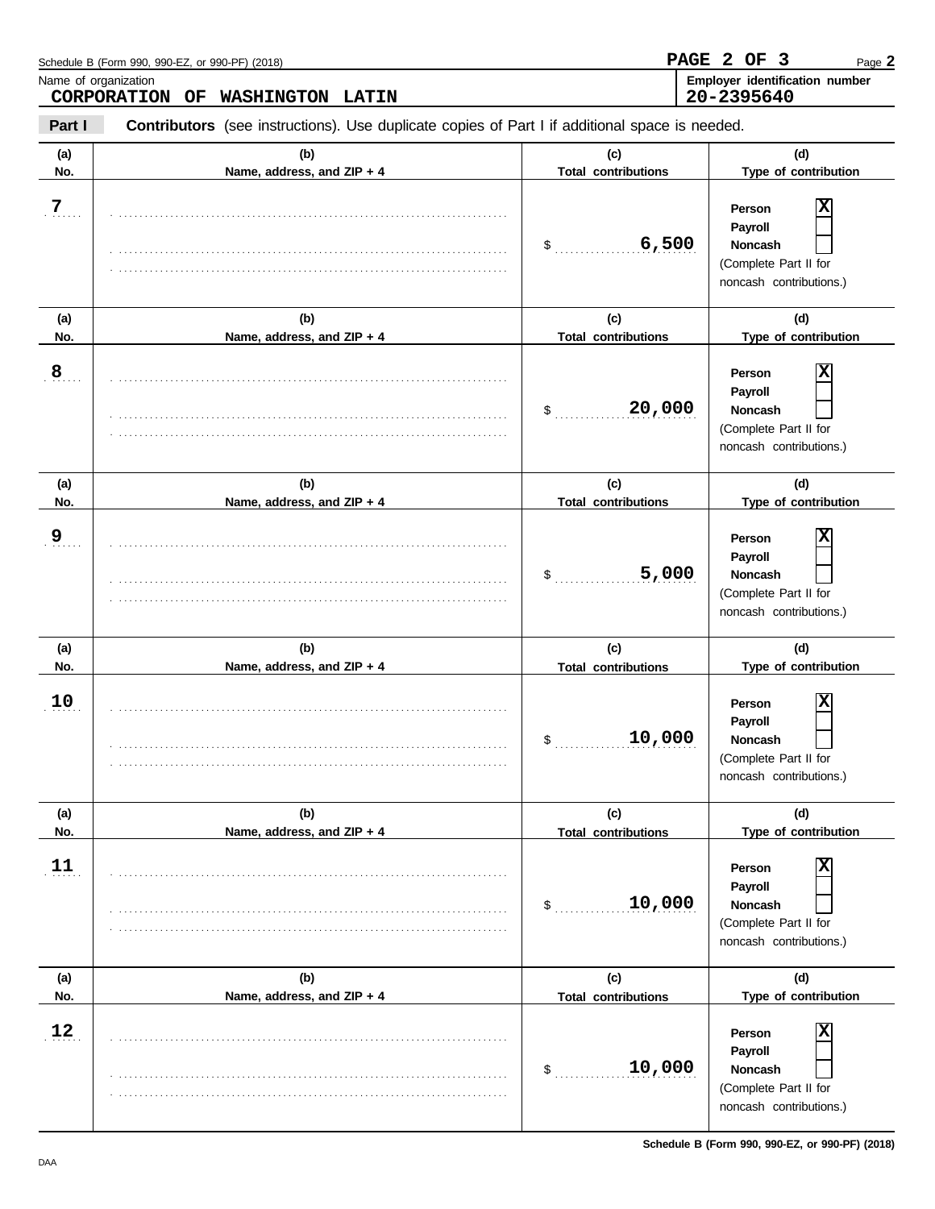Schedule B (Form 990, 990-EZ, or 990-PF) (2018)

Name of organization: **CORPORATION OF WASHINGTON LATIN**

Employer identification number: **20-2395640**

**Part I** **Contributors** (see instructions). Use duplicate copies of Part I if additional space is needed.

| (a) No. | (b) Name, address, and ZIP + 4 | (c) Total contributions | (d) Type of contribution |
|---|---|---|---|
| 7 | | $ 6,500 | Person [X] Payroll [ ] Noncash [ ] (Complete Part II for noncash contributions.) |
| 8 | | $ 20,000 | Person [X] Payroll [ ] Noncash [ ] (Complete Part II for noncash contributions.) |
| 9 | | $ 5,000 | Person [X] Payroll [ ] Noncash [ ] (Complete Part II for noncash contributions.) |
| 10 | | $ 10,000 | Person [X] Payroll [ ] Noncash [ ] (Complete Part II for noncash contributions.) |
| 11 | | $ 10,000 | Person [X] Payroll [ ] Noncash [ ] (Complete Part II for noncash contributions.) |
| 12 | | $ 10,000 | Person [X] Payroll [ ] Noncash [ ] (Complete Part II for noncash contributions.) |

Schedule B (Form 990, 990-EZ, or 990-PF) (2018)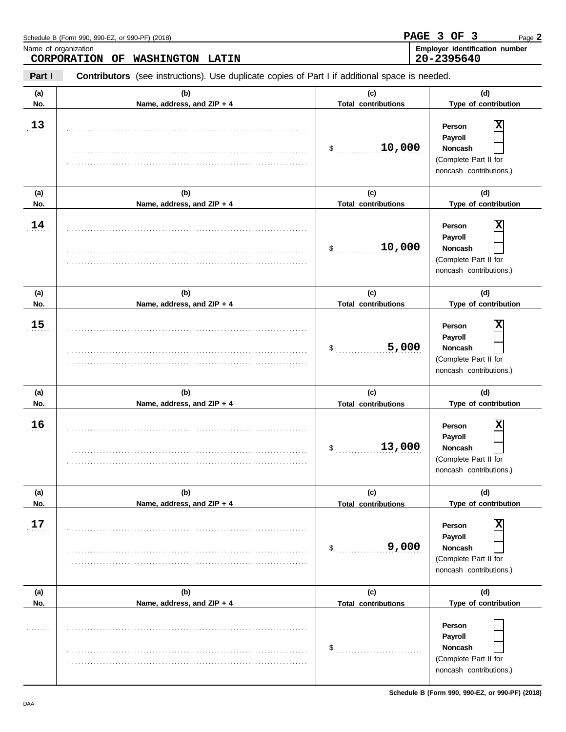Name of organization: **CORPORATION OF WASHINGTON LATIN**

Employer identification number: **20-2395640**

**Part I** **Contributors** (see instructions). Use duplicate copies of Part I if additional space is needed.

| (a) No. | (b) Name, address, and ZIP + 4 | (c) Total contributions | (d) Type of contribution |
|---|---|---|---|
| 13 | | $ 10,000 | Person [X] Payroll [ ] Noncash [ ] (Complete Part II for noncash contributions.) |
| 14 | | $ 10,000 | Person [X] Payroll [ ] Noncash [ ] (Complete Part II for noncash contributions.) |
| 15 | | $ 5,000 | Person [X] Payroll [ ] Noncash [ ] (Complete Part II for noncash contributions.) |
| 16 | | $ 13,000 | Person [X] Payroll [ ] Noncash [ ] (Complete Part II for noncash contributions.) |
| 17 | | $ 9,000 | Person [X] Payroll [ ] Noncash [ ] (Complete Part II for noncash contributions.) |
| | | $ | Person [ ] Payroll [ ] Noncash [ ] (Complete Part II for noncash contributions.) |

Schedule B (Form 990, 990-EZ, or 990-PF) (2018)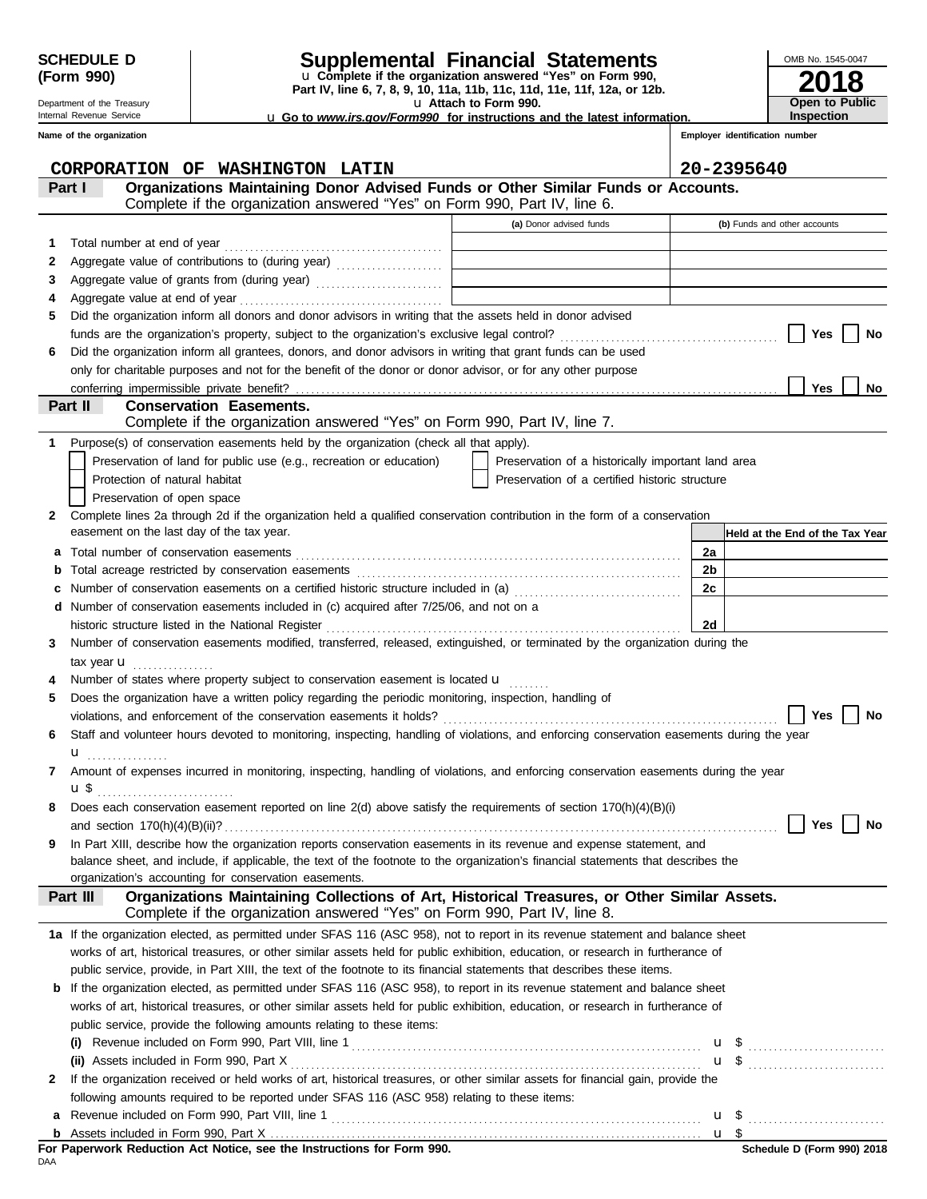**SCHEDULE D (Form 990)**

Department of the Treasury
Internal Revenue Service

# Supplemental Financial Statements

u Complete if the organization answered "Yes" on Form 990, Part IV, line 6, 7, 8, 9, 10, 11a, 11b, 11c, 11d, 11e, 11f, 12a, or 12b.
u Attach to Form 990.
u Go to *www.irs.gov/Form990* for instructions and the latest information.

OMB No. 1545-0047

**2018**

**Open to Public Inspection**

**Name of the organization:** CORPORATION OF WASHINGTON LATIN

**Employer identification number:** 20-2395640

## Part I — Organizations Maintaining Donor Advised Funds or Other Similar Funds or Accounts.

Complete if the organization answered "Yes" on Form 990, Part IV, line 6.

| | | (a) Donor advised funds | (b) Funds and other accounts |
|---|---|---|---|
| 1 | Total number at end of year | | |
| 2 | Aggregate value of contributions to (during year) | | |
| 3 | Aggregate value of grants from (during year) | | |
| 4 | Aggregate value at end of year | | |

5 Did the organization inform all donors and donor advisors in writing that the assets held in donor advised funds are the organization's property, subject to the organization's exclusive legal control? ☐ Yes ☐ No

6 Did the organization inform all grantees, donors, and donor advisors in writing that grant funds can be used only for charitable purposes and not for the benefit of the donor or donor advisor, or for any other purpose conferring impermissible private benefit? ☐ Yes ☐ No

## Part II — Conservation Easements.

Complete if the organization answered "Yes" on Form 990, Part IV, line 7.

1 Purpose(s) of conservation easements held by the organization (check all that apply).

- ☐ Preservation of land for public use (e.g., recreation or education)
- ☐ Protection of natural habitat
- ☐ Preservation of open space
- ☐ Preservation of a historically important land area
- ☐ Preservation of a certified historic structure

2 Complete lines 2a through 2d if the organization held a qualified conservation contribution in the form of a conservation easement on the last day of the tax year.

| | | | Held at the End of the Tax Year |
|---|---|---|---|
| a | Total number of conservation easements | 2a | |
| b | Total acreage restricted by conservation easements | 2b | |
| c | Number of conservation easements on a certified historic structure included in (a) | 2c | |
| d | Number of conservation easements included in (c) acquired after 7/25/06, and not on a historic structure listed in the National Register | 2d | |

3 Number of conservation easements modified, transferred, released, extinguished, or terminated by the organization during the tax year u ...............

4 Number of states where property subject to conservation easement is located u ........

5 Does the organization have a written policy regarding the periodic monitoring, inspection, handling of violations, and enforcement of the conservation easements it holds? ☐ Yes ☐ No

6 Staff and volunteer hours devoted to monitoring, inspecting, handling of violations, and enforcing conservation easements during the year u ...............

7 Amount of expenses incurred in monitoring, inspecting, handling of violations, and enforcing conservation easements during the year u $ ...............

8 Does each conservation easement reported on line 2(d) above satisfy the requirements of section 170(h)(4)(B)(i) and section 170(h)(4)(B)(ii)? ☐ Yes ☐ No

9 In Part XIII, describe how the organization reports conservation easements in its revenue and expense statement, and balance sheet, and include, if applicable, the text of the footnote to the organization's financial statements that describes the organization's accounting for conservation easements.

## Part III — Organizations Maintaining Collections of Art, Historical Treasures, or Other Similar Assets.

Complete if the organization answered "Yes" on Form 990, Part IV, line 8.

1a If the organization elected, as permitted under SFAS 116 (ASC 958), not to report in its revenue statement and balance sheet works of art, historical treasures, or other similar assets held for public exhibition, education, or research in furtherance of public service, provide, in Part XIII, the text of the footnote to its financial statements that describes these items.

b If the organization elected, as permitted under SFAS 116 (ASC 958), to report in its revenue statement and balance sheet works of art, historical treasures, or other similar assets held for public exhibition, education, or research in furtherance of public service, provide the following amounts relating to these items:

(i) Revenue included on Form 990, Part VIII, line 1 u $ ...............

(ii) Assets included in Form 990, Part X u $ ...............

2 If the organization received or held works of art, historical treasures, or other similar assets for financial gain, provide the following amounts required to be reported under SFAS 116 (ASC 958) relating to these items:

a Revenue included on Form 990, Part VIII, line 1 u $ ...............

b Assets included in Form 990, Part X u $

**For Paperwork Reduction Act Notice, see the Instructions for Form 990.**

DAA

**Schedule D (Form 990) 2018**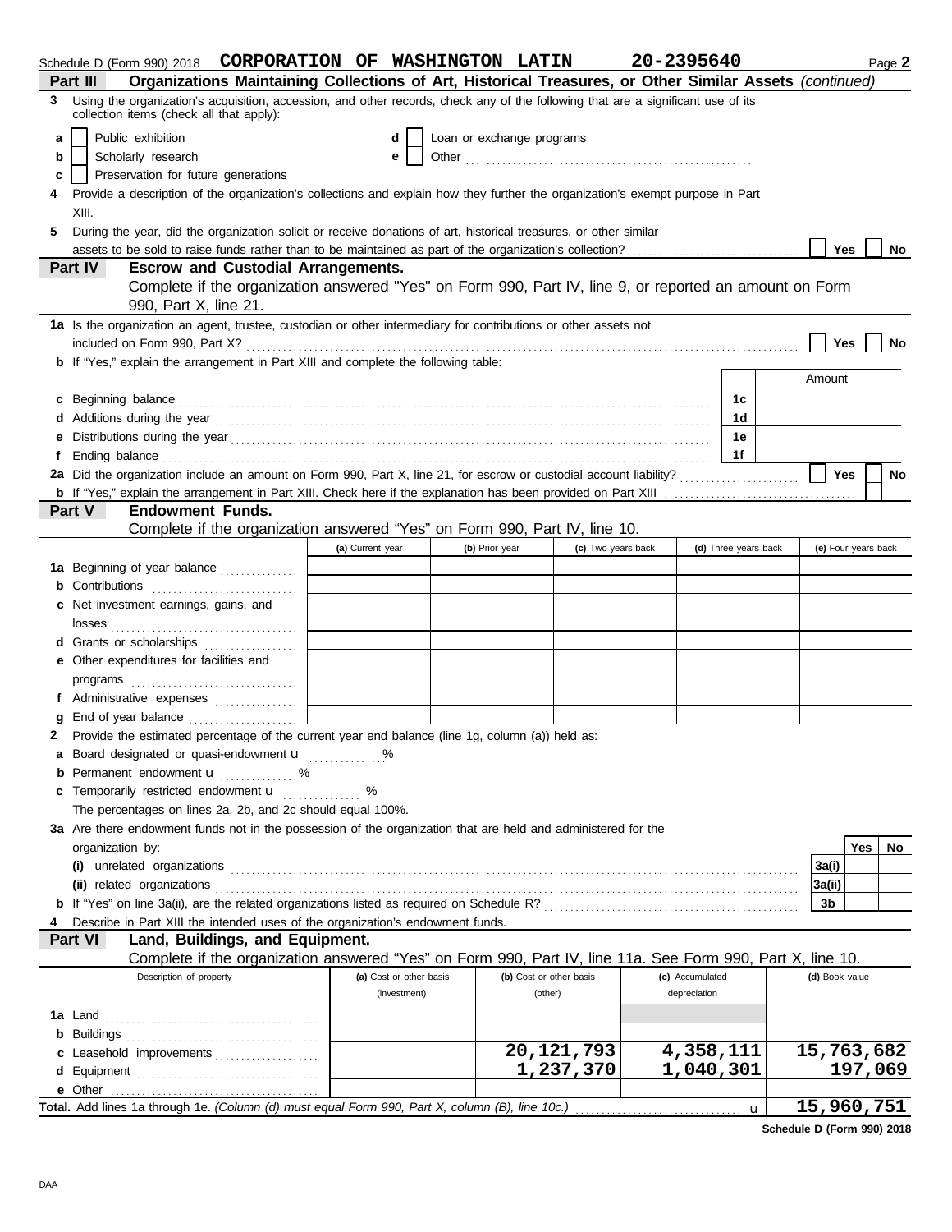Schedule D (Form 990) 2018 **CORPORATION OF WASHINGTON LATIN** **20-2395640** Page **2**

**Part III** **Organizations Maintaining Collections of Art, Historical Treasures, or Other Similar Assets** *(continued)*

**3** Using the organization's acquisition, accession, and other records, check any of the following that are a significant use of its collection items (check all that apply):

- **a** ☐ Public exhibition
- **b** ☐ Scholarly research
- **c** ☐ Preservation for future generations
- **d** ☐ Loan or exchange programs
- **e** ☐ Other

**4** Provide a description of the organization's collections and explain how they further the organization's exempt purpose in Part XIII.

**5** During the year, did the organization solicit or receive donations of art, historical treasures, or other similar assets to be sold to raise funds rather than to be maintained as part of the organization's collection? ☐ Yes ☐ No

**Part IV** **Escrow and Custodial Arrangements.**

Complete if the organization answered "Yes" on Form 990, Part IV, line 9, or reported an amount on Form 990, Part X, line 21.

**1a** Is the organization an agent, trustee, custodian or other intermediary for contributions or other assets not included on Form 990, Part X? ☐ Yes ☐ No

**b** If "Yes," explain the arrangement in Part XIII and complete the following table:

| | | Amount |
|---|---|---|
| **c** Beginning balance | 1c | |
| **d** Additions during the year | 1d | |
| **e** Distributions during the year | 1e | |
| **f** Ending balance | 1f | |

**2a** Did the organization include an amount on Form 990, Part X, line 21, for escrow or custodial account liability? ☐ Yes ☐ No

**b** If "Yes," explain the arrangement in Part XIII. Check here if the explanation has been provided on Part XIII ☐

**Part V** **Endowment Funds.**

Complete if the organization answered "Yes" on Form 990, Part IV, line 10.

| | (a) Current year | (b) Prior year | (c) Two years back | (d) Three years back | (e) Four years back |
|---|---|---|---|---|---|
| **1a** Beginning of year balance | | | | | |
| **b** Contributions | | | | | |
| **c** Net investment earnings, gains, and losses | | | | | |
| **d** Grants or scholarships | | | | | |
| **e** Other expenditures for facilities and programs | | | | | |
| **f** Administrative expenses | | | | | |
| **g** End of year balance | | | | | |

**2** Provide the estimated percentage of the current year end balance (line 1g, column (a)) held as:

- **a** Board designated or quasi-endowment u ............%
- **b** Permanent endowment u ............%
- **c** Temporarily restricted endowment u ............%

The percentages on lines 2a, 2b, and 2c should equal 100%.

**3a** Are there endowment funds not in the possession of the organization that are held and administered for the organization by:

| | | Yes | No |
|---|---|---|---|
| **(i)** unrelated organizations | 3a(i) | | |
| **(ii)** related organizations | 3a(ii) | | |
| **b** If "Yes" on line 3a(ii), are the related organizations listed as required on Schedule R? | 3b | | |

**4** Describe in Part XIII the intended uses of the organization's endowment funds.

**Part VI** **Land, Buildings, and Equipment.**

Complete if the organization answered "Yes" on Form 990, Part IV, line 11a. See Form 990, Part X, line 10.

| Description of property | (a) Cost or other basis (investment) | (b) Cost or other basis (other) | (c) Accumulated depreciation | (d) Book value |
|---|---|---|---|---|
| **1a** Land | | | | |
| **b** Buildings | | | | |
| **c** Leasehold improvements | | 20,121,793 | 4,358,111 | 15,763,682 |
| **d** Equipment | | 1,237,370 | 1,040,301 | 197,069 |
| **e** Other | | | | |
| **Total.** Add lines 1a through 1e. *(Column (d) must equal Form 990, Part X, column (B), line 10c.)* u | | | | 15,960,751 |

**Schedule D (Form 990) 2018**

DAA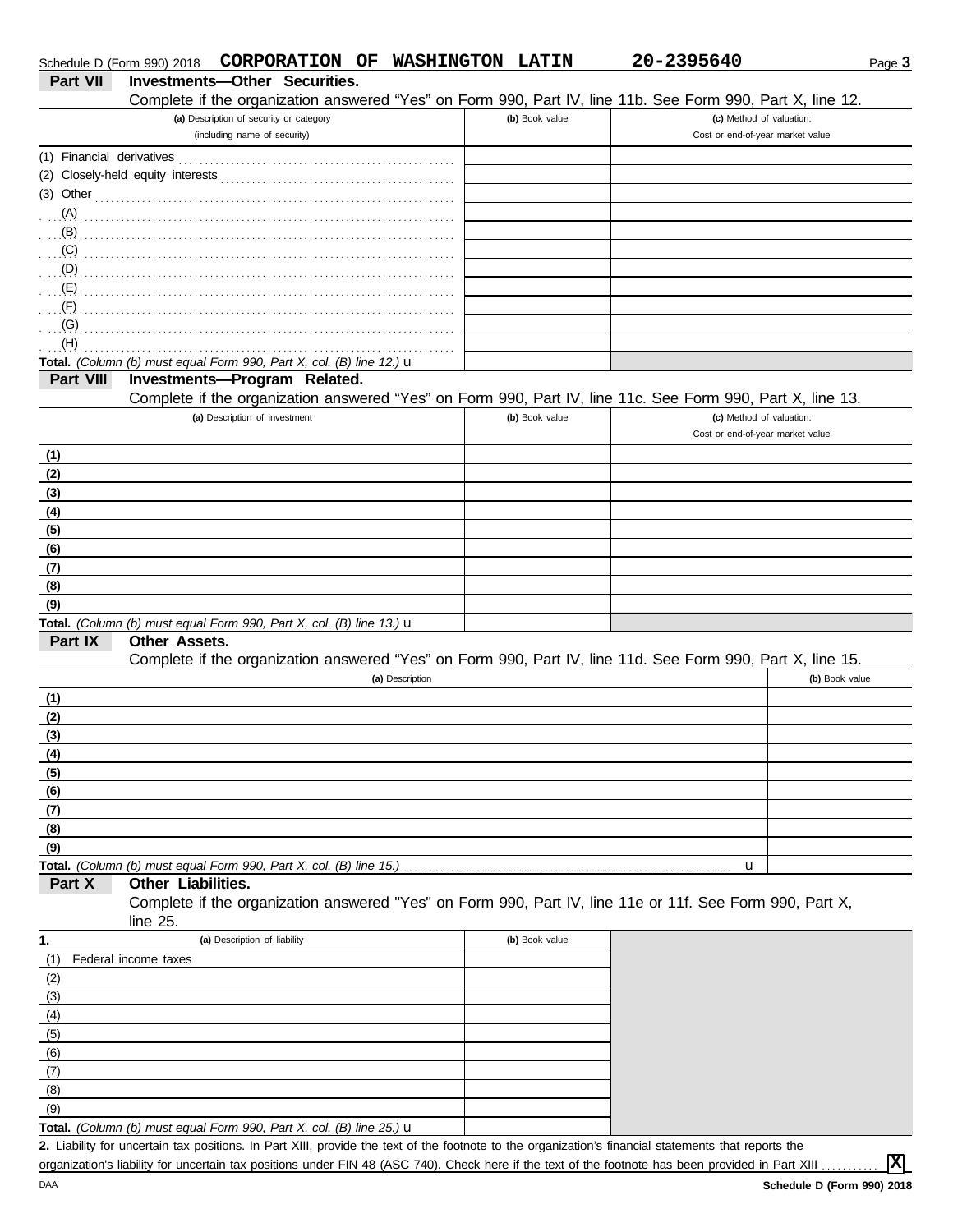Schedule D (Form 990) 2018 **CORPORATION OF WASHINGTON LATIN** **20-2395640**

## Part VII Investments—Other Securities.

Complete if the organization answered "Yes" on Form 990, Part IV, line 11b. See Form 990, Part X, line 12.

| (a) Description of security or category (including name of security) | (b) Book value | (c) Method of valuation: Cost or end-of-year market value |
|---|---|---|
| (1) Financial derivatives | | |
| (2) Closely-held equity interests | | |
| (3) Other | | |
| (A) | | |
| (B) | | |
| (C) | | |
| (D) | | |
| (E) | | |
| (F) | | |
| (G) | | |
| (H) | | |
| **Total.** *(Column (b) must equal Form 990, Part X, col. (B) line 12.)* u | | |

## Part VIII Investments—Program Related.

Complete if the organization answered "Yes" on Form 990, Part IV, line 11c. See Form 990, Part X, line 13.

| (a) Description of investment | (b) Book value | (c) Method of valuation: Cost or end-of-year market value |
|---|---|---|
| (1) | | |
| (2) | | |
| (3) | | |
| (4) | | |
| (5) | | |
| (6) | | |
| (7) | | |
| (8) | | |
| (9) | | |
| **Total.** *(Column (b) must equal Form 990, Part X, col. (B) line 13.)* u | | |

## Part IX Other Assets.

Complete if the organization answered "Yes" on Form 990, Part IV, line 11d. See Form 990, Part X, line 15.

| (a) Description | (b) Book value |
|---|---|
| (1) | |
| (2) | |
| (3) | |
| (4) | |
| (5) | |
| (6) | |
| (7) | |
| (8) | |
| (9) | |
| **Total.** *(Column (b) must equal Form 990, Part X, col. (B) line 15.)* u | |

## Part X Other Liabilities.

Complete if the organization answered "Yes" on Form 990, Part IV, line 11e or 11f. See Form 990, Part X, line 25.

| 1. (a) Description of liability | (b) Book value |
|---|---|
| (1) Federal income taxes | |
| (2) | |
| (3) | |
| (4) | |
| (5) | |
| (6) | |
| (7) | |
| (8) | |
| (9) | |
| **Total.** *(Column (b) must equal Form 990, Part X, col. (B) line 25.)* u | |

**2.** Liability for uncertain tax positions. In Part XIII, provide the text of the footnote to the organization's financial statements that reports the organization's liability for uncertain tax positions under FIN 48 (ASC 740). Check here if the text of the footnote has been provided in Part XIII ☒

DAA **Schedule D (Form 990) 2018**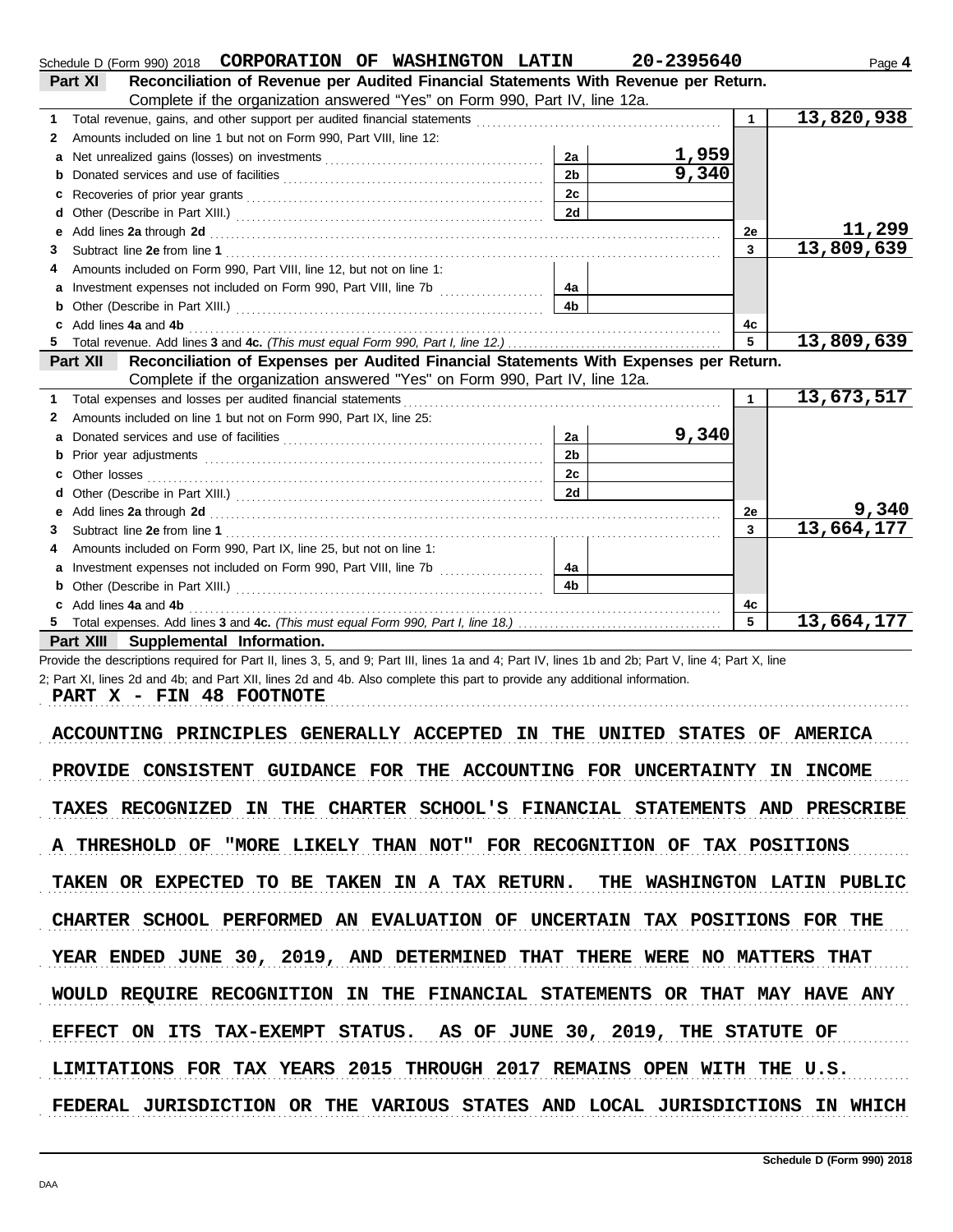Schedule D (Form 990) 2018 **CORPORATION OF WASHINGTON LATIN** **20-2395640** Page **4**

**Part XI** **Reconciliation of Revenue per Audited Financial Statements With Revenue per Return.**
Complete if the organization answered "Yes" on Form 990, Part IV, line 12a.

| | | | | | |
|---|---|---|---|---|---|
| **1** | Total revenue, gains, and other support per audited financial statements | | | 1 | 13,820,938 |
| **2** | Amounts included on line 1 but not on Form 990, Part VIII, line 12: | | | | |
| **a** | Net unrealized gains (losses) on investments | 2a | 1,959 | | |
| **b** | Donated services and use of facilities | 2b | 9,340 | | |
| **c** | Recoveries of prior year grants | 2c | | | |
| **d** | Other (Describe in Part XIII.) | 2d | | | |
| **e** | Add lines **2a** through **2d** | | | 2e | 11,299 |
| **3** | Subtract line **2e** from line **1** | | | 3 | 13,809,639 |
| **4** | Amounts included on Form 990, Part VIII, line 12, but not on line 1: | | | | |
| **a** | Investment expenses not included on Form 990, Part VIII, line 7b | 4a | | | |
| **b** | Other (Describe in Part XIII.) | 4b | | | |
| **c** | Add lines **4a** and **4b** | | | 4c | |
| **5** | Total revenue. Add lines **3** and **4c.** *(This must equal Form 990, Part I, line 12.)* | | | 5 | 13,809,639 |

**Part XII** **Reconciliation of Expenses per Audited Financial Statements With Expenses per Return.**
Complete if the organization answered "Yes" on Form 990, Part IV, line 12a.

| | | | | | |
|---|---|---|---|---|---|
| **1** | Total expenses and losses per audited financial statements | | | 1 | 13,673,517 |
| **2** | Amounts included on line 1 but not on Form 990, Part IX, line 25: | | | | |
| **a** | Donated services and use of facilities | 2a | 9,340 | | |
| **b** | Prior year adjustments | 2b | | | |
| **c** | Other losses | 2c | | | |
| **d** | Other (Describe in Part XIII.) | 2d | | | |
| **e** | Add lines **2a** through **2d** | | | 2e | 9,340 |
| **3** | Subtract line **2e** from line **1** | | | 3 | 13,664,177 |
| **4** | Amounts included on Form 990, Part IX, line 25, but not on line 1: | | | | |
| **a** | Investment expenses not included on Form 990, Part VIII, line 7b | 4a | | | |
| **b** | Other (Describe in Part XIII.) | 4b | | | |
| **c** | Add lines **4a** and **4b** | | | 4c | |
| **5** | Total expenses. Add lines **3** and **4c.** *(This must equal Form 990, Part I, line 18.)* | | | 5 | 13,664,177 |

**Part XIII** **Supplemental Information.**

Provide the descriptions required for Part II, lines 3, 5, and 9; Part III, lines 1a and 4; Part IV, lines 1b and 2b; Part V, line 4; Part X, line 2; Part XI, lines 2d and 4b; and Part XII, lines 2d and 4b. Also complete this part to provide any additional information.

PART X - FIN 48 FOOTNOTE

ACCOUNTING PRINCIPLES GENERALLY ACCEPTED IN THE UNITED STATES OF AMERICA PROVIDE CONSISTENT GUIDANCE FOR THE ACCOUNTING FOR UNCERTAINTY IN INCOME TAXES RECOGNIZED IN THE CHARTER SCHOOL'S FINANCIAL STATEMENTS AND PRESCRIBE A THRESHOLD OF "MORE LIKELY THAN NOT" FOR RECOGNITION OF TAX POSITIONS TAKEN OR EXPECTED TO BE TAKEN IN A TAX RETURN. THE WASHINGTON LATIN PUBLIC CHARTER SCHOOL PERFORMED AN EVALUATION OF UNCERTAIN TAX POSITIONS FOR THE YEAR ENDED JUNE 30, 2019, AND DETERMINED THAT THERE WERE NO MATTERS THAT WOULD REQUIRE RECOGNITION IN THE FINANCIAL STATEMENTS OR THAT MAY HAVE ANY EFFECT ON ITS TAX-EXEMPT STATUS. AS OF JUNE 30, 2019, THE STATUTE OF LIMITATIONS FOR TAX YEARS 2015 THROUGH 2017 REMAINS OPEN WITH THE U.S. FEDERAL JURISDICTION OR THE VARIOUS STATES AND LOCAL JURISDICTIONS IN WHICH

DAA **Schedule D (Form 990) 2018**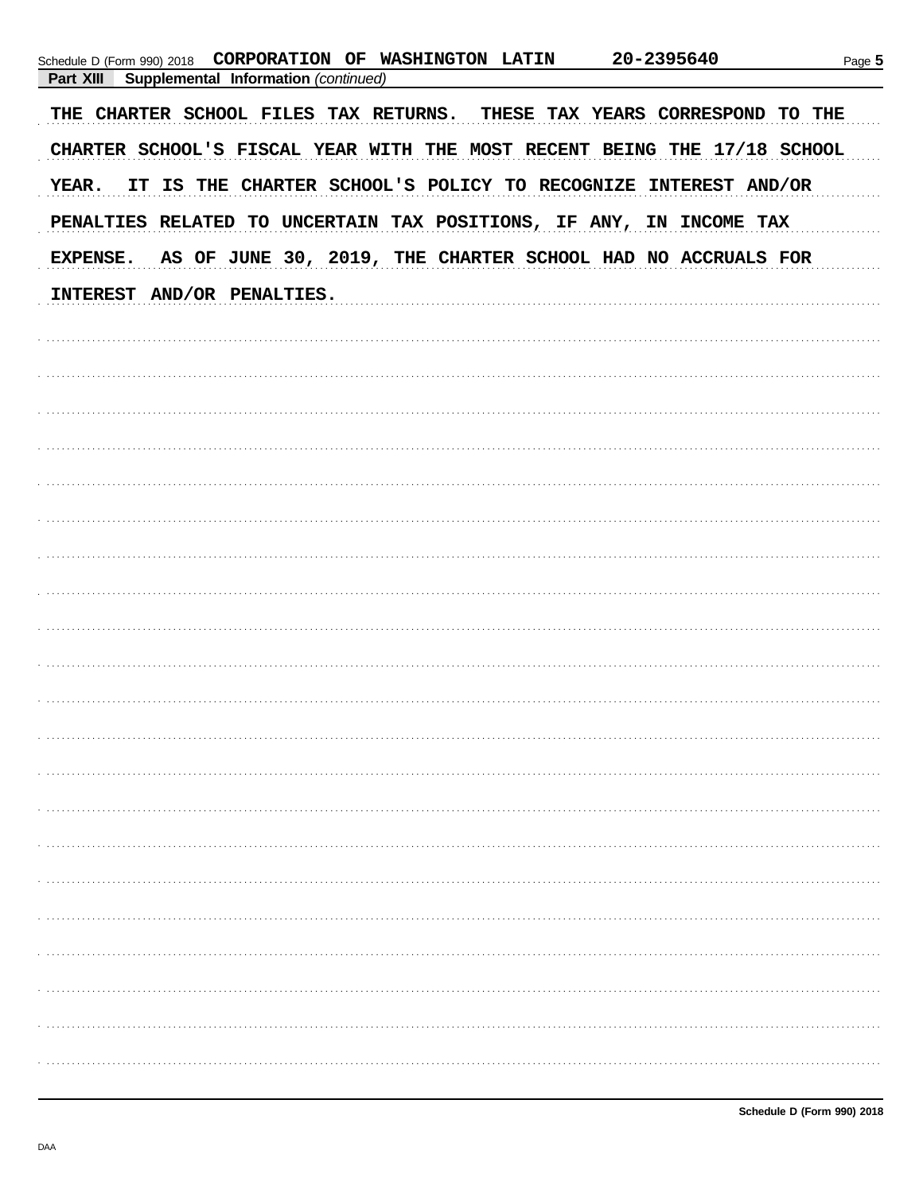Schedule D (Form 990) 2018 **CORPORATION OF WASHINGTON LATIN** **20-2395640** Page **5**

**Part XIII** **Supplemental Information** *(continued)*

THE CHARTER SCHOOL FILES TAX RETURNS. THESE TAX YEARS CORRESPOND TO THE CHARTER SCHOOL'S FISCAL YEAR WITH THE MOST RECENT BEING THE 17/18 SCHOOL YEAR. IT IS THE CHARTER SCHOOL'S POLICY TO RECOGNIZE INTEREST AND/OR PENALTIES RELATED TO UNCERTAIN TAX POSITIONS, IF ANY, IN INCOME TAX EXPENSE. AS OF JUNE 30, 2019, THE CHARTER SCHOOL HAD NO ACCRUALS FOR INTEREST AND/OR PENALTIES.

**Schedule D (Form 990) 2018**

DAA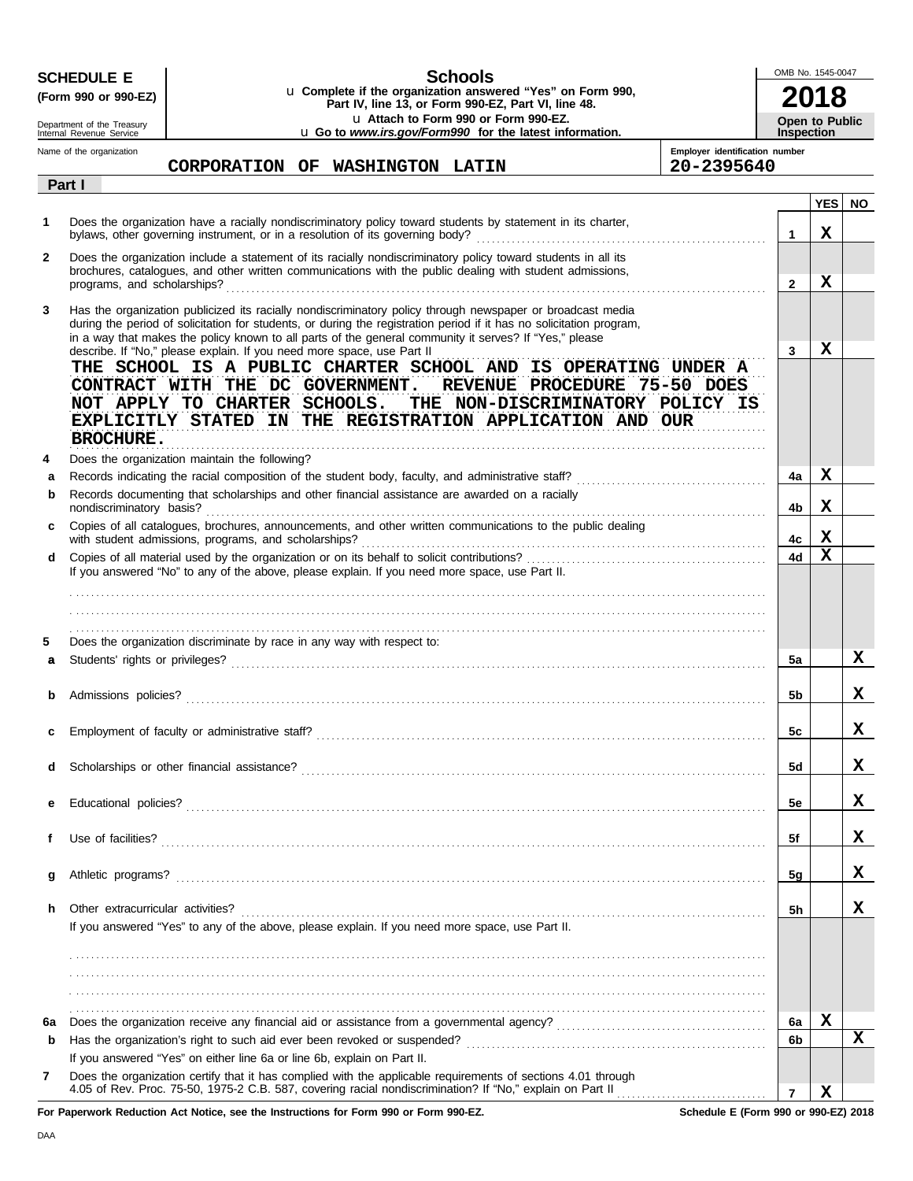**SCHEDULE E**
**(Form 990 or 990-EZ)**

Department of the Treasury
Internal Revenue Service

# Schools

u **Complete if the organization answered "Yes" on Form 990, Part IV, line 13, or Form 990-EZ, Part VI, line 48.**
u **Attach to Form 990 or Form 990-EZ.**
u **Go to *www.irs.gov/Form990* for the latest information.**

OMB No. 1545-0047

**2018**

**Open to Public Inspection**

Name of the organization: **CORPORATION OF WASHINGTON LATIN**

Employer identification number: **20-2395640**

## Part I

| | | | YES | NO |
|---|---|---|---|---|
| **1** | Does the organization have a racially nondiscriminatory policy toward students by statement in its charter, bylaws, other governing instrument, or in a resolution of its governing body? | **1** | X | |
| **2** | Does the organization include a statement of its racially nondiscriminatory policy toward students in all its brochures, catalogues, and other written communications with the public dealing with student admissions, programs, and scholarships? | **2** | X | |
| **3** | Has the organization publicized its racially nondiscriminatory policy through newspaper or broadcast media during the period of solicitation for students, or during the registration period if it has no solicitation program, in a way that makes the policy known to all parts of the general community it serves? If "Yes," please describe. If "No," please explain. If you need more space, use Part II | **3** | X | |

THE SCHOOL IS A PUBLIC CHARTER SCHOOL AND IS OPERATING UNDER A CONTRACT WITH THE DC GOVERNMENT. REVENUE PROCEDURE 75-50 DOES NOT APPLY TO CHARTER SCHOOLS. THE NON-DISCRIMINATORY POLICY IS EXPLICITLY STATED IN THE REGISTRATION APPLICATION AND OUR BROCHURE.

| | | | YES | NO |
|---|---|---|---|---|
| **4** | Does the organization maintain the following? | | | |
| **a** | Records indicating the racial composition of the student body, faculty, and administrative staff? | **4a** | X | |
| **b** | Records documenting that scholarships and other financial assistance are awarded on a racially nondiscriminatory basis? | **4b** | X | |
| **c** | Copies of all catalogues, brochures, announcements, and other written communications to the public dealing with student admissions, programs, and scholarships? | **4c** | X | |
| **d** | Copies of all material used by the organization or on its behalf to solicit contributions? | **4d** | X | |

If you answered "No" to any of the above, please explain. If you need more space, use Part II.

| | | | YES | NO |
|---|---|---|---|---|
| **5** | Does the organization discriminate by race in any way with respect to: | | | |
| **a** | Students' rights or privileges? | **5a** | | X |
| **b** | Admissions policies? | **5b** | | X |
| **c** | Employment of faculty or administrative staff? | **5c** | | X |
| **d** | Scholarships or other financial assistance? | **5d** | | X |
| **e** | Educational policies? | **5e** | | X |
| **f** | Use of facilities? | **5f** | | X |
| **g** | Athletic programs? | **5g** | | X |
| **h** | Other extracurricular activities? | **5h** | | X |

If you answered "Yes" to any of the above, please explain. If you need more space, use Part II.

| | | | YES | NO |
|---|---|---|---|---|
| **6a** | Does the organization receive any financial aid or assistance from a governmental agency? | **6a** | X | |
| **b** | Has the organization's right to such aid ever been revoked or suspended? | **6b** | | X |
| | If you answered "Yes" on either line 6a or line 6b, explain on Part II. | | | |
| **7** | Does the organization certify that it has complied with the applicable requirements of sections 4.01 through 4.05 of Rev. Proc. 75-50, 1975-2 C.B. 587, covering racial nondiscrimination? If "No," explain on Part II | **7** | X | |

**For Paperwork Reduction Act Notice, see the Instructions for Form 990 or Form 990-EZ.**

**Schedule E (Form 990 or 990-EZ) 2018**

DAA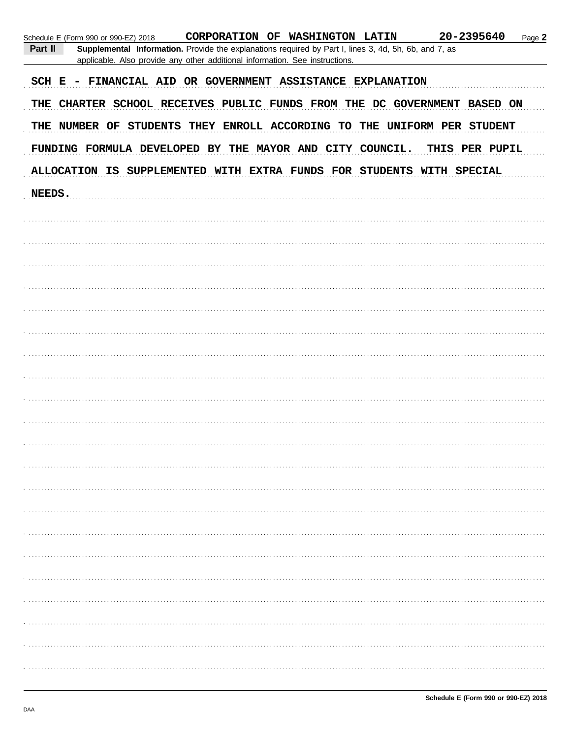Schedule E (Form 990 or 990-EZ) 2018 **CORPORATION OF WASHINGTON LATIN** **20-2395640** Page **2**

**Part II** **Supplemental Information.** Provide the explanations required by Part I, lines 3, 4d, 5h, 6b, and 7, as applicable. Also provide any other additional information. See instructions.

**SCH E - FINANCIAL AID OR GOVERNMENT ASSISTANCE EXPLANATION**

**THE CHARTER SCHOOL RECEIVES PUBLIC FUNDS FROM THE DC GOVERNMENT BASED ON THE NUMBER OF STUDENTS THEY ENROLL ACCORDING TO THE UNIFORM PER STUDENT FUNDING FORMULA DEVELOPED BY THE MAYOR AND CITY COUNCIL. THIS PER PUPIL ALLOCATION IS SUPPLEMENTED WITH EXTRA FUNDS FOR STUDENTS WITH SPECIAL NEEDS.**

**Schedule E (Form 990 or 990-EZ) 2018**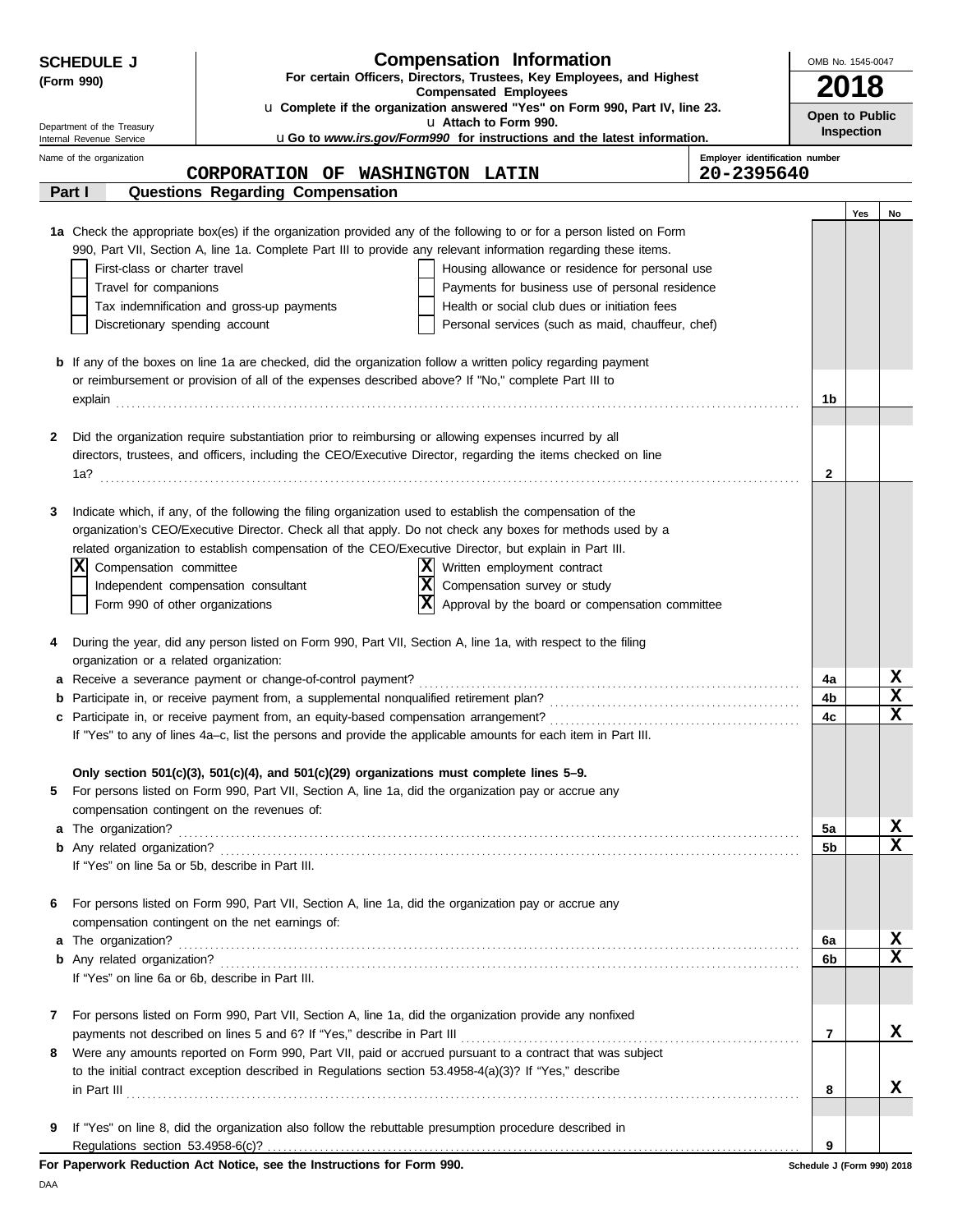**SCHEDULE J (Form 990)**

Department of the Treasury
Internal Revenue Service

# Compensation Information

**For certain Officers, Directors, Trustees, Key Employees, and Highest Compensated Employees**

u **Complete if the organization answered "Yes" on Form 990, Part IV, line 23.**

u **Attach to Form 990.**

u **Go to *www.irs.gov/Form990* for instructions and the latest information.**

OMB No. 1545-0047

**2018**

**Open to Public Inspection**

Name of the organization: **CORPORATION OF WASHINGTON LATIN**

Employer identification number: **20-2395640**

## Part I — Questions Regarding Compensation

| | | | Yes | No |
|---|---|---|---|---|
| **1a** | Check the appropriate box(es) if the organization provided any of the following to or for a person listed on Form 990, Part VII, Section A, line 1a. Complete Part III to provide any relevant information regarding these items.<br>☐ First-class or charter travel ☐ Housing allowance or residence for personal use<br>☐ Travel for companions ☐ Payments for business use of personal residence<br>☐ Tax indemnification and gross-up payments ☐ Health or social club dues or initiation fees<br>☐ Discretionary spending account ☐ Personal services (such as maid, chauffeur, chef) | | | |
| **b** | If any of the boxes on line 1a are checked, did the organization follow a written policy regarding payment or reimbursement or provision of all of the expenses described above? If "No," complete Part III to explain | 1b | | |
| **2** | Did the organization require substantiation prior to reimbursing or allowing expenses incurred by all directors, trustees, and officers, including the CEO/Executive Director, regarding the items checked on line 1a? | 2 | | |
| **3** | Indicate which, if any, of the following the filing organization used to establish the compensation of the organization's CEO/Executive Director. Check all that apply. Do not check any boxes for methods used by a related organization to establish compensation of the CEO/Executive Director, but explain in Part III.<br>☒ Compensation committee ☒ Written employment contract<br>☐ Independent compensation consultant ☒ Compensation survey or study<br>☐ Form 990 of other organizations ☒ Approval by the board or compensation committee | | | |
| **4** | During the year, did any person listed on Form 990, Part VII, Section A, line 1a, with respect to the filing organization or a related organization: | | | |
| **a** | Receive a severance payment or change-of-control payment? | 4a | | X |
| **b** | Participate in, or receive payment from, a supplemental nonqualified retirement plan? | 4b | | X |
| **c** | Participate in, or receive payment from, an equity-based compensation arrangement? | 4c | | X |
| | If "Yes" to any of lines 4a–c, list the persons and provide the applicable amounts for each item in Part III. | | | |
| | **Only section 501(c)(3), 501(c)(4), and 501(c)(29) organizations must complete lines 5–9.** | | | |
| **5** | For persons listed on Form 990, Part VII, Section A, line 1a, did the organization pay or accrue any compensation contingent on the revenues of: | | | |
| **a** | The organization? | 5a | | X |
| **b** | Any related organization? | 5b | | X |
| | If "Yes" on line 5a or 5b, describe in Part III. | | | |
| **6** | For persons listed on Form 990, Part VII, Section A, line 1a, did the organization pay or accrue any compensation contingent on the net earnings of: | | | |
| **a** | The organization? | 6a | | X |
| **b** | Any related organization? | 6b | | X |
| | If "Yes" on line 6a or 6b, describe in Part III. | | | |
| **7** | For persons listed on Form 990, Part VII, Section A, line 1a, did the organization provide any nonfixed payments not described on lines 5 and 6? If "Yes," describe in Part III | 7 | | X |
| **8** | Were any amounts reported on Form 990, Part VII, paid or accrued pursuant to a contract that was subject to the initial contract exception described in Regulations section 53.4958-4(a)(3)? If "Yes," describe in Part III | 8 | | X |
| **9** | If "Yes" on line 8, did the organization also follow the rebuttable presumption procedure described in Regulations section 53.4958-6(c)? | 9 | | |

**For Paperwork Reduction Act Notice, see the Instructions for Form 990.**

Schedule J (Form 990) 2018

DAA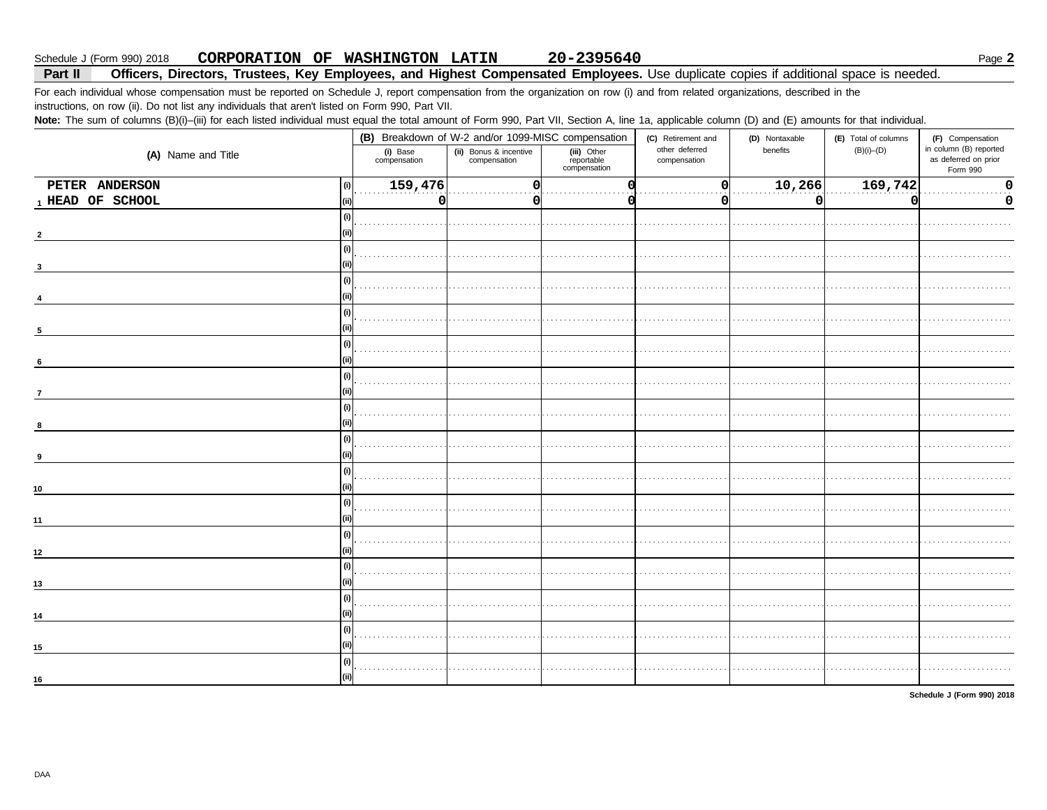Schedule J (Form 990) 2018 **CORPORATION OF WASHINGTON LATIN** **20-2395640** Page **2**

## Part II Officers, Directors, Trustees, Key Employees, and Highest Compensated Employees. Use duplicate copies if additional space is needed.

For each individual whose compensation must be reported on Schedule J, report compensation from the organization on row (i) and from related organizations, described in the instructions, on row (ii). Do not list any individuals that aren't listed on Form 990, Part VII.

**Note:** The sum of columns (B)(i)–(iii) for each listed individual must equal the total amount of Form 990, Part VII, Section A, line 1a, applicable column (D) and (E) amounts for that individual.

| (A) Name and Title | | (B) Breakdown of W-2 and/or 1099-MISC compensation | | | (C) Retirement and other deferred compensation | (D) Nontaxable benefits | (E) Total of columns (B)(i)–(D) | (F) Compensation in column (B) reported as deferred on prior Form 990 |
|---|---|---|---|---|---|---|---|---|
| | | (i) Base compensation | (ii) Bonus & incentive compensation | (iii) Other reportable compensation | | | | |
| 1 PETER ANDERSON | (i) | 159,476 | 0 | 0 | 0 | 10,266 | 169,742 | 0 |
| HEAD OF SCHOOL | (ii) | 0 | 0 | 0 | 0 | 0 | 0 | 0 |
| 2 | (i) | | | | | | | |
| | (ii) | | | | | | | |
| 3 | (i) | | | | | | | |
| | (ii) | | | | | | | |
| 4 | (i) | | | | | | | |
| | (ii) | | | | | | | |
| 5 | (i) | | | | | | | |
| | (ii) | | | | | | | |
| 6 | (i) | | | | | | | |
| | (ii) | | | | | | | |
| 7 | (i) | | | | | | | |
| | (ii) | | | | | | | |
| 8 | (i) | | | | | | | |
| | (ii) | | | | | | | |
| 9 | (i) | | | | | | | |
| | (ii) | | | | | | | |
| 10 | (i) | | | | | | | |
| | (ii) | | | | | | | |
| 11 | (i) | | | | | | | |
| | (ii) | | | | | | | |
| 12 | (i) | | | | | | | |
| | (ii) | | | | | | | |
| 13 | (i) | | | | | | | |
| | (ii) | | | | | | | |
| 14 | (i) | | | | | | | |
| | (ii) | | | | | | | |
| 15 | (i) | | | | | | | |
| | (ii) | | | | | | | |
| 16 | (i) | | | | | | | |
| | (ii) | | | | | | | |

**Schedule J (Form 990) 2018**

DAA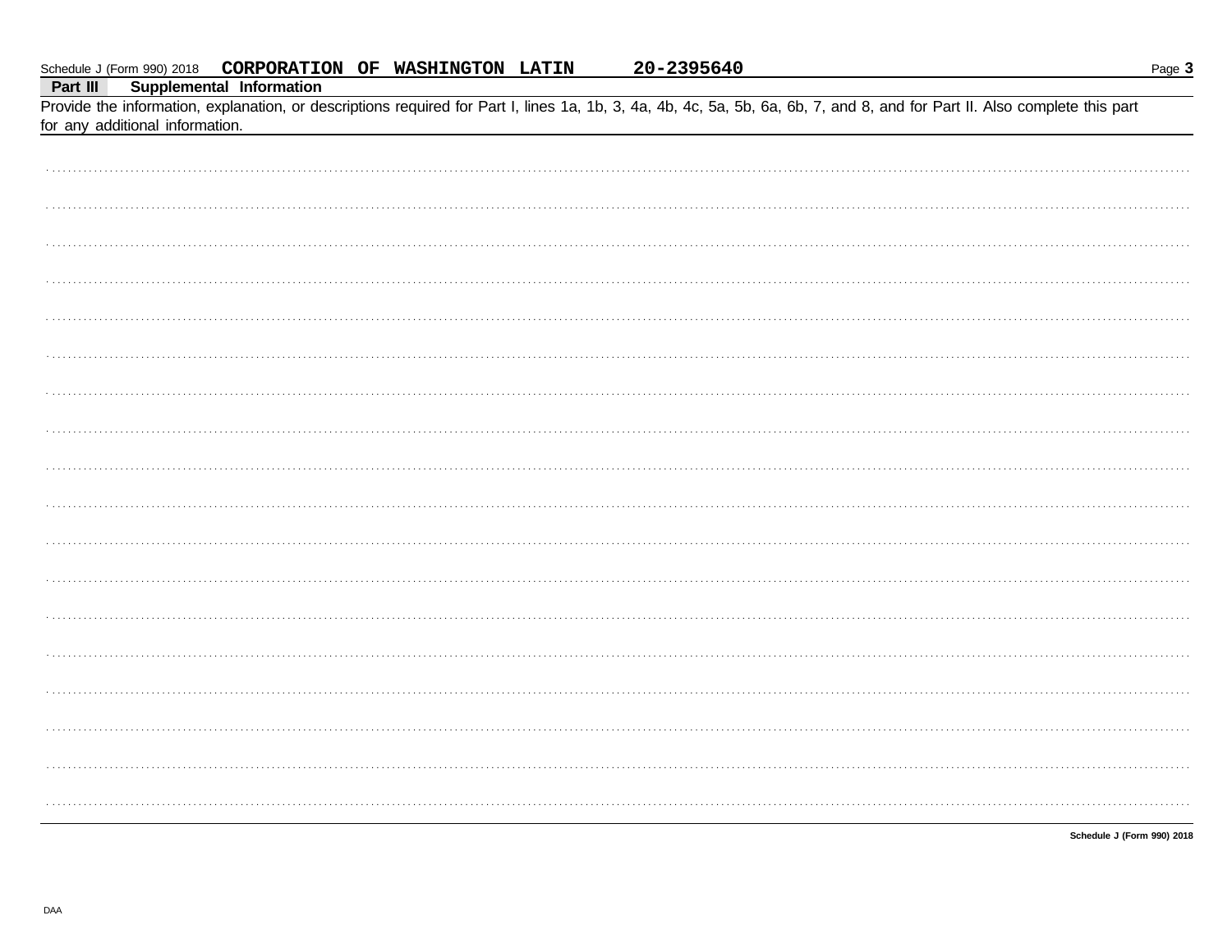Schedule J (Form 990) 2018 **CORPORATION OF WASHINGTON LATIN** **20-2395640**

## Part III Supplemental Information

Provide the information, explanation, or descriptions required for Part I, lines 1a, 1b, 3, 4a, 4b, 4c, 5a, 5b, 6a, 6b, 7, and 8, and for Part II. Also complete this part for any additional information.

DAA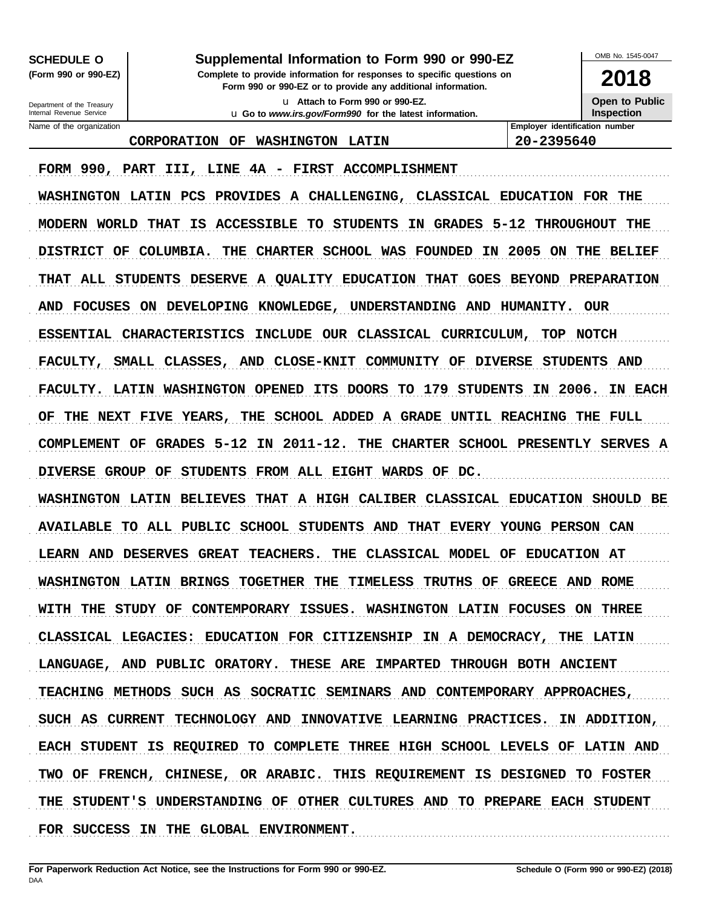**SCHEDULE O**
**(Form 990 or 990-EZ)**

Department of the Treasury
Internal Revenue Service

# Supplemental Information to Form 990 or 990-EZ

**Complete to provide information for responses to specific questions on Form 990 or 990-EZ or to provide any additional information.**

u Attach to Form 990 or 990-EZ.

u Go to *www.irs.gov/Form990* for the latest information.

OMB No. 1545-0047

**2018**

**Open to Public Inspection**

| Name of the organization | Employer identification number |
|---|---|
| CORPORATION OF WASHINGTON LATIN | 20-2395640 |

FORM 990, PART III, LINE 4A - FIRST ACCOMPLISHMENT

WASHINGTON LATIN PCS PROVIDES A CHALLENGING, CLASSICAL EDUCATION FOR THE MODERN WORLD THAT IS ACCESSIBLE TO STUDENTS IN GRADES 5-12 THROUGHOUT THE DISTRICT OF COLUMBIA. THE CHARTER SCHOOL WAS FOUNDED IN 2005 ON THE BELIEF THAT ALL STUDENTS DESERVE A QUALITY EDUCATION THAT GOES BEYOND PREPARATION AND FOCUSES ON DEVELOPING KNOWLEDGE, UNDERSTANDING AND HUMANITY. OUR ESSENTIAL CHARACTERISTICS INCLUDE OUR CLASSICAL CURRICULUM, TOP NOTCH FACULTY, SMALL CLASSES, AND CLOSE-KNIT COMMUNITY OF DIVERSE STUDENTS AND FACULTY. LATIN WASHINGTON OPENED ITS DOORS TO 179 STUDENTS IN 2006. IN EACH OF THE NEXT FIVE YEARS, THE SCHOOL ADDED A GRADE UNTIL REACHING THE FULL COMPLEMENT OF GRADES 5-12 IN 2011-12. THE CHARTER SCHOOL PRESENTLY SERVES A DIVERSE GROUP OF STUDENTS FROM ALL EIGHT WARDS OF DC.

WASHINGTON LATIN BELIEVES THAT A HIGH CALIBER CLASSICAL EDUCATION SHOULD BE AVAILABLE TO ALL PUBLIC SCHOOL STUDENTS AND THAT EVERY YOUNG PERSON CAN LEARN AND DESERVES GREAT TEACHERS. THE CLASSICAL MODEL OF EDUCATION AT WASHINGTON LATIN BRINGS TOGETHER THE TIMELESS TRUTHS OF GREECE AND ROME WITH THE STUDY OF CONTEMPORARY ISSUES. WASHINGTON LATIN FOCUSES ON THREE CLASSICAL LEGACIES: EDUCATION FOR CITIZENSHIP IN A DEMOCRACY, THE LATIN LANGUAGE, AND PUBLIC ORATORY. THESE ARE IMPARTED THROUGH BOTH ANCIENT TEACHING METHODS SUCH AS SOCRATIC SEMINARS AND CONTEMPORARY APPROACHES, SUCH AS CURRENT TECHNOLOGY AND INNOVATIVE LEARNING PRACTICES. IN ADDITION, EACH STUDENT IS REQUIRED TO COMPLETE THREE HIGH SCHOOL LEVELS OF LATIN AND TWO OF FRENCH, CHINESE, OR ARABIC. THIS REQUIREMENT IS DESIGNED TO FOSTER THE STUDENT'S UNDERSTANDING OF OTHER CULTURES AND TO PREPARE EACH STUDENT FOR SUCCESS IN THE GLOBAL ENVIRONMENT.

**For Paperwork Reduction Act Notice, see the Instructions for Form 990 or 990-EZ.** DAA

**Schedule O (Form 990 or 990-EZ) (2018)**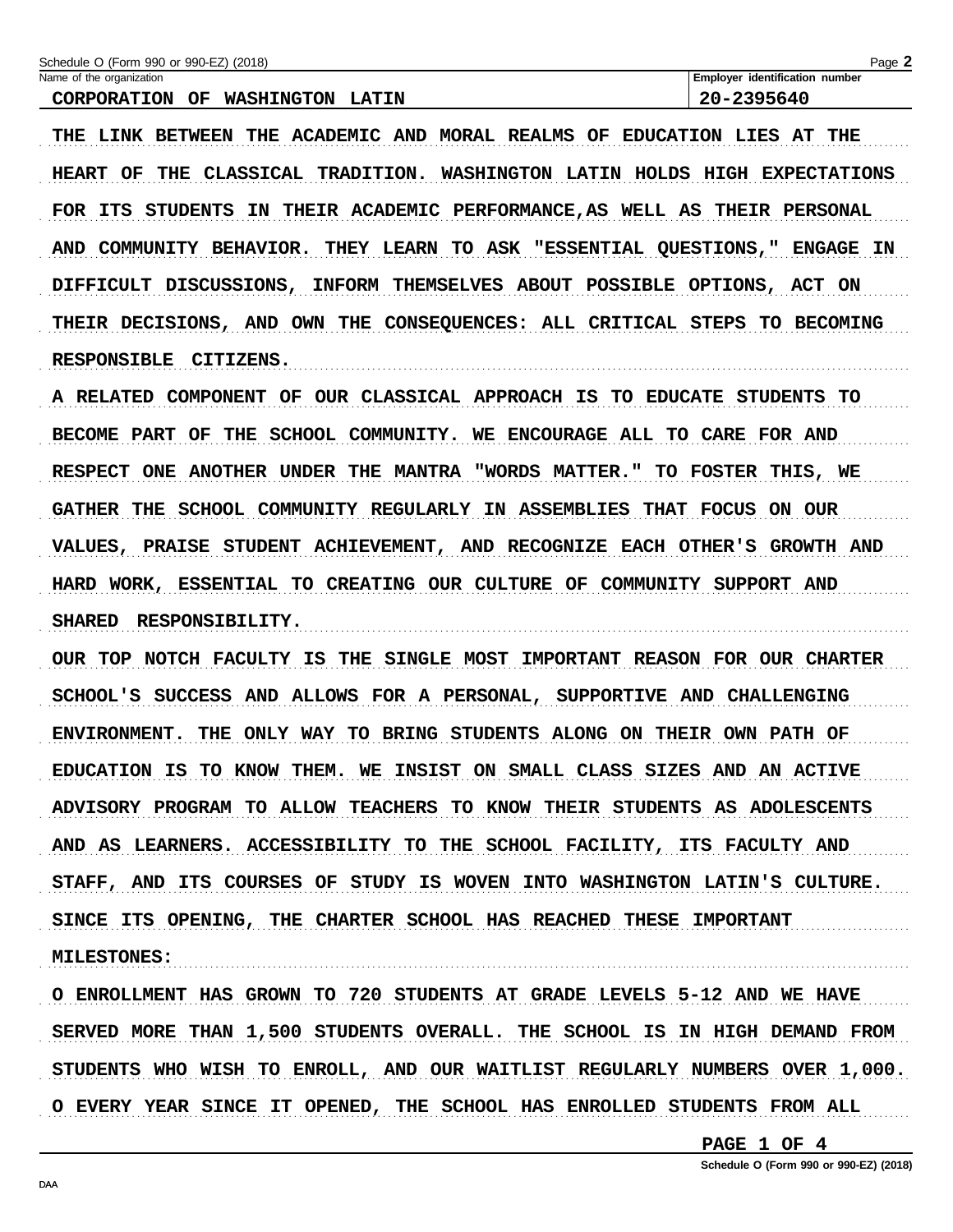Name of the organization: CORPORATION OF WASHINGTON LATIN

Employer identification number: 20-2395640

THE LINK BETWEEN THE ACADEMIC AND MORAL REALMS OF EDUCATION LIES AT THE HEART OF THE CLASSICAL TRADITION. WASHINGTON LATIN HOLDS HIGH EXPECTATIONS FOR ITS STUDENTS IN THEIR ACADEMIC PERFORMANCE,AS WELL AS THEIR PERSONAL AND COMMUNITY BEHAVIOR. THEY LEARN TO ASK "ESSENTIAL QUESTIONS," ENGAGE IN DIFFICULT DISCUSSIONS, INFORM THEMSELVES ABOUT POSSIBLE OPTIONS, ACT ON THEIR DECISIONS, AND OWN THE CONSEQUENCES: ALL CRITICAL STEPS TO BECOMING RESPONSIBLE CITIZENS.

A RELATED COMPONENT OF OUR CLASSICAL APPROACH IS TO EDUCATE STUDENTS TO BECOME PART OF THE SCHOOL COMMUNITY. WE ENCOURAGE ALL TO CARE FOR AND RESPECT ONE ANOTHER UNDER THE MANTRA "WORDS MATTER." TO FOSTER THIS, WE GATHER THE SCHOOL COMMUNITY REGULARLY IN ASSEMBLIES THAT FOCUS ON OUR VALUES, PRAISE STUDENT ACHIEVEMENT, AND RECOGNIZE EACH OTHER'S GROWTH AND HARD WORK, ESSENTIAL TO CREATING OUR CULTURE OF COMMUNITY SUPPORT AND SHARED RESPONSIBILITY.

OUR TOP NOTCH FACULTY IS THE SINGLE MOST IMPORTANT REASON FOR OUR CHARTER SCHOOL'S SUCCESS AND ALLOWS FOR A PERSONAL, SUPPORTIVE AND CHALLENGING ENVIRONMENT. THE ONLY WAY TO BRING STUDENTS ALONG ON THEIR OWN PATH OF EDUCATION IS TO KNOW THEM. WE INSIST ON SMALL CLASS SIZES AND AN ACTIVE ADVISORY PROGRAM TO ALLOW TEACHERS TO KNOW THEIR STUDENTS AS ADOLESCENTS AND AS LEARNERS. ACCESSIBILITY TO THE SCHOOL FACILITY, ITS FACULTY AND STAFF, AND ITS COURSES OF STUDY IS WOVEN INTO WASHINGTON LATIN'S CULTURE. SINCE ITS OPENING, THE CHARTER SCHOOL HAS REACHED THESE IMPORTANT MILESTONES:

O ENROLLMENT HAS GROWN TO 720 STUDENTS AT GRADE LEVELS 5-12 AND WE HAVE SERVED MORE THAN 1,500 STUDENTS OVERALL. THE SCHOOL IS IN HIGH DEMAND FROM STUDENTS WHO WISH TO ENROLL, AND OUR WAITLIST REGULARLY NUMBERS OVER 1,000.

O EVERY YEAR SINCE IT OPENED, THE SCHOOL HAS ENROLLED STUDENTS FROM ALL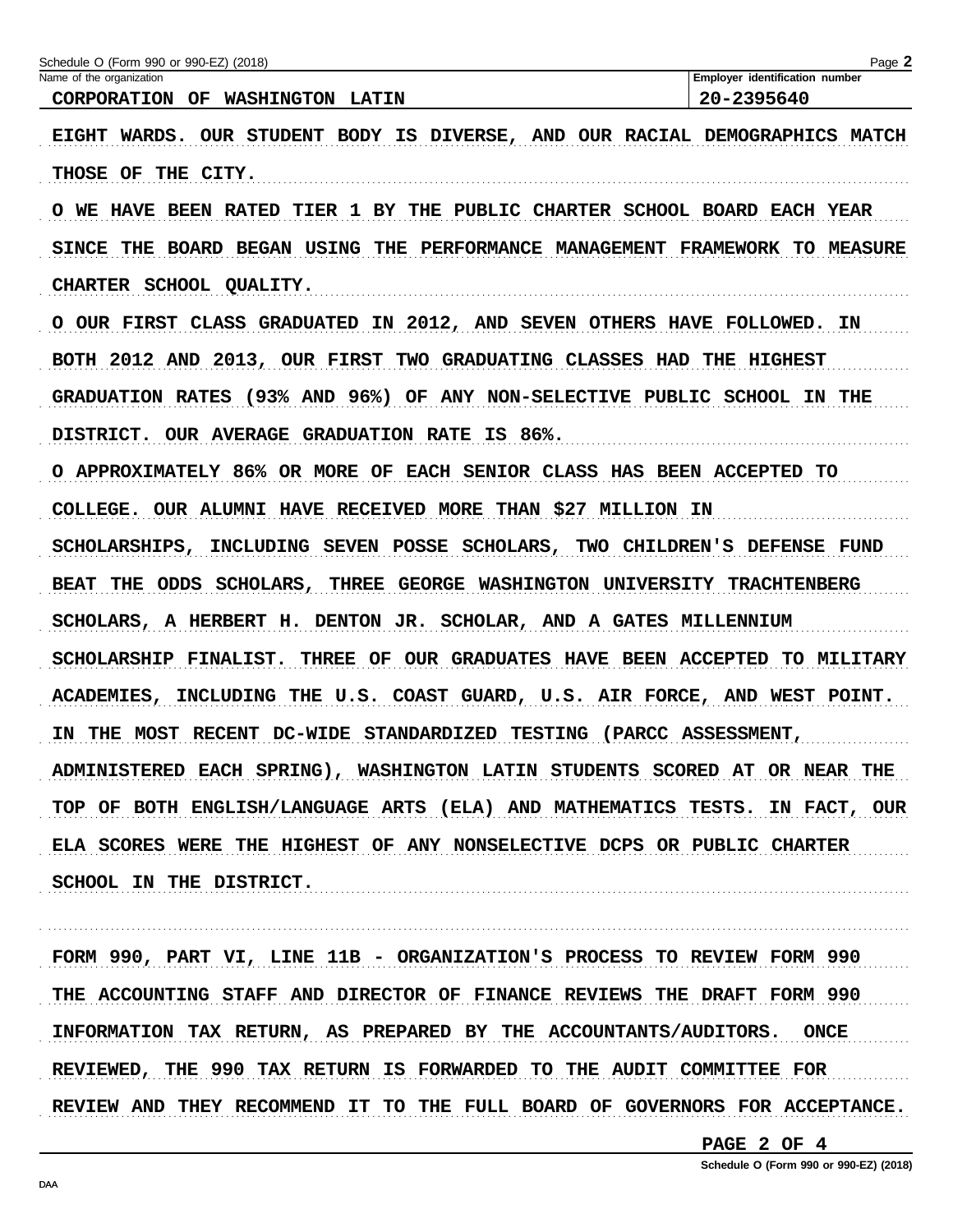Schedule O (Form 990 or 990-EZ) (2018)

| Name of the organization | Employer identification number |
| --- | --- |
| CORPORATION OF WASHINGTON LATIN | 20-2395640 |

EIGHT WARDS. OUR STUDENT BODY IS DIVERSE, AND OUR RACIAL DEMOGRAPHICS MATCH THOSE OF THE CITY.

O WE HAVE BEEN RATED TIER 1 BY THE PUBLIC CHARTER SCHOOL BOARD EACH YEAR SINCE THE BOARD BEGAN USING THE PERFORMANCE MANAGEMENT FRAMEWORK TO MEASURE CHARTER SCHOOL QUALITY.

O OUR FIRST CLASS GRADUATED IN 2012, AND SEVEN OTHERS HAVE FOLLOWED. IN BOTH 2012 AND 2013, OUR FIRST TWO GRADUATING CLASSES HAD THE HIGHEST GRADUATION RATES (93% AND 96%) OF ANY NON-SELECTIVE PUBLIC SCHOOL IN THE DISTRICT. OUR AVERAGE GRADUATION RATE IS 86%.

O APPROXIMATELY 86% OR MORE OF EACH SENIOR CLASS HAS BEEN ACCEPTED TO COLLEGE. OUR ALUMNI HAVE RECEIVED MORE THAN $27 MILLION IN SCHOLARSHIPS, INCLUDING SEVEN POSSE SCHOLARS, TWO CHILDREN'S DEFENSE FUND BEAT THE ODDS SCHOLARS, THREE GEORGE WASHINGTON UNIVERSITY TRACHTENBERG SCHOLARS, A HERBERT H. DENTON JR. SCHOLAR, AND A GATES MILLENNIUM SCHOLARSHIP FINALIST. THREE OF OUR GRADUATES HAVE BEEN ACCEPTED TO MILITARY ACADEMIES, INCLUDING THE U.S. COAST GUARD, U.S. AIR FORCE, AND WEST POINT. IN THE MOST RECENT DC-WIDE STANDARDIZED TESTING (PARCC ASSESSMENT, ADMINISTERED EACH SPRING), WASHINGTON LATIN STUDENTS SCORED AT OR NEAR THE TOP OF BOTH ENGLISH/LANGUAGE ARTS (ELA) AND MATHEMATICS TESTS. IN FACT, OUR ELA SCORES WERE THE HIGHEST OF ANY NONSELECTIVE DCPS OR PUBLIC CHARTER SCHOOL IN THE DISTRICT.

FORM 990, PART VI, LINE 11B - ORGANIZATION'S PROCESS TO REVIEW FORM 990

THE ACCOUNTING STAFF AND DIRECTOR OF FINANCE REVIEWS THE DRAFT FORM 990 INFORMATION TAX RETURN, AS PREPARED BY THE ACCOUNTANTS/AUDITORS. ONCE REVIEWED, THE 990 TAX RETURN IS FORWARDED TO THE AUDIT COMMITTEE FOR REVIEW AND THEY RECOMMEND IT TO THE FULL BOARD OF GOVERNORS FOR ACCEPTANCE.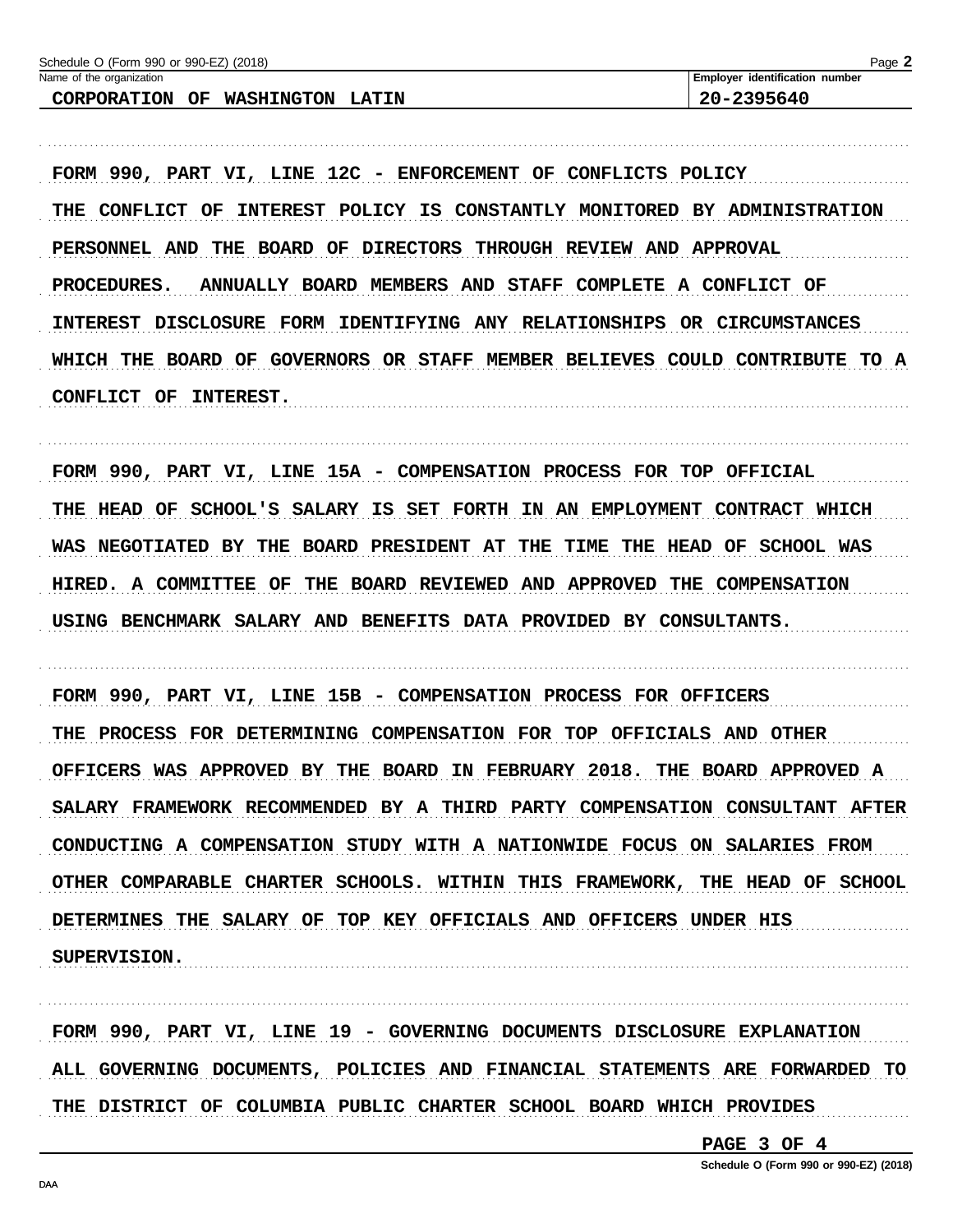Name of the organization: CORPORATION OF WASHINGTON LATIN

Employer identification number: 20-2395640

FORM 990, PART VI, LINE 12C - ENFORCEMENT OF CONFLICTS POLICY

THE CONFLICT OF INTEREST POLICY IS CONSTANTLY MONITORED BY ADMINISTRATION PERSONNEL AND THE BOARD OF DIRECTORS THROUGH REVIEW AND APPROVAL PROCEDURES. ANNUALLY BOARD MEMBERS AND STAFF COMPLETE A CONFLICT OF INTEREST DISCLOSURE FORM IDENTIFYING ANY RELATIONSHIPS OR CIRCUMSTANCES WHICH THE BOARD OF GOVERNORS OR STAFF MEMBER BELIEVES COULD CONTRIBUTE TO A CONFLICT OF INTEREST.

FORM 990, PART VI, LINE 15A - COMPENSATION PROCESS FOR TOP OFFICIAL

THE HEAD OF SCHOOL'S SALARY IS SET FORTH IN AN EMPLOYMENT CONTRACT WHICH WAS NEGOTIATED BY THE BOARD PRESIDENT AT THE TIME THE HEAD OF SCHOOL WAS HIRED. A COMMITTEE OF THE BOARD REVIEWED AND APPROVED THE COMPENSATION USING BENCHMARK SALARY AND BENEFITS DATA PROVIDED BY CONSULTANTS.

FORM 990, PART VI, LINE 15B - COMPENSATION PROCESS FOR OFFICERS

THE PROCESS FOR DETERMINING COMPENSATION FOR TOP OFFICIALS AND OTHER OFFICERS WAS APPROVED BY THE BOARD IN FEBRUARY 2018. THE BOARD APPROVED A SALARY FRAMEWORK RECOMMENDED BY A THIRD PARTY COMPENSATION CONSULTANT AFTER CONDUCTING A COMPENSATION STUDY WITH A NATIONWIDE FOCUS ON SALARIES FROM OTHER COMPARABLE CHARTER SCHOOLS. WITHIN THIS FRAMEWORK, THE HEAD OF SCHOOL DETERMINES THE SALARY OF TOP KEY OFFICIALS AND OFFICERS UNDER HIS SUPERVISION.

FORM 990, PART VI, LINE 19 - GOVERNING DOCUMENTS DISCLOSURE EXPLANATION

ALL GOVERNING DOCUMENTS, POLICIES AND FINANCIAL STATEMENTS ARE FORWARDED TO THE DISTRICT OF COLUMBIA PUBLIC CHARTER SCHOOL BOARD WHICH PROVIDES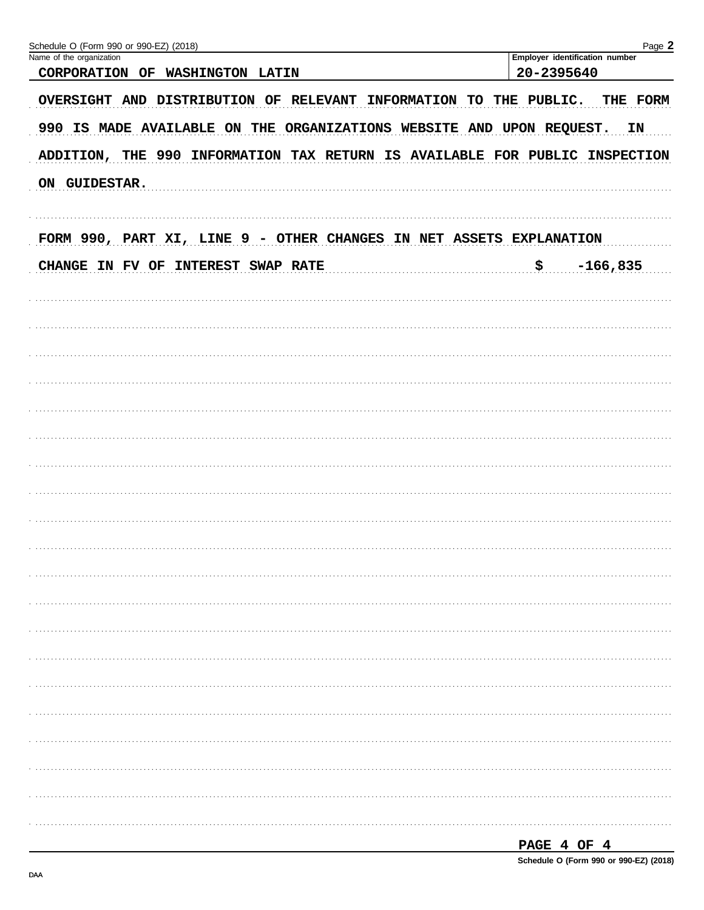Schedule O (Form 990 or 990-EZ) (2018) Page **2**

| Name of the organization | Employer identification number |
|---|---|
| CORPORATION OF WASHINGTON LATIN | 20-2395640 |

OVERSIGHT AND DISTRIBUTION OF RELEVANT INFORMATION TO THE PUBLIC. THE FORM 990 IS MADE AVAILABLE ON THE ORGANIZATIONS WEBSITE AND UPON REQUEST. IN ADDITION, THE 990 INFORMATION TAX RETURN IS AVAILABLE FOR PUBLIC INSPECTION ON GUIDESTAR.

FORM 990, PART XI, LINE 9 - OTHER CHANGES IN NET ASSETS EXPLANATION

CHANGE IN FV OF INTEREST SWAP RATE $ -166,835

PAGE 4 OF 4

**Schedule O (Form 990 or 990-EZ) (2018)**

DAA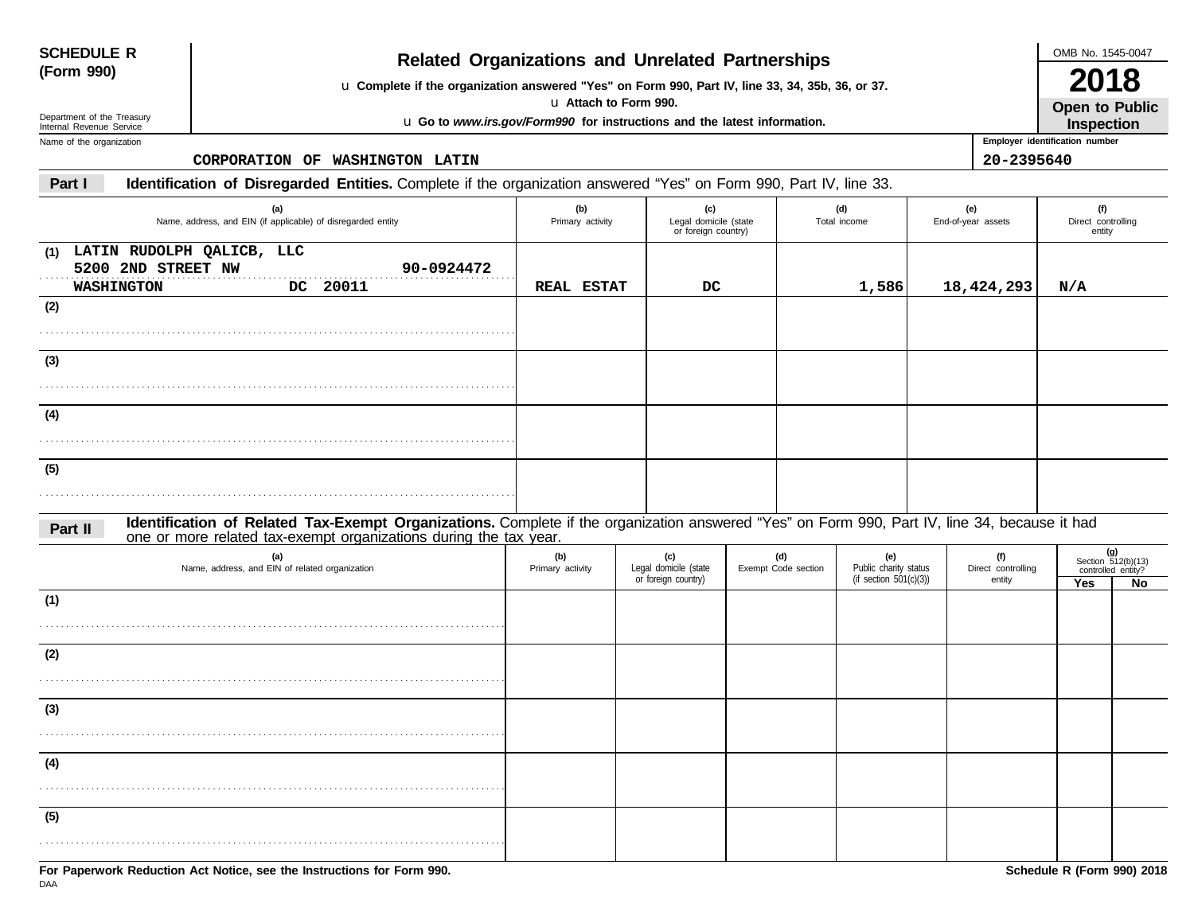**SCHEDULE R (Form 990)**

Department of the Treasury
Internal Revenue Service

# Related Organizations and Unrelated Partnerships

u Complete if the organization answered "Yes" on Form 990, Part IV, line 33, 34, 35b, 36, or 37.
u Attach to Form 990.
u Go to *www.irs.gov/Form990* for instructions and the latest information.

OMB No. 1545-0047

**2018**

**Open to Public Inspection**

Name of the organization: CORPORATION OF WASHINGTON LATIN

Employer identification number: 20-2395640

**Part I** **Identification of Disregarded Entities.** Complete if the organization answered "Yes" on Form 990, Part IV, line 33.

| (a) Name, address, and EIN (if applicable) of disregarded entity | (b) Primary activity | (c) Legal domicile (state or foreign country) | (d) Total income | (e) End-of-year assets | (f) Direct controlling entity |
|---|---|---|---|---|---|
| (1) LATIN RUDOLPH QALICB, LLC<br>5200 2ND STREET NW 90-0924472<br>WASHINGTON DC 20011 | REAL ESTAT | DC | 1,586 | 18,424,293 | N/A |
| (2) | | | | | |
| (3) | | | | | |
| (4) | | | | | |
| (5) | | | | | |

**Part II** **Identification of Related Tax-Exempt Organizations.** Complete if the organization answered "Yes" on Form 990, Part IV, line 34, because it had one or more related tax-exempt organizations during the tax year.

| (a) Name, address, and EIN of related organization | (b) Primary activity | (c) Legal domicile (state or foreign country) | (d) Exempt Code section | (e) Public charity status (if section 501(c)(3)) | (f) Direct controlling entity | (g) Section 512(b)(13) controlled entity? Yes | No |
|---|---|---|---|---|---|---|---|
| (1) | | | | | | | |
| (2) | | | | | | | |
| (3) | | | | | | | |
| (4) | | | | | | | |
| (5) | | | | | | | |

**For Paperwork Reduction Act Notice, see the Instructions for Form 990.**

DAA

**Schedule R (Form 990) 2018**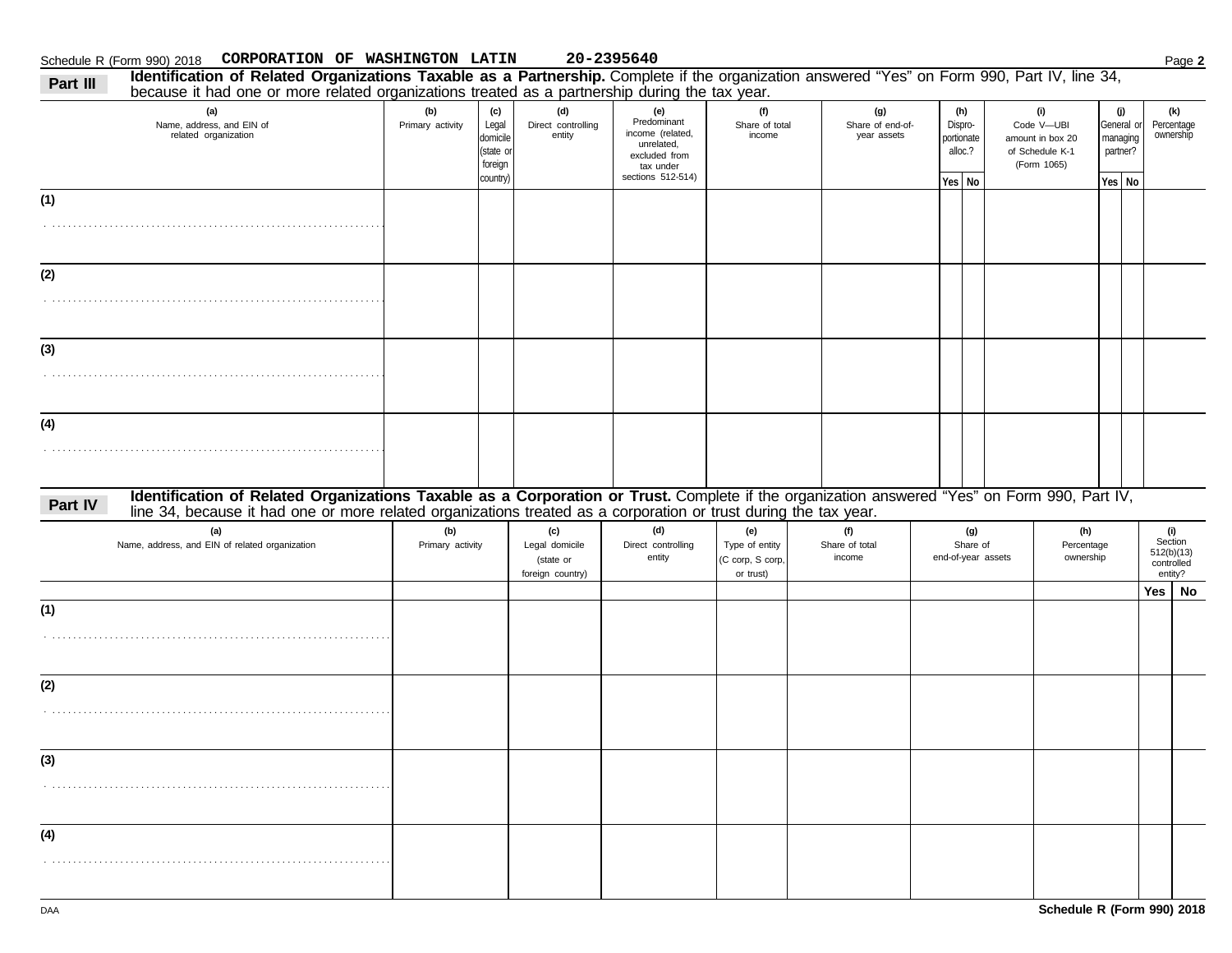Schedule R (Form 990) 2018 **CORPORATION OF WASHINGTON LATIN** **20-2395640** Page **2**

## Part III Identification of Related Organizations Taxable as a Partnership.

Complete if the organization answered "Yes" on Form 990, Part IV, line 34, because it had one or more related organizations treated as a partnership during the tax year.

| (a) Name, address, and EIN of related organization | (b) Primary activity | (c) Legal domicile (state or foreign country) | (d) Direct controlling entity | (e) Predominant income (related, unrelated, excluded from tax under sections 512-514) | (f) Share of total income | (g) Share of end-of-year assets | (h) Dispro-portionate alloc.? Yes | (h) No | (i) Code V—UBI amount in box 20 of Schedule K-1 (Form 1065) | (j) General or managing partner? Yes | (j) No | (k) Percentage ownership |
|---|---|---|---|---|---|---|---|---|---|---|---|---|
| (1) | | | | | | | | | | | | |
| (2) | | | | | | | | | | | | |
| (3) | | | | | | | | | | | | |
| (4) | | | | | | | | | | | | |

## Part IV Identification of Related Organizations Taxable as a Corporation or Trust.

Complete if the organization answered "Yes" on Form 990, Part IV, line 34, because it had one or more related organizations treated as a corporation or trust during the tax year.

| (a) Name, address, and EIN of related organization | (b) Primary activity | (c) Legal domicile (state or foreign country) | (d) Direct controlling entity | (e) Type of entity (C corp, S corp, or trust) | (f) Share of total income | (g) Share of end-of-year assets | (h) Percentage ownership | (i) Section 512(b)(13) controlled entity? Yes | (i) No |
|---|---|---|---|---|---|---|---|---|---|
| (1) | | | | | | | | | |
| (2) | | | | | | | | | |
| (3) | | | | | | | | | |
| (4) | | | | | | | | | |

DAA **Schedule R (Form 990) 2018**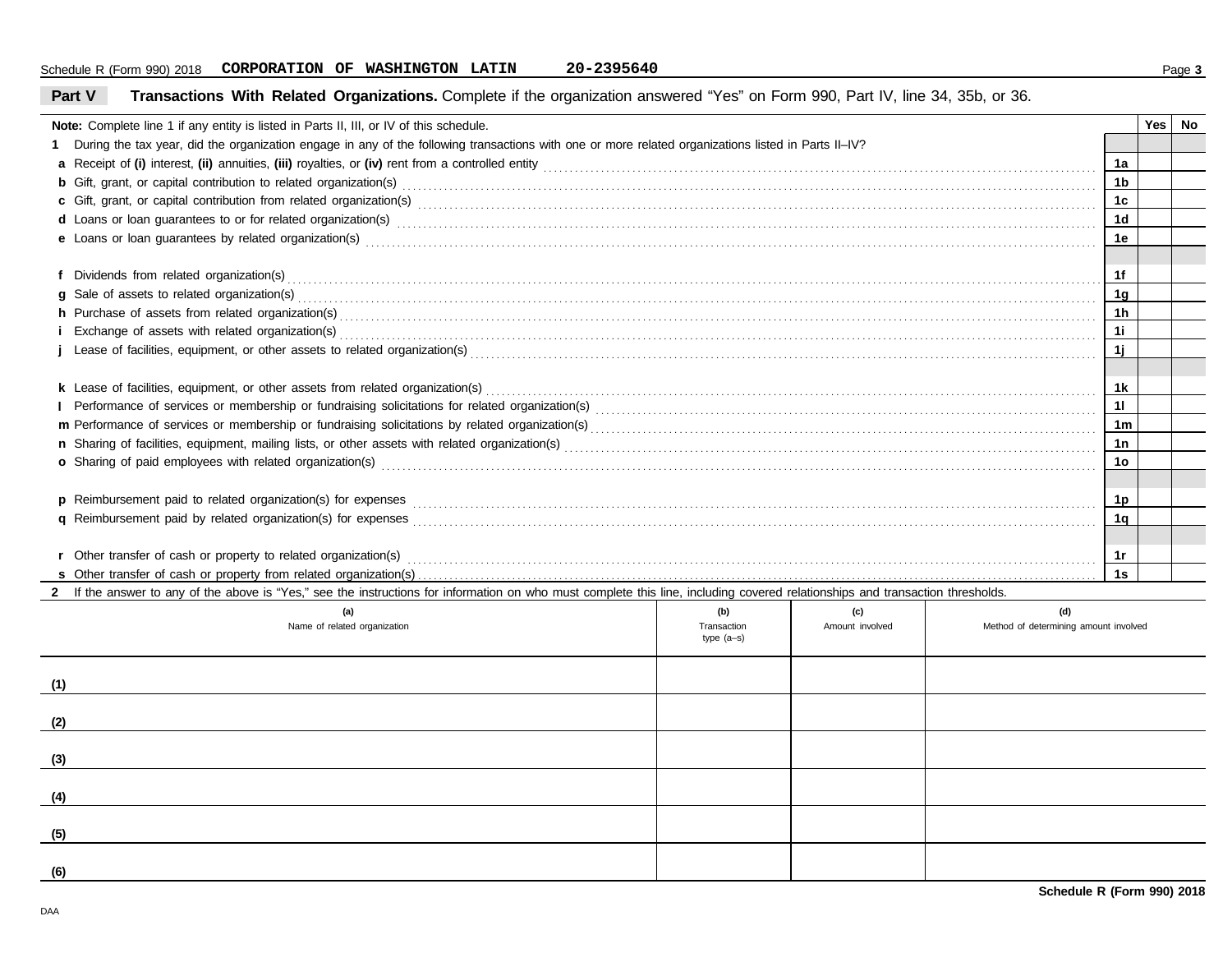Schedule R (Form 990) 2018 **CORPORATION OF WASHINGTON LATIN** **20-2395640**

## Part V — Transactions With Related Organizations.
Complete if the organization answered "Yes" on Form 990, Part IV, line 34, 35b, or 36.

| | | Yes | No |
|---|---|---|---|
| **Note:** Complete line 1 if any entity is listed in Parts II, III, or IV of this schedule. | | | |
| **1** During the tax year, did the organization engage in any of the following transactions with one or more related organizations listed in Parts II–IV? | | | |
| **a** Receipt of **(i)** interest, **(ii)** annuities, **(iii)** royalties, or **(iv)** rent from a controlled entity | 1a | | |
| **b** Gift, grant, or capital contribution to related organization(s) | 1b | | |
| **c** Gift, grant, or capital contribution from related organization(s) | 1c | | |
| **d** Loans or loan guarantees to or for related organization(s) | 1d | | |
| **e** Loans or loan guarantees by related organization(s) | 1e | | |
| **f** Dividends from related organization(s) | 1f | | |
| **g** Sale of assets to related organization(s) | 1g | | |
| **h** Purchase of assets from related organization(s) | 1h | | |
| **i** Exchange of assets with related organization(s) | 1i | | |
| **j** Lease of facilities, equipment, or other assets to related organization(s) | 1j | | |
| **k** Lease of facilities, equipment, or other assets from related organization(s) | 1k | | |
| **l** Performance of services or membership or fundraising solicitations for related organization(s) | 1l | | |
| **m** Performance of services or membership or fundraising solicitations by related organization(s) | 1m | | |
| **n** Sharing of facilities, equipment, mailing lists, or other assets with related organization(s) | 1n | | |
| **o** Sharing of paid employees with related organization(s) | 1o | | |
| **p** Reimbursement paid to related organization(s) for expenses | 1p | | |
| **q** Reimbursement paid by related organization(s) for expenses | 1q | | |
| **r** Other transfer of cash or property to related organization(s) | 1r | | |
| **s** Other transfer of cash or property from related organization(s) | 1s | | |

**2** If the answer to any of the above is "Yes," see the instructions for information on who must complete this line, including covered relationships and transaction thresholds.

| | (a) Name of related organization | (b) Transaction type (a–s) | (c) Amount involved | (d) Method of determining amount involved |
|---|---|---|---|---|
| (1) | | | | |
| (2) | | | | |
| (3) | | | | |
| (4) | | | | |
| (5) | | | | |
| (6) | | | | |

**Schedule R (Form 990) 2018**

DAA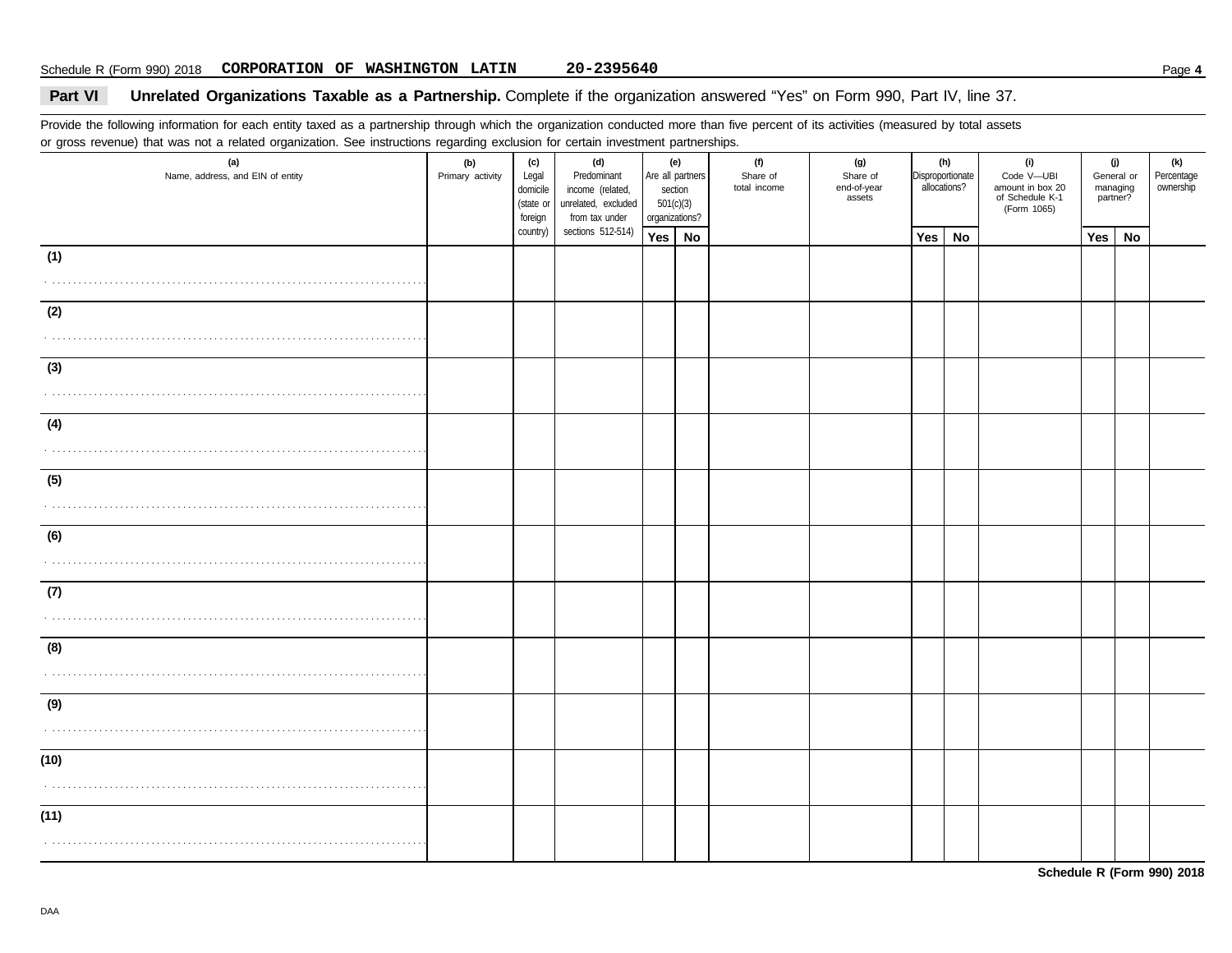Schedule R (Form 990) 2018 **CORPORATION OF WASHINGTON LATIN** **20-2395640**

## Part VI Unrelated Organizations Taxable as a Partnership.

Complete if the organization answered "Yes" on Form 990, Part IV, line 37.

Provide the following information for each entity taxed as a partnership through which the organization conducted more than five percent of its activities (measured by total assets or gross revenue) that was not a related organization. See instructions regarding exclusion for certain investment partnerships.

| (a) Name, address, and EIN of entity | (b) Primary activity | (c) Legal domicile (state or foreign country) | (d) Predominant income (related, unrelated, excluded from tax under sections 512-514) | (e) Are all partners section 501(c)(3) organizations? | | (f) Share of total income | (g) Share of end-of-year assets | (h) Disproportionate allocations? | | (i) Code V—UBI amount in box 20 of Schedule K-1 (Form 1065) | (j) General or managing partner? | | (k) Percentage ownership |
|---|---|---|---|---|---|---|---|---|---|---|---|---|---|
| | | | | Yes | No | | | Yes | No | | Yes | No | |
| (1) | | | | | | | | | | | | | |
| (2) | | | | | | | | | | | | | |
| (3) | | | | | | | | | | | | | |
| (4) | | | | | | | | | | | | | |
| (5) | | | | | | | | | | | | | |
| (6) | | | | | | | | | | | | | |
| (7) | | | | | | | | | | | | | |
| (8) | | | | | | | | | | | | | |
| (9) | | | | | | | | | | | | | |
| (10) | | | | | | | | | | | | | |
| (11) | | | | | | | | | | | | | |

**Schedule R (Form 990) 2018**

DAA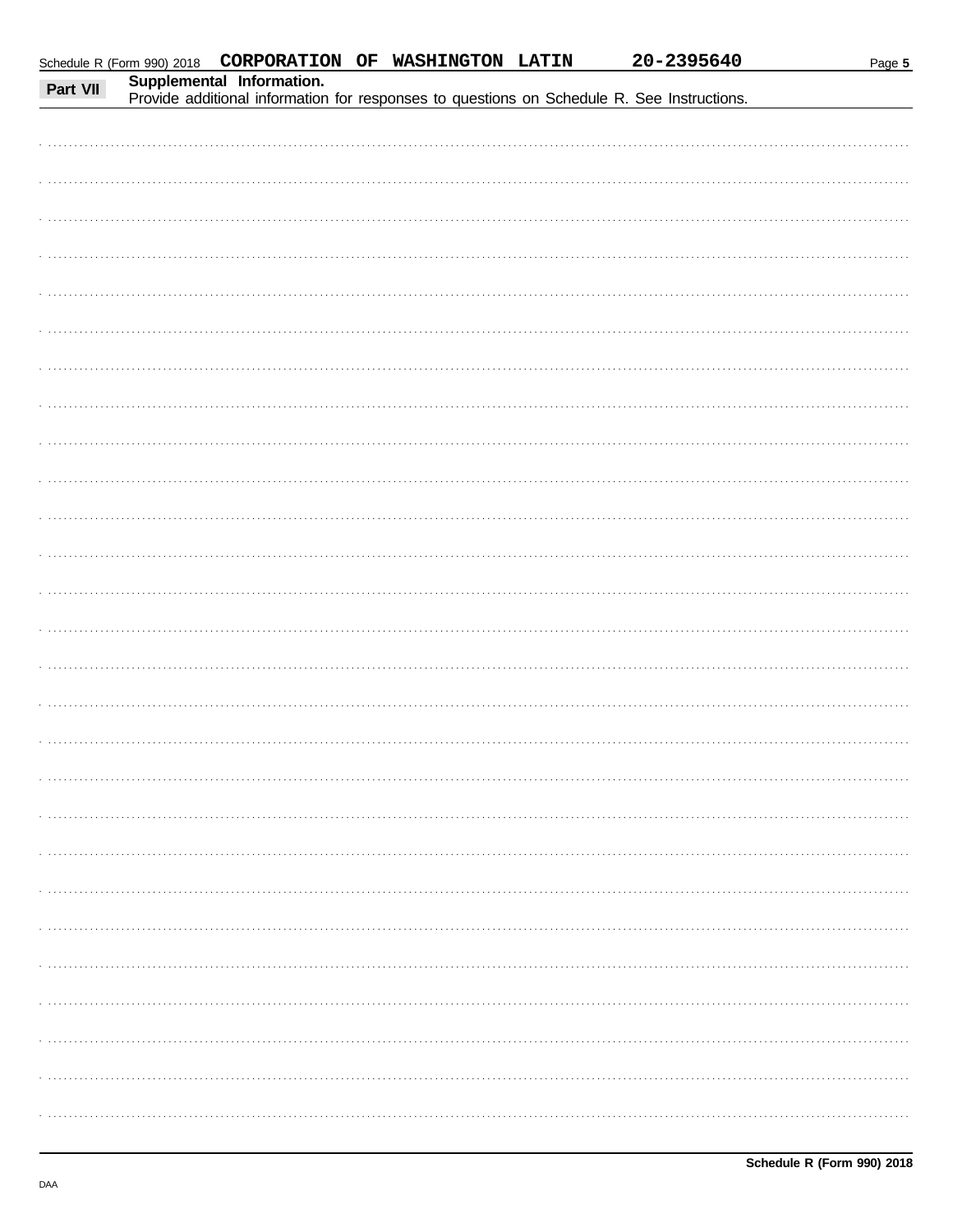Schedule R (Form 990) 2018 **CORPORATION OF WASHINGTON LATIN** **20-2395640**

## Part VII Supplemental Information.

Provide additional information for responses to questions on Schedule R. See Instructions.

**Schedule R (Form 990) 2018**

DAA